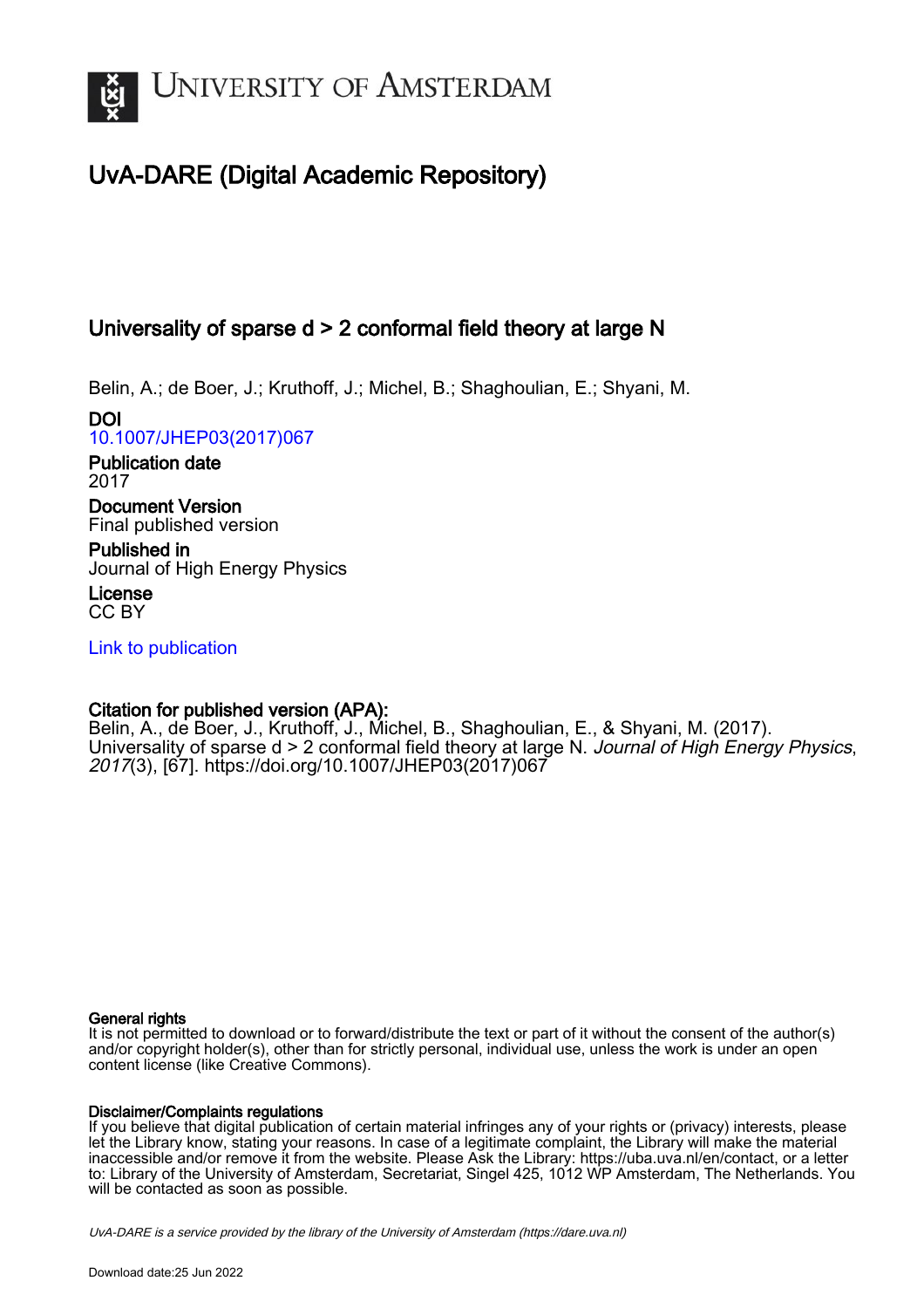# UvA-DARE (Digital Academic Repository)

## Universality of sparse d > 2 conformal field theory at large N

Belin, A.; de Boer, J.; Kruthoff, J.; Michel, B.; Shaghoulian, E.; Shyani, M.

**DOI**
10.1007/JHEP03(2017)067

**Publication date**
2017

**Document Version**
Final published version

**Published in**
Journal of High Energy Physics

**License**
CC BY

Link to publication

**Citation for published version (APA):**
Belin, A., de Boer, J., Kruthoff, J., Michel, B., Shaghoulian, E., & Shyani, M. (2017). Universality of sparse d > 2 conformal field theory at large N. *Journal of High Energy Physics*, *2017*(3), [67]. https://doi.org/10.1007/JHEP03(2017)067

**General rights**
It is not permitted to download or to forward/distribute the text or part of it without the consent of the author(s) and/or copyright holder(s), other than for strictly personal, individual use, unless the work is under an open content license (like Creative Commons).

**Disclaimer/Complaints regulations**
If you believe that digital publication of certain material infringes any of your rights or (privacy) interests, please let the Library know, stating your reasons. In case of a legitimate complaint, the Library will make the material inaccessible and/or remove it from the website. Please Ask the Library: https://uba.uva.nl/en/contact, or a letter to: Library of the University of Amsterdam, Secretariat, Singel 425, 1012 WP Amsterdam, The Netherlands. You will be contacted as soon as possible.

*UvA-DARE is a service provided by the library of the University of Amsterdam (https://dare.uva.nl)*

Download date:25 Jun 2022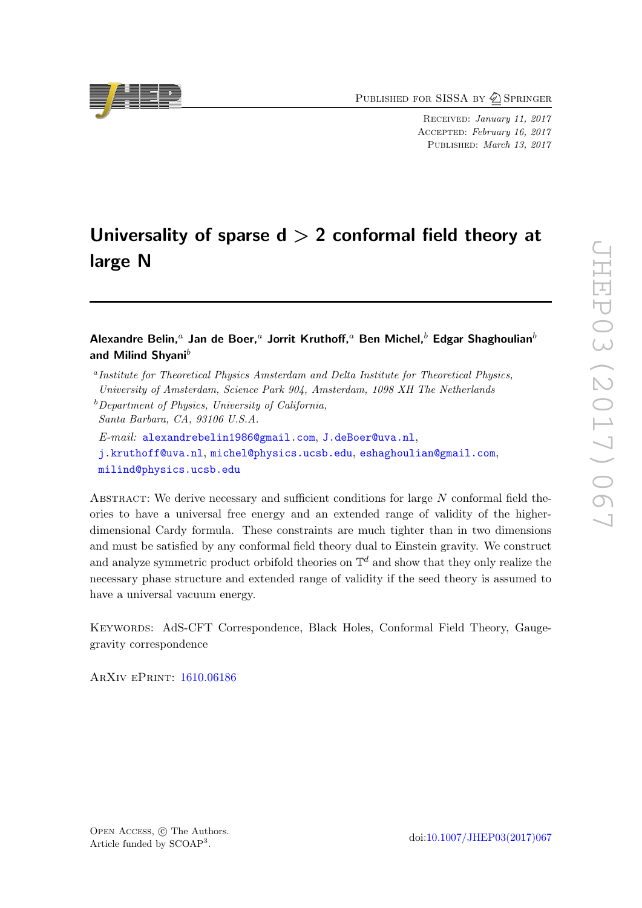# Universality of sparse d > 2 conformal field theory at large N

**Alexandre Belin,**[a] **Jan de Boer,**[a] **Jorrit Kruthoff,**[a] **Ben Michel,**[b] **Edgar Shaghoulian**[b] **and Milind Shyani**[b]

[a] *Institute for Theoretical Physics Amsterdam and Delta Institute for Theoretical Physics, University of Amsterdam, Science Park 904, Amsterdam, 1098 XH The Netherlands*

[b] *Department of Physics, University of California, Santa Barbara, CA, 93106 U.S.A.*

*E-mail:* alexandrebelin1986@gmail.com, J.deBoer@uva.nl, j.kruthoff@uva.nl, michel@physics.ucsb.edu, eshaghoulian@gmail.com, milind@physics.ucsb.edu

Abstract: We derive necessary and sufficient conditions for large $N$ conformal field theories to have a universal free energy and an extended range of validity of the higher-dimensional Cardy formula. These constraints are much tighter than in two dimensions and must be satisfied by any conformal field theory dual to Einstein gravity. We construct and analyze symmetric product orbifold theories on $\mathbb{T}^d$ and show that they only realize the necessary phase structure and extended range of validity if the seed theory is assumed to have a universal vacuum energy.

Keywords: AdS-CFT Correspondence, Black Holes, Conformal Field Theory, Gauge-gravity correspondence

ArXiv ePrint: 1610.06186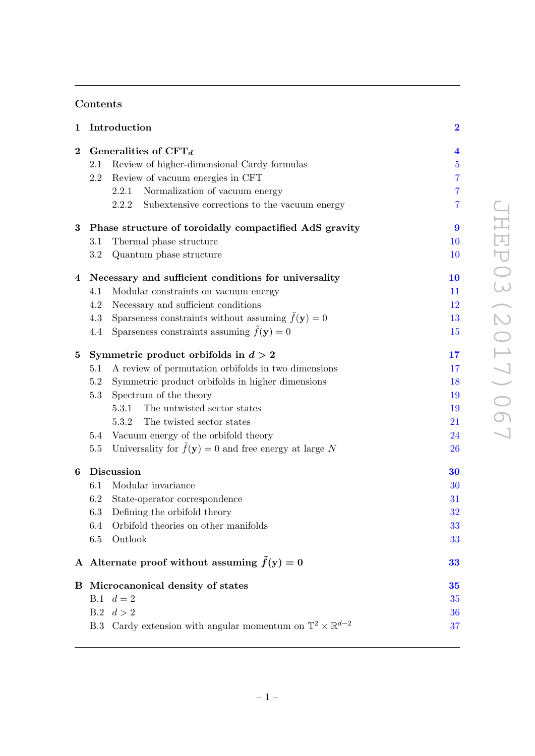## Contents

**1 Introduction** — 2

**2 Generalities of CFT$_d$** — 4
- 2.1 Review of higher-dimensional Cardy formulas — 5
- 2.2 Review of vacuum energies in CFT — 7
  - 2.2.1 Normalization of vacuum energy — 7
  - 2.2.2 Subextensive corrections to the vacuum energy — 7

**3 Phase structure of toroidally compactified AdS gravity** — 9
- 3.1 Thermal phase structure — 10
- 3.2 Quantum phase structure — 10

**4 Necessary and sufficient conditions for universality** — 10
- 4.1 Modular constraints on vacuum energy — 11
- 4.2 Necessary and sufficient conditions — 12
- 4.3 Sparseness constraints without assuming $\tilde{f}(\mathbf{y}) = 0$ — 13
- 4.4 Sparseness constraints assuming $\tilde{f}(\mathbf{y}) = 0$ — 15

**5 Symmetric product orbifolds in $d > 2$** — 17
- 5.1 A review of permutation orbifolds in two dimensions — 17
- 5.2 Symmetric product orbifolds in higher dimensions — 18
- 5.3 Spectrum of the theory — 19
  - 5.3.1 The untwisted sector states — 19
  - 5.3.2 The twisted sector states — 21
- 5.4 Vacuum energy of the orbifold theory — 24
- 5.5 Universality for $\tilde{f}(\mathbf{y}) = 0$ and free energy at large $N$ — 26

**6 Discussion** — 30
- 6.1 Modular invariance — 30
- 6.2 State-operator correspondence — 31
- 6.3 Defining the orbifold theory — 32
- 6.4 Orbifold theories on other manifolds — 33
- 6.5 Outlook — 33

**A Alternate proof without assuming $\tilde{f}(\mathbf{y}) = 0$** — 33

**B Microcanonical density of states** — 35
- B.1 $d = 2$ — 35
- B.2 $d > 2$ — 36
- B.3 Cardy extension with angular momentum on $\mathbb{T}^2 \times \mathbb{R}^{d-2}$ — 37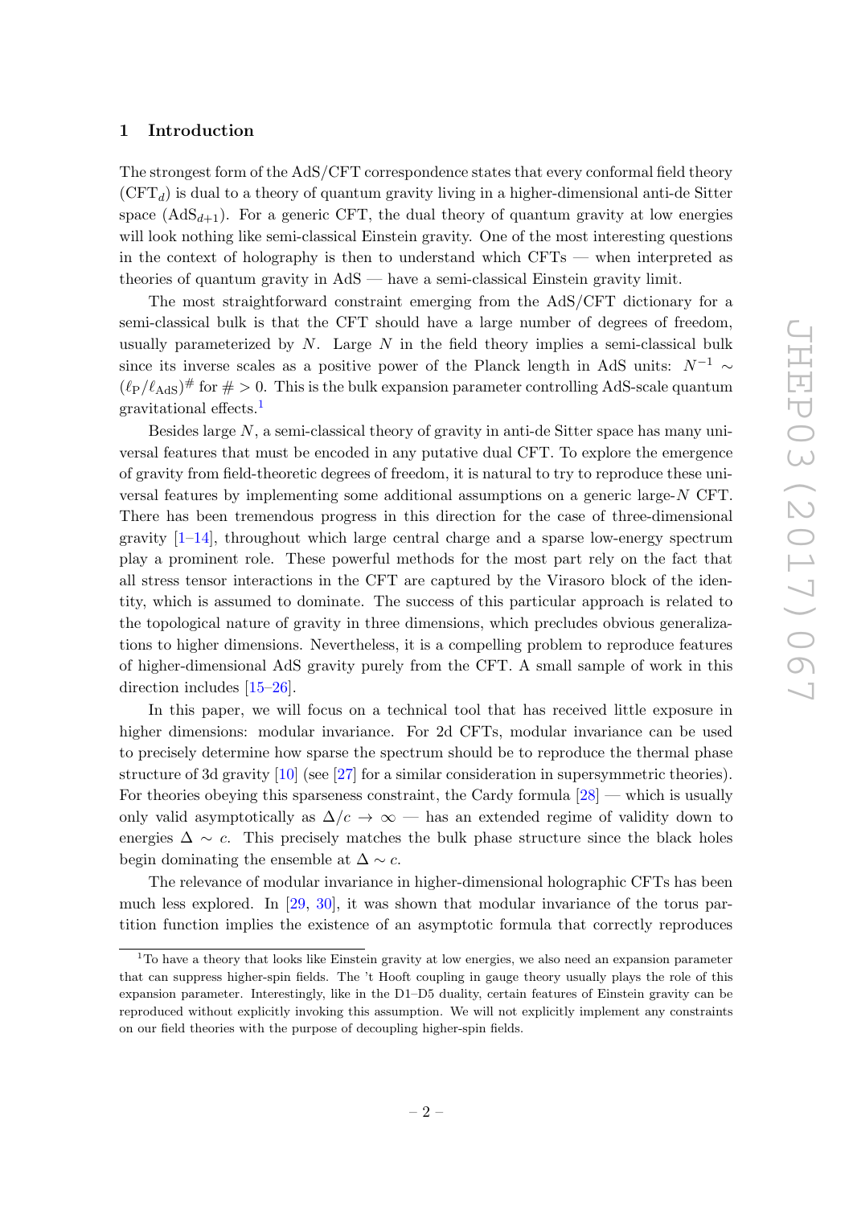## 1 Introduction

The strongest form of the AdS/CFT correspondence states that every conformal field theory ($\text{CFT}_d$) is dual to a theory of quantum gravity living in a higher-dimensional anti-de Sitter space ($\text{AdS}_{d+1}$). For a generic CFT, the dual theory of quantum gravity at low energies will look nothing like semi-classical Einstein gravity. One of the most interesting questions in the context of holography is then to understand which CFTs — when interpreted as theories of quantum gravity in AdS — have a semi-classical Einstein gravity limit.

The most straightforward constraint emerging from the AdS/CFT dictionary for a semi-classical bulk is that the CFT should have a large number of degrees of freedom, usually parameterized by $N$. Large $N$ in the field theory implies a semi-classical bulk since its inverse scales as a positive power of the Planck length in AdS units: $N^{-1} \sim (\ell_{\text{P}}/\ell_{\text{AdS}})^{\#}$ for $\# > 0$. This is the bulk expansion parameter controlling AdS-scale quantum gravitational effects.[1]

Besides large $N$, a semi-classical theory of gravity in anti-de Sitter space has many universal features that must be encoded in any putative dual CFT. To explore the emergence of gravity from field-theoretic degrees of freedom, it is natural to try to reproduce these universal features by implementing some additional assumptions on a generic large-$N$ CFT. There has been tremendous progress in this direction for the case of three-dimensional gravity [1–14], throughout which large central charge and a sparse low-energy spectrum play a prominent role. These powerful methods for the most part rely on the fact that all stress tensor interactions in the CFT are captured by the Virasoro block of the identity, which is assumed to dominate. The success of this particular approach is related to the topological nature of gravity in three dimensions, which precludes obvious generalizations to higher dimensions. Nevertheless, it is a compelling problem to reproduce features of higher-dimensional AdS gravity purely from the CFT. A small sample of work in this direction includes [15–26].

In this paper, we will focus on a technical tool that has received little exposure in higher dimensions: modular invariance. For 2d CFTs, modular invariance can be used to precisely determine how sparse the spectrum should be to reproduce the thermal phase structure of 3d gravity [10] (see [27] for a similar consideration in supersymmetric theories). For theories obeying this sparseness constraint, the Cardy formula [28] — which is usually only valid asymptotically as $\Delta/c \to \infty$ — has an extended regime of validity down to energies $\Delta \sim c$. This precisely matches the bulk phase structure since the black holes begin dominating the ensemble at $\Delta \sim c$.

The relevance of modular invariance in higher-dimensional holographic CFTs has been much less explored. In [29, 30], it was shown that modular invariance of the torus partition function implies the existence of an asymptotic formula that correctly reproduces

---

[1] To have a theory that looks like Einstein gravity at low energies, we also need an expansion parameter that can suppress higher-spin fields. The 't Hooft coupling in gauge theory usually plays the role of this expansion parameter. Interestingly, like in the D1–D5 duality, certain features of Einstein gravity can be reproduced without explicitly invoking this assumption. We will not explicitly implement any constraints on our field theories with the purpose of decoupling higher-spin fields.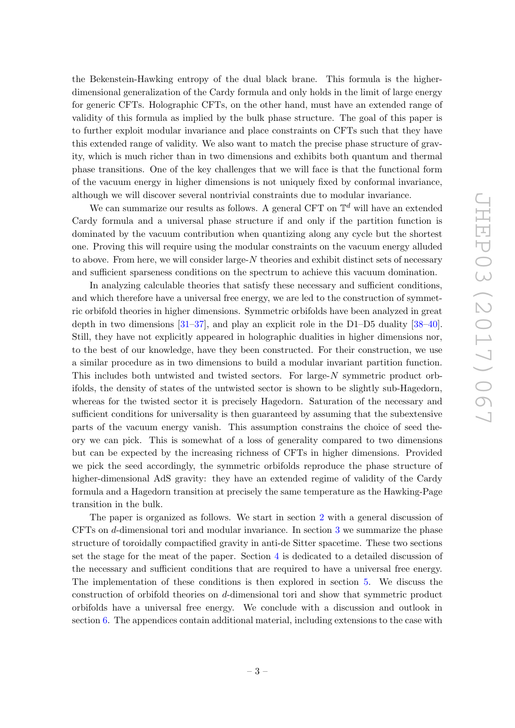the Bekenstein-Hawking entropy of the dual black brane. This formula is the higher-dimensional generalization of the Cardy formula and only holds in the limit of large energy for generic CFTs. Holographic CFTs, on the other hand, must have an extended range of validity of this formula as implied by the bulk phase structure. The goal of this paper is to further exploit modular invariance and place constraints on CFTs such that they have this extended range of validity. We also want to match the precise phase structure of gravity, which is much richer than in two dimensions and exhibits both quantum and thermal phase transitions. One of the key challenges that we will face is that the functional form of the vacuum energy in higher dimensions is not uniquely fixed by conformal invariance, although we will discover several nontrivial constraints due to modular invariance.

We can summarize our results as follows. A general CFT on $\mathbb{T}^d$ will have an extended Cardy formula and a universal phase structure if and only if the partition function is dominated by the vacuum contribution when quantizing along any cycle but the shortest one. Proving this will require using the modular constraints on the vacuum energy alluded to above. From here, we will consider large-$N$ theories and exhibit distinct sets of necessary and sufficient sparseness conditions on the spectrum to achieve this vacuum domination.

In analyzing calculable theories that satisfy these necessary and sufficient conditions, and which therefore have a universal free energy, we are led to the construction of symmetric orbifold theories in higher dimensions. Symmetric orbifolds have been analyzed in great depth in two dimensions [31–37], and play an explicit role in the D1–D5 duality [38–40]. Still, they have not explicitly appeared in holographic dualities in higher dimensions nor, to the best of our knowledge, have they been constructed. For their construction, we use a similar procedure as in two dimensions to build a modular invariant partition function. This includes both untwisted and twisted sectors. For large-$N$ symmetric product orbifolds, the density of states of the untwisted sector is shown to be slightly sub-Hagedorn, whereas for the twisted sector it is precisely Hagedorn. Saturation of the necessary and sufficient conditions for universality is then guaranteed by assuming that the subextensive parts of the vacuum energy vanish. This assumption constrains the choice of seed theory we can pick. This is somewhat of a loss of generality compared to two dimensions but can be expected by the increasing richness of CFTs in higher dimensions. Provided we pick the seed accordingly, the symmetric orbifolds reproduce the phase structure of higher-dimensional AdS gravity: they have an extended regime of validity of the Cardy formula and a Hagedorn transition at precisely the same temperature as the Hawking-Page transition in the bulk.

The paper is organized as follows. We start in section 2 with a general discussion of CFTs on $d$-dimensional tori and modular invariance. In section 3 we summarize the phase structure of toroidally compactified gravity in anti-de Sitter spacetime. These two sections set the stage for the meat of the paper. Section 4 is dedicated to a detailed discussion of the necessary and sufficient conditions that are required to have a universal free energy. The implementation of these conditions is then explored in section 5. We discuss the construction of orbifold theories on $d$-dimensional tori and show that symmetric product orbifolds have a universal free energy. We conclude with a discussion and outlook in section 6. The appendices contain additional material, including extensions to the case with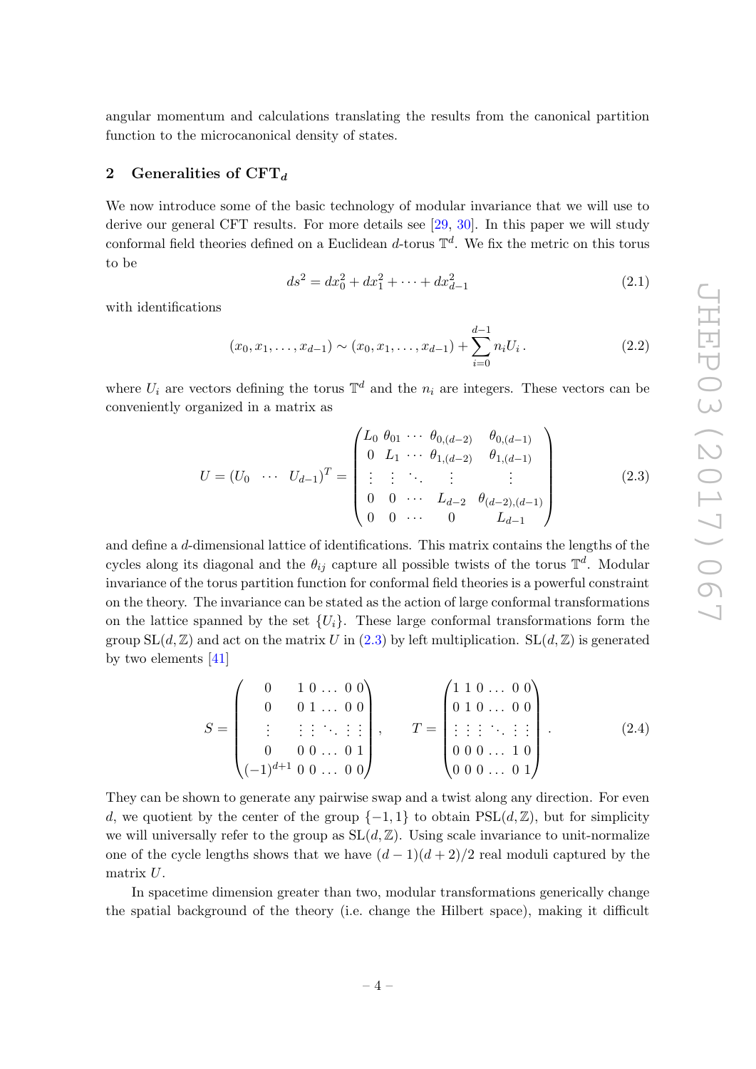angular momentum and calculations translating the results from the canonical partition function to the microcanonical density of states.

## 2 Generalities of CFT$_d$

We now introduce some of the basic technology of modular invariance that we will use to derive our general CFT results. For more details see [29, 30]. In this paper we will study conformal field theories defined on a Euclidean $d$-torus $\mathbb{T}^d$. We fix the metric on this torus to be

$$ds^2 = dx_0^2 + dx_1^2 + \cdots + dx_{d-1}^2 \tag{2.1}$$

with identifications

$$(x_0, x_1, \ldots, x_{d-1}) \sim (x_0, x_1, \ldots, x_{d-1}) + \sum_{i=0}^{d-1} n_i U_i \,. \tag{2.2}$$

where $U_i$ are vectors defining the torus $\mathbb{T}^d$ and the $n_i$ are integers. These vectors can be conveniently organized in a matrix as

$$U = \begin{pmatrix} U_0 & \cdots & U_{d-1} \end{pmatrix}^T = \begin{pmatrix} L_0 & \theta_{01} & \cdots & \theta_{0,(d-2)} & \theta_{0,(d-1)} \\ 0 & L_1 & \cdots & \theta_{1,(d-2)} & \theta_{1,(d-1)} \\ \vdots & \vdots & \ddots & \vdots & \vdots \\ 0 & 0 & \cdots & L_{d-2} & \theta_{(d-2),(d-1)} \\ 0 & 0 & \cdots & 0 & L_{d-1} \end{pmatrix} \tag{2.3}$$

and define a $d$-dimensional lattice of identifications. This matrix contains the lengths of the cycles along its diagonal and the $\theta_{ij}$ capture all possible twists of the torus $\mathbb{T}^d$. Modular invariance of the torus partition function for conformal field theories is a powerful constraint on the theory. The invariance can be stated as the action of large conformal transformations on the lattice spanned by the set $\{U_i\}$. These large conformal transformations form the group $\mathrm{SL}(d, \mathbb{Z})$ and act on the matrix $U$ in (2.3) by left multiplication. $\mathrm{SL}(d, \mathbb{Z})$ is generated by two elements [41]

$$S = \begin{pmatrix} 0 & 1 \; 0 \ldots \; 0 \; 0 \\ 0 & 0 \; 1 \ldots \; 0 \; 0 \\ \vdots & \vdots \; \vdots \; \ddots \; \vdots \; \vdots \\ 0 & 0 \; 0 \ldots \; 0 \; 1 \\ (-1)^{d+1} & 0 \; 0 \ldots \; 0 \; 0 \end{pmatrix}, \qquad T = \begin{pmatrix} 1 \; 1 \; 0 \ldots \; 0 \; 0 \\ 0 \; 1 \; 0 \ldots \; 0 \; 0 \\ \vdots \; \vdots \; \vdots \; \ddots \; \vdots \; \vdots \\ 0 \; 0 \; 0 \ldots \; 1 \; 0 \\ 0 \; 0 \; 0 \ldots \; 0 \; 1 \end{pmatrix}. \tag{2.4}$$

They can be shown to generate any pairwise swap and a twist along any direction. For even $d$, we quotient by the center of the group $\{-1, 1\}$ to obtain $\mathrm{PSL}(d, \mathbb{Z})$, but for simplicity we will universally refer to the group as $\mathrm{SL}(d, \mathbb{Z})$. Using scale invariance to unit-normalize one of the cycle lengths shows that we have $(d-1)(d+2)/2$ real moduli captured by the matrix $U$.

In spacetime dimension greater than two, modular transformations generically change the spatial background of the theory (i.e. change the Hilbert space), making it difficult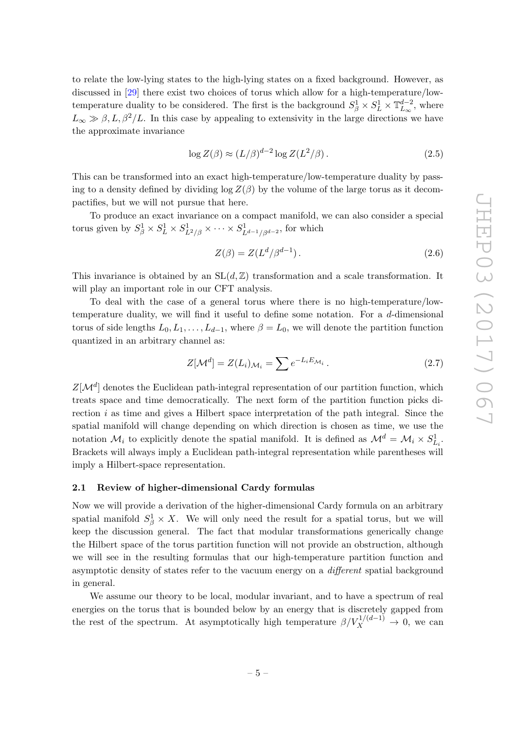to relate the low-lying states to the high-lying states on a fixed background. However, as discussed in [29] there exist two choices of torus which allow for a high-temperature/low-temperature duality to be considered. The first is the background $S^1_\beta \times S^1_L \times \mathbb{T}^{d-2}_{L_\infty}$, where $L_\infty \gg \beta, L, \beta^2/L$. In this case by appealing to extensivity in the large directions we have the approximate invariance

$$\log Z(\beta) \approx (L/\beta)^{d-2} \log Z(L^2/\beta)\,. \tag{2.5}$$

This can be transformed into an exact high-temperature/low-temperature duality by passing to a density defined by dividing $\log Z(\beta)$ by the volume of the large torus as it decompactifies, but we will not pursue that here.

To produce an exact invariance on a compact manifold, we can also consider a special torus given by $S^1_\beta \times S^1_L \times S^1_{L^2/\beta} \times \cdots \times S^1_{L^{d-1}/\beta^{d-2}}$, for which

$$Z(\beta) = Z(L^d/\beta^{d-1})\,. \tag{2.6}$$

This invariance is obtained by an $\mathrm{SL}(d, \mathbb{Z})$ transformation and a scale transformation. It will play an important role in our CFT analysis.

To deal with the case of a general torus where there is no high-temperature/low-temperature duality, we will find it useful to define some notation. For a $d$-dimensional torus of side lengths $L_0, L_1, \ldots, L_{d-1}$, where $\beta = L_0$, we will denote the partition function quantized in an arbitrary channel as:

$$Z[\mathcal{M}^d] = Z(L_i)_{\mathcal{M}_i} = \sum e^{-L_i E_{\mathcal{M}_i}}\,. \tag{2.7}$$

$Z[\mathcal{M}^d]$ denotes the Euclidean path-integral representation of our partition function, which treats space and time democratically. The next form of the partition function picks direction $i$ as time and gives a Hilbert space interpretation of the path integral. Since the spatial manifold will change depending on which direction is chosen as time, we use the notation $\mathcal{M}_i$ to explicitly denote the spatial manifold. It is defined as $\mathcal{M}^d = \mathcal{M}_i \times S^1_{L_i}$. Brackets will always imply a Euclidean path-integral representation while parentheses will imply a Hilbert-space representation.

### 2.1 Review of higher-dimensional Cardy formulas

Now we will provide a derivation of the higher-dimensional Cardy formula on an arbitrary spatial manifold $S^1_\beta \times X$. We will only need the result for a spatial torus, but we will keep the discussion general. The fact that modular transformations generically change the Hilbert space of the torus partition function will not provide an obstruction, although we will see in the resulting formulas that our high-temperature partition function and asymptotic density of states refer to the vacuum energy on a *different* spatial background in general.

We assume our theory to be local, modular invariant, and to have a spectrum of real energies on the torus that is bounded below by an energy that is discretely gapped from the rest of the spectrum. At asymptotically high temperature $\beta/V_X^{1/(d-1)} \to 0$, we can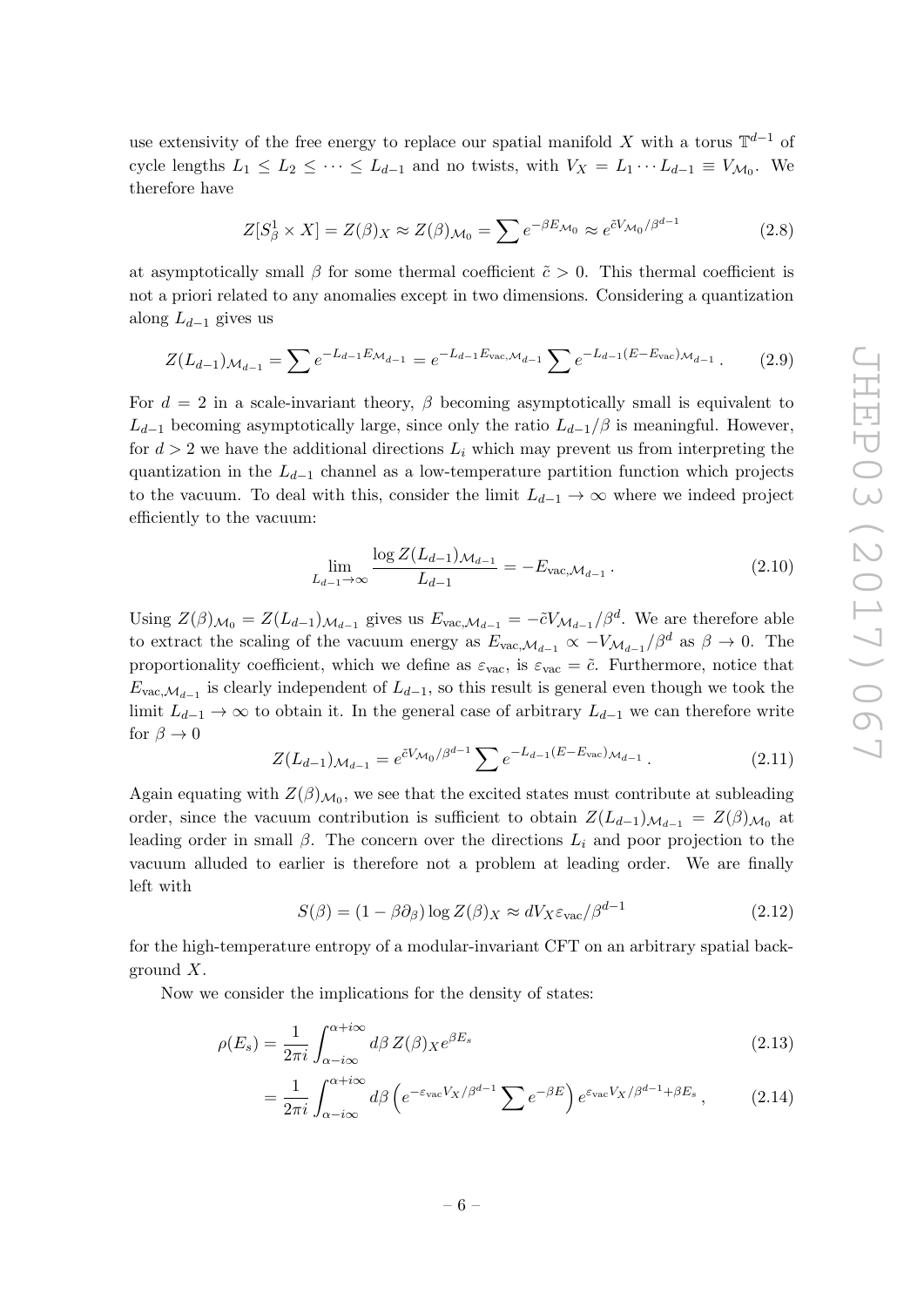use extensivity of the free energy to replace our spatial manifold $X$ with a torus $\mathbb{T}^{d-1}$ of cycle lengths $L_1 \leq L_2 \leq \cdots \leq L_{d-1}$ and no twists, with $V_X = L_1 \cdots L_{d-1} \equiv V_{\mathcal{M}_0}$. We therefore have

$$Z[S^1_\beta \times X] = Z(\beta)_X \approx Z(\beta)_{\mathcal{M}_0} = \sum e^{-\beta E_{\mathcal{M}_0}} \approx e^{\tilde{c} V_{\mathcal{M}_0}/\beta^{d-1}} \tag{2.8}$$

at asymptotically small $\beta$ for some thermal coefficient $\tilde{c} > 0$. This thermal coefficient is not a priori related to any anomalies except in two dimensions. Considering a quantization along $L_{d-1}$ gives us

$$Z(L_{d-1})_{\mathcal{M}_{d-1}} = \sum e^{-L_{d-1} E_{\mathcal{M}_{d-1}}} = e^{-L_{d-1} E_{\text{vac},\mathcal{M}_{d-1}}} \sum e^{-L_{d-1}(E-E_{\text{vac}})_{\mathcal{M}_{d-1}}} . \tag{2.9}$$

For $d = 2$ in a scale-invariant theory, $\beta$ becoming asymptotically small is equivalent to $L_{d-1}$ becoming asymptotically large, since only the ratio $L_{d-1}/\beta$ is meaningful. However, for $d > 2$ we have the additional directions $L_i$ which may prevent us from interpreting the quantization in the $L_{d-1}$ channel as a low-temperature partition function which projects to the vacuum. To deal with this, consider the limit $L_{d-1} \to \infty$ where we indeed project efficiently to the vacuum:

$$\lim_{L_{d-1}\to\infty} \frac{\log Z(L_{d-1})_{\mathcal{M}_{d-1}}}{L_{d-1}} = -E_{\text{vac},\mathcal{M}_{d-1}} . \tag{2.10}$$

Using $Z(\beta)_{\mathcal{M}_0} = Z(L_{d-1})_{\mathcal{M}_{d-1}}$ gives us $E_{\text{vac},\mathcal{M}_{d-1}} = -\tilde{c} V_{\mathcal{M}_{d-1}}/\beta^d$. We are therefore able to extract the scaling of the vacuum energy as $E_{\text{vac},\mathcal{M}_{d-1}} \propto -V_{\mathcal{M}_{d-1}}/\beta^d$ as $\beta \to 0$. The proportionality coefficient, which we define as $\varepsilon_{\text{vac}}$, is $\varepsilon_{\text{vac}} = \tilde{c}$. Furthermore, notice that $E_{\text{vac},\mathcal{M}_{d-1}}$ is clearly independent of $L_{d-1}$, so this result is general even though we took the limit $L_{d-1} \to \infty$ to obtain it. In the general case of arbitrary $L_{d-1}$ we can therefore write for $\beta \to 0$

$$Z(L_{d-1})_{\mathcal{M}_{d-1}} = e^{\tilde{c} V_{\mathcal{M}_0}/\beta^{d-1}} \sum e^{-L_{d-1}(E-E_{\text{vac}})_{\mathcal{M}_{d-1}}} . \tag{2.11}$$

Again equating with $Z(\beta)_{\mathcal{M}_0}$, we see that the excited states must contribute at subleading order, since the vacuum contribution is sufficient to obtain $Z(L_{d-1})_{\mathcal{M}_{d-1}} = Z(\beta)_{\mathcal{M}_0}$ at leading order in small $\beta$. The concern over the directions $L_i$ and poor projection to the vacuum alluded to earlier is therefore not a problem at leading order. We are finally left with

$$S(\beta) = (1 - \beta\partial_\beta) \log Z(\beta)_X \approx d V_X \varepsilon_{\text{vac}}/\beta^{d-1} \tag{2.12}$$

for the high-temperature entropy of a modular-invariant CFT on an arbitrary spatial background $X$.

Now we consider the implications for the density of states:

$$\rho(E_s) = \frac{1}{2\pi i} \int_{\alpha-i\infty}^{\alpha+i\infty} d\beta\, Z(\beta)_X e^{\beta E_s} \tag{2.13}$$

$$= \frac{1}{2\pi i} \int_{\alpha-i\infty}^{\alpha+i\infty} d\beta \left( e^{-\varepsilon_{\text{vac}} V_X/\beta^{d-1}} \sum e^{-\beta E} \right) e^{\varepsilon_{\text{vac}} V_X/\beta^{d-1} + \beta E_s} , \tag{2.14}$$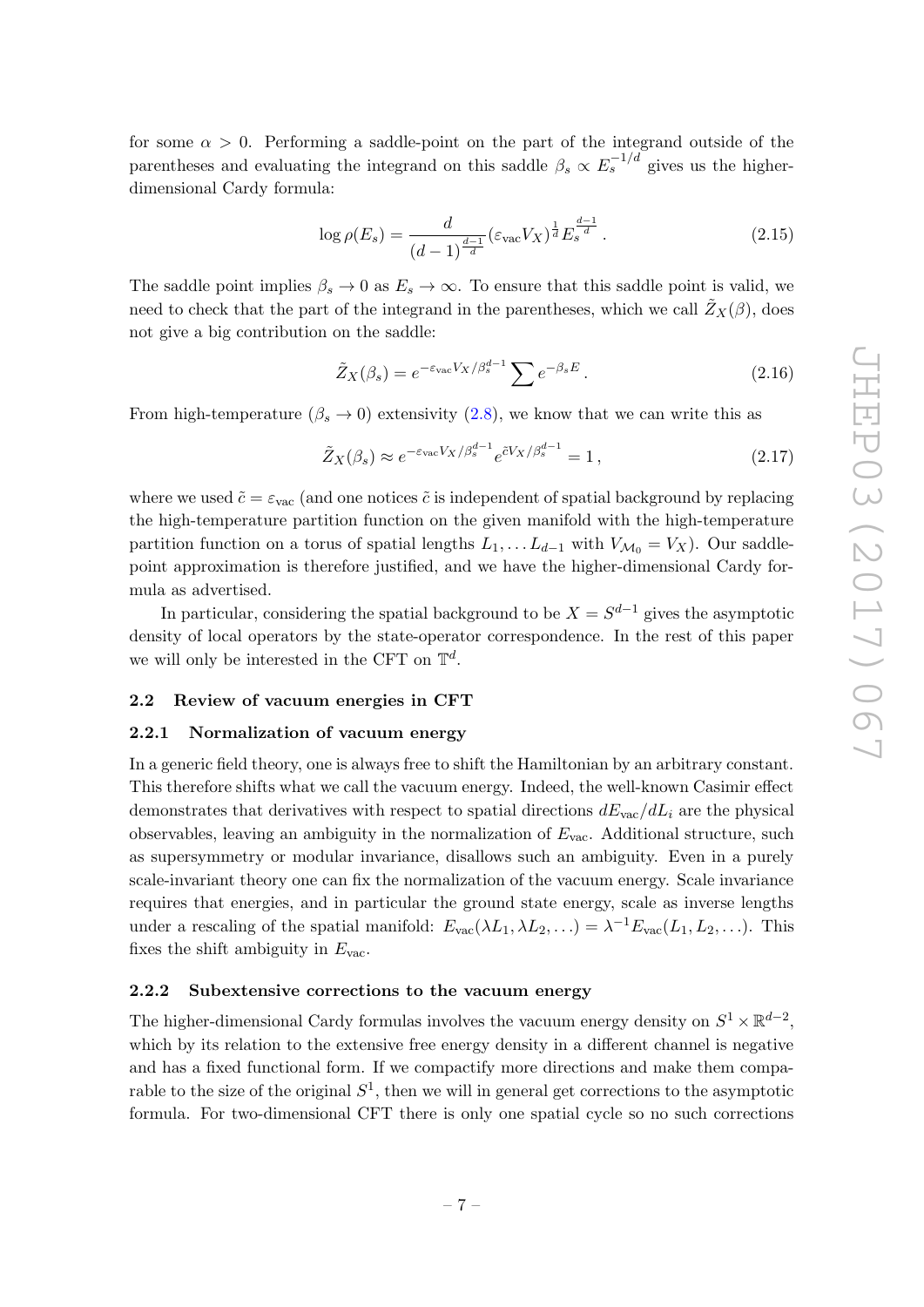for some $\alpha > 0$. Performing a saddle-point on the part of the integrand outside of the parentheses and evaluating the integrand on this saddle $\beta_s \propto E_s^{-1/d}$ gives us the higher-dimensional Cardy formula:

$$\log \rho(E_s) = \frac{d}{(d-1)^{\frac{d-1}{d}}} (\varepsilon_{\text{vac}} V_X)^{\frac{1}{d}} E_s^{\frac{d-1}{d}} \,. \tag{2.15}$$

The saddle point implies $\beta_s \to 0$ as $E_s \to \infty$. To ensure that this saddle point is valid, we need to check that the part of the integrand in the parentheses, which we call $\tilde{Z}_X(\beta)$, does not give a big contribution on the saddle:

$$\tilde{Z}_X(\beta_s) = e^{-\varepsilon_{\text{vac}} V_X / \beta_s^{d-1}} \sum e^{-\beta_s E} \,. \tag{2.16}$$

From high-temperature ($\beta_s \to 0$) extensivity (2.8), we know that we can write this as

$$\tilde{Z}_X(\beta_s) \approx e^{-\varepsilon_{\text{vac}} V_X / \beta_s^{d-1}} e^{\tilde{c} V_X / \beta_s^{d-1}} = 1 \,, \tag{2.17}$$

where we used $\tilde{c} = \varepsilon_{\text{vac}}$ (and one notices $\tilde{c}$ is independent of spatial background by replacing the high-temperature partition function on the given manifold with the high-temperature partition function on a torus of spatial lengths $L_1, \ldots L_{d-1}$ with $V_{\mathcal{M}_0} = V_X$). Our saddle-point approximation is therefore justified, and we have the higher-dimensional Cardy formula as advertised.

In particular, considering the spatial background to be $X = S^{d-1}$ gives the asymptotic density of local operators by the state-operator correspondence. In the rest of this paper we will only be interested in the CFT on $\mathbb{T}^d$.

### 2.2 Review of vacuum energies in CFT

#### 2.2.1 Normalization of vacuum energy

In a generic field theory, one is always free to shift the Hamiltonian by an arbitrary constant. This therefore shifts what we call the vacuum energy. Indeed, the well-known Casimir effect demonstrates that derivatives with respect to spatial directions $dE_{\text{vac}}/dL_i$ are the physical observables, leaving an ambiguity in the normalization of $E_{\text{vac}}$. Additional structure, such as supersymmetry or modular invariance, disallows such an ambiguity. Even in a purely scale-invariant theory one can fix the normalization of the vacuum energy. Scale invariance requires that energies, and in particular the ground state energy, scale as inverse lengths under a rescaling of the spatial manifold: $E_{\text{vac}}(\lambda L_1, \lambda L_2, \ldots) = \lambda^{-1} E_{\text{vac}}(L_1, L_2, \ldots)$. This fixes the shift ambiguity in $E_{\text{vac}}$.

#### 2.2.2 Subextensive corrections to the vacuum energy

The higher-dimensional Cardy formulas involves the vacuum energy density on $S^1 \times \mathbb{R}^{d-2}$, which by its relation to the extensive free energy density in a different channel is negative and has a fixed functional form. If we compactify more directions and make them comparable to the size of the original $S^1$, then we will in general get corrections to the asymptotic formula. For two-dimensional CFT there is only one spatial cycle so no such corrections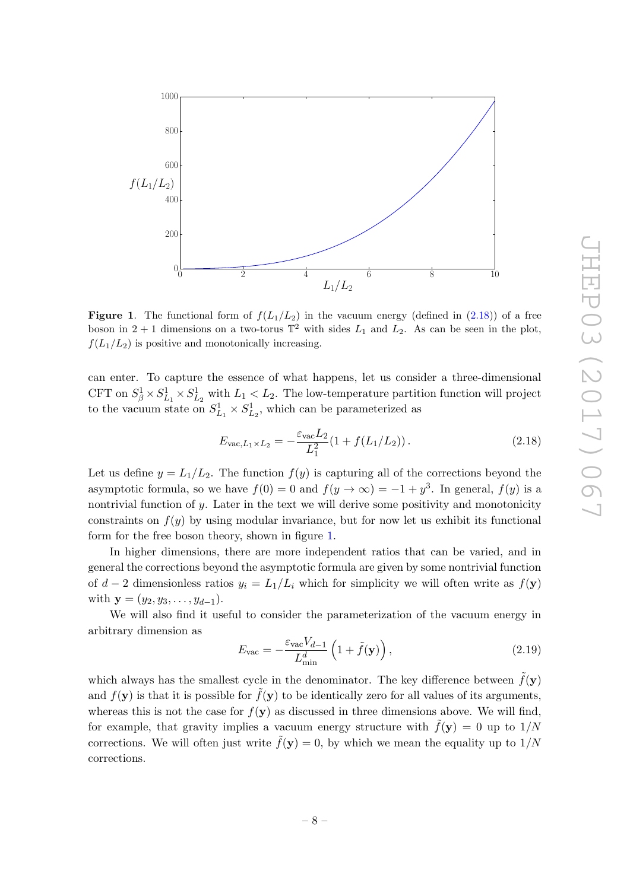**Figure 1**. The functional form of $f(L_1/L_2)$ in the vacuum energy (defined in (2.18)) of a free boson in $2+1$ dimensions on a two-torus $\mathbb{T}^2$ with sides $L_1$ and $L_2$. As can be seen in the plot, $f(L_1/L_2)$ is positive and monotonically increasing.

can enter. To capture the essence of what happens, let us consider a three-dimensional CFT on $S^1_\beta \times S^1_{L_1} \times S^1_{L_2}$ with $L_1 < L_2$. The low-temperature partition function will project to the vacuum state on $S^1_{L_1} \times S^1_{L_2}$, which can be parameterized as

$$E_{\text{vac},L_1\times L_2} = -\frac{\varepsilon_{\text{vac}} L_2}{L_1^2}(1 + f(L_1/L_2))\,. \tag{2.18}$$

Let us define $y = L_1/L_2$. The function $f(y)$ is capturing all of the corrections beyond the asymptotic formula, so we have $f(0) = 0$ and $f(y \to \infty) = -1 + y^3$. In general, $f(y)$ is a nontrivial function of $y$. Later in the text we will derive some positivity and monotonicity constraints on $f(y)$ by using modular invariance, but for now let us exhibit its functional form for the free boson theory, shown in figure 1.

In higher dimensions, there are more independent ratios that can be varied, and in general the corrections beyond the asymptotic formula are given by some nontrivial function of $d-2$ dimensionless ratios $y_i = L_1/L_i$ which for simplicity we will often write as $f(\mathbf{y})$ with $\mathbf{y} = (y_2, y_3, \ldots, y_{d-1})$.

We will also find it useful to consider the parameterization of the vacuum energy in arbitrary dimension as

$$E_{\text{vac}} = -\frac{\varepsilon_{\text{vac}} V_{d-1}}{L_{\text{min}}^d}\left(1 + \tilde{f}(\mathbf{y})\right), \tag{2.19}$$

which always has the smallest cycle in the denominator. The key difference between $\tilde{f}(\mathbf{y})$ and $f(\mathbf{y})$ is that it is possible for $\tilde{f}(\mathbf{y})$ to be identically zero for all values of its arguments, whereas this is not the case for $f(\mathbf{y})$ as discussed in three dimensions above. We will find, for example, that gravity implies a vacuum energy structure with $\tilde{f}(\mathbf{y}) = 0$ up to $1/N$ corrections. We will often just write $\tilde{f}(\mathbf{y}) = 0$, by which we mean the equality up to $1/N$ corrections.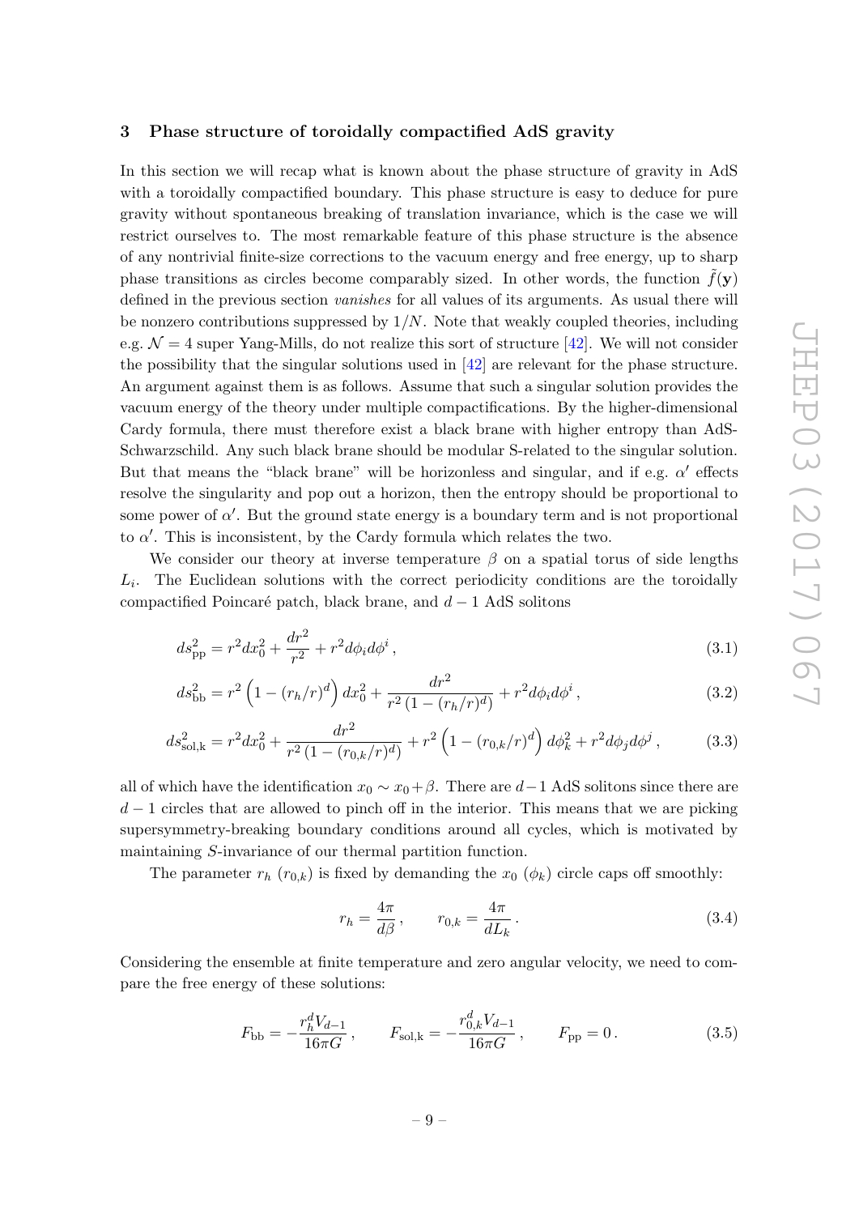## 3 Phase structure of toroidally compactified AdS gravity

In this section we will recap what is known about the phase structure of gravity in AdS with a toroidally compactified boundary. This phase structure is easy to deduce for pure gravity without spontaneous breaking of translation invariance, which is the case we will restrict ourselves to. The most remarkable feature of this phase structure is the absence of any nontrivial finite-size corrections to the vacuum energy and free energy, up to sharp phase transitions as circles become comparably sized. In other words, the function $\tilde{f}(\mathbf{y})$ defined in the previous section *vanishes* for all values of its arguments. As usual there will be nonzero contributions suppressed by $1/N$. Note that weakly coupled theories, including e.g. $\mathcal{N}=4$ super Yang-Mills, do not realize this sort of structure [42]. We will not consider the possibility that the singular solutions used in [42] are relevant for the phase structure. An argument against them is as follows. Assume that such a singular solution provides the vacuum energy of the theory under multiple compactifications. By the higher-dimensional Cardy formula, there must therefore exist a black brane with higher entropy than AdS-Schwarzschild. Any such black brane should be modular S-related to the singular solution. But that means the "black brane" will be horizonless and singular, and if e.g. $\alpha'$ effects resolve the singularity and pop out a horizon, then the entropy should be proportional to some power of $\alpha'$. But the ground state energy is a boundary term and is not proportional to $\alpha'$. This is inconsistent, by the Cardy formula which relates the two.

We consider our theory at inverse temperature $\beta$ on a spatial torus of side lengths $L_i$. The Euclidean solutions with the correct periodicity conditions are the toroidally compactified Poincaré patch, black brane, and $d-1$ AdS solitons

$$ds^2_{\rm pp} = r^2 dx_0^2 + \frac{dr^2}{r^2} + r^2 d\phi_i d\phi^i \,, \tag{3.1}$$

$$ds^2_{\rm bb} = r^2\left(1-(r_h/r)^d\right)dx_0^2 + \frac{dr^2}{r^2\left(1-(r_h/r)^d\right)} + r^2 d\phi_i d\phi^i \,, \tag{3.2}$$

$$ds^2_{\rm sol,k} = r^2 dx_0^2 + \frac{dr^2}{r^2\left(1-(r_{0,k}/r)^d\right)} + r^2\left(1-(r_{0,k}/r)^d\right)d\phi_k^2 + r^2 d\phi_j d\phi^j \,, \tag{3.3}$$

all of which have the identification $x_0 \sim x_0 + \beta$. There are $d-1$ AdS solitons since there are $d-1$ circles that are allowed to pinch off in the interior. This means that we are picking supersymmetry-breaking boundary conditions around all cycles, which is motivated by maintaining $S$-invariance of our thermal partition function.

The parameter $r_h$ ($r_{0,k}$) is fixed by demanding the $x_0$ ($\phi_k$) circle caps off smoothly:

$$r_h = \frac{4\pi}{d\beta}\,, \qquad r_{0,k} = \frac{4\pi}{dL_k}\,. \tag{3.4}$$

Considering the ensemble at finite temperature and zero angular velocity, we need to compare the free energy of these solutions:

$$F_{\rm bb} = -\frac{r_h^d V_{d-1}}{16\pi G}\,, \qquad F_{\rm sol,k} = -\frac{r_{0,k}^d V_{d-1}}{16\pi G}\,, \qquad F_{\rm pp} = 0\,. \tag{3.5}$$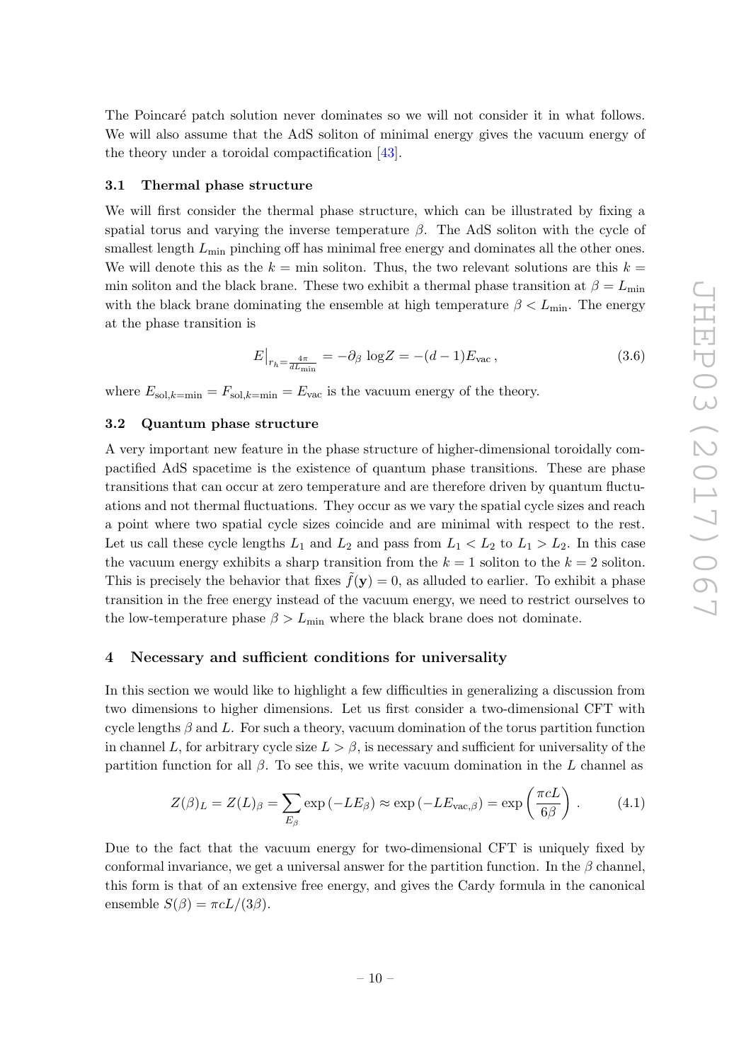The Poincaré patch solution never dominates so we will not consider it in what follows. We will also assume that the AdS soliton of minimal energy gives the vacuum energy of the theory under a toroidal compactification [43].

### 3.1 Thermal phase structure

We will first consider the thermal phase structure, which can be illustrated by fixing a spatial torus and varying the inverse temperature $\beta$. The AdS soliton with the cycle of smallest length $L_{\min}$ pinching off has minimal free energy and dominates all the other ones. We will denote this as the $k = \min$ soliton. Thus, the two relevant solutions are this $k = \min$ soliton and the black brane. These two exhibit a thermal phase transition at $\beta = L_{\min}$ with the black brane dominating the ensemble at high temperature $\beta < L_{\min}$. The energy at the phase transition is

$$E\big|_{r_h=\frac{4\pi}{dL_{\min}}} = -\partial_\beta \log Z = -(d-1)E_{\text{vac}}\,, \tag{3.6}$$

where $E_{\text{sol},k=\min} = F_{\text{sol},k=\min} = E_{\text{vac}}$ is the vacuum energy of the theory.

### 3.2 Quantum phase structure

A very important new feature in the phase structure of higher-dimensional toroidally compactified AdS spacetime is the existence of quantum phase transitions. These are phase transitions that can occur at zero temperature and are therefore driven by quantum fluctuations and not thermal fluctuations. They occur as we vary the spatial cycle sizes and reach a point where two spatial cycle sizes coincide and are minimal with respect to the rest. Let us call these cycle lengths $L_1$ and $L_2$ and pass from $L_1 < L_2$ to $L_1 > L_2$. In this case the vacuum energy exhibits a sharp transition from the $k = 1$ soliton to the $k = 2$ soliton. This is precisely the behavior that fixes $\tilde{f}(\mathbf{y}) = 0$, as alluded to earlier. To exhibit a phase transition in the free energy instead of the vacuum energy, we need to restrict ourselves to the low-temperature phase $\beta > L_{\min}$ where the black brane does not dominate.

## 4 Necessary and sufficient conditions for universality

In this section we would like to highlight a few difficulties in generalizing a discussion from two dimensions to higher dimensions. Let us first consider a two-dimensional CFT with cycle lengths $\beta$ and $L$. For such a theory, vacuum domination of the torus partition function in channel $L$, for arbitrary cycle size $L > \beta$, is necessary and sufficient for universality of the partition function for all $\beta$. To see this, we write vacuum domination in the $L$ channel as

$$Z(\beta)_L = Z(L)_\beta = \sum_{E_\beta} \exp\left(-LE_\beta\right) \approx \exp\left(-LE_{\text{vac},\beta}\right) = \exp\left(\frac{\pi c L}{6\beta}\right)\,. \tag{4.1}$$

Due to the fact that the vacuum energy for two-dimensional CFT is uniquely fixed by conformal invariance, we get a universal answer for the partition function. In the $\beta$ channel, this form is that of an extensive free energy, and gives the Cardy formula in the canonical ensemble $S(\beta) = \pi c L/(3\beta)$.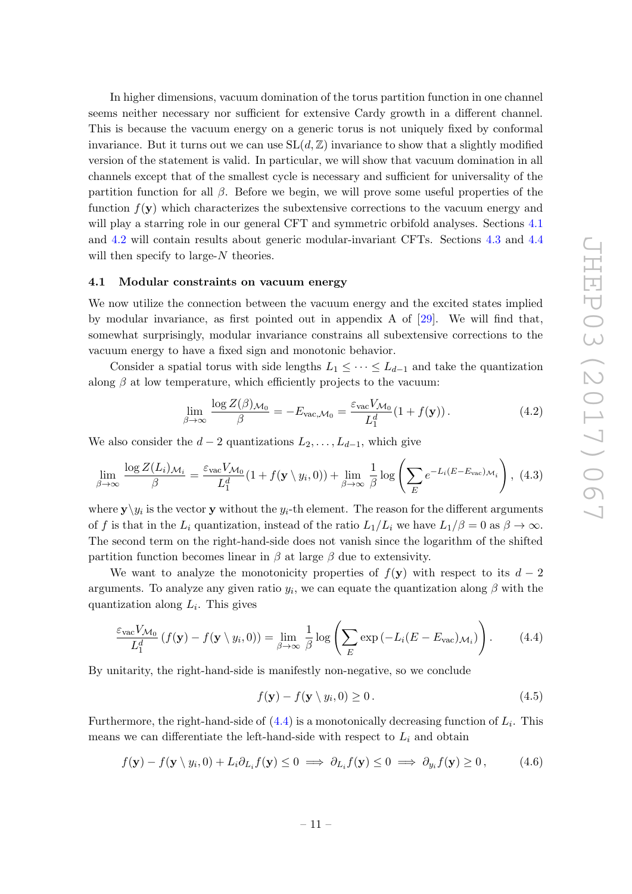In higher dimensions, vacuum domination of the torus partition function in one channel seems neither necessary nor sufficient for extensive Cardy growth in a different channel. This is because the vacuum energy on a generic torus is not uniquely fixed by conformal invariance. But it turns out we can use $\mathrm{SL}(d,\mathbb{Z})$ invariance to show that a slightly modified version of the statement is valid. In particular, we will show that vacuum domination in all channels except that of the smallest cycle is necessary and sufficient for universality of the partition function for all $\beta$. Before we begin, we will prove some useful properties of the function $f(\mathbf{y})$ which characterizes the subextensive corrections to the vacuum energy and will play a starring role in our general CFT and symmetric orbifold analyses. Sections 4.1 and 4.2 will contain results about generic modular-invariant CFTs. Sections 4.3 and 4.4 will then specify to large-$N$ theories.

### 4.1 Modular constraints on vacuum energy

We now utilize the connection between the vacuum energy and the excited states implied by modular invariance, as first pointed out in appendix A of [29]. We will find that, somewhat surprisingly, modular invariance constrains all subextensive corrections to the vacuum energy to have a fixed sign and monotonic behavior.

Consider a spatial torus with side lengths $L_1 \leq \cdots \leq L_{d-1}$ and take the quantization along $\beta$ at low temperature, which efficiently projects to the vacuum:

$$\lim_{\beta\to\infty} \frac{\log Z(\beta)_{\mathcal{M}_0}}{\beta} = -E_{\text{vac},\mathcal{M}_0} = \frac{\varepsilon_{\text{vac}} V_{\mathcal{M}_0}}{L_1^d}(1+f(\mathbf{y}))\,. \tag{4.2}$$

We also consider the $d-2$ quantizations $L_2,\dots,L_{d-1}$, which give

$$\lim_{\beta\to\infty} \frac{\log Z(L_i)_{\mathcal{M}_i}}{\beta} = \frac{\varepsilon_{\text{vac}} V_{\mathcal{M}_0}}{L_1^d}(1+f(\mathbf{y}\setminus y_i,0)) + \lim_{\beta\to\infty}\frac{1}{\beta}\log\left(\sum_E e^{-L_i(E-E_{\text{vac}})_{\mathcal{M}_i}}\right), \tag{4.3}$$

where $\mathbf{y}\backslash y_i$ is the vector $\mathbf{y}$ without the $y_i$-th element. The reason for the different arguments of $f$ is that in the $L_i$ quantization, instead of the ratio $L_1/L_i$ we have $L_1/\beta = 0$ as $\beta\to\infty$. The second term on the right-hand-side does not vanish since the logarithm of the shifted partition function becomes linear in $\beta$ at large $\beta$ due to extensivity.

We want to analyze the monotonicity properties of $f(\mathbf{y})$ with respect to its $d-2$ arguments. To analyze any given ratio $y_i$, we can equate the quantization along $\beta$ with the quantization along $L_i$. This gives

$$\frac{\varepsilon_{\text{vac}} V_{\mathcal{M}_0}}{L_1^d}\left(f(\mathbf{y})-f(\mathbf{y}\setminus y_i,0)\right) = \lim_{\beta\to\infty}\frac{1}{\beta}\log\left(\sum_E \exp\left(-L_i(E-E_{\text{vac}})_{\mathcal{M}_i}\right)\right). \tag{4.4}$$

By unitarity, the right-hand-side is manifestly non-negative, so we conclude

$$f(\mathbf{y}) - f(\mathbf{y}\setminus y_i, 0) \geq 0\,. \tag{4.5}$$

Furthermore, the right-hand-side of (4.4) is a monotonically decreasing function of $L_i$. This means we can differentiate the left-hand-side with respect to $L_i$ and obtain

$$f(\mathbf{y}) - f(\mathbf{y}\setminus y_i,0) + L_i\partial_{L_i} f(\mathbf{y}) \leq 0 \implies \partial_{L_i} f(\mathbf{y}) \leq 0 \implies \partial_{y_i} f(\mathbf{y}) \geq 0\,, \tag{4.6}$$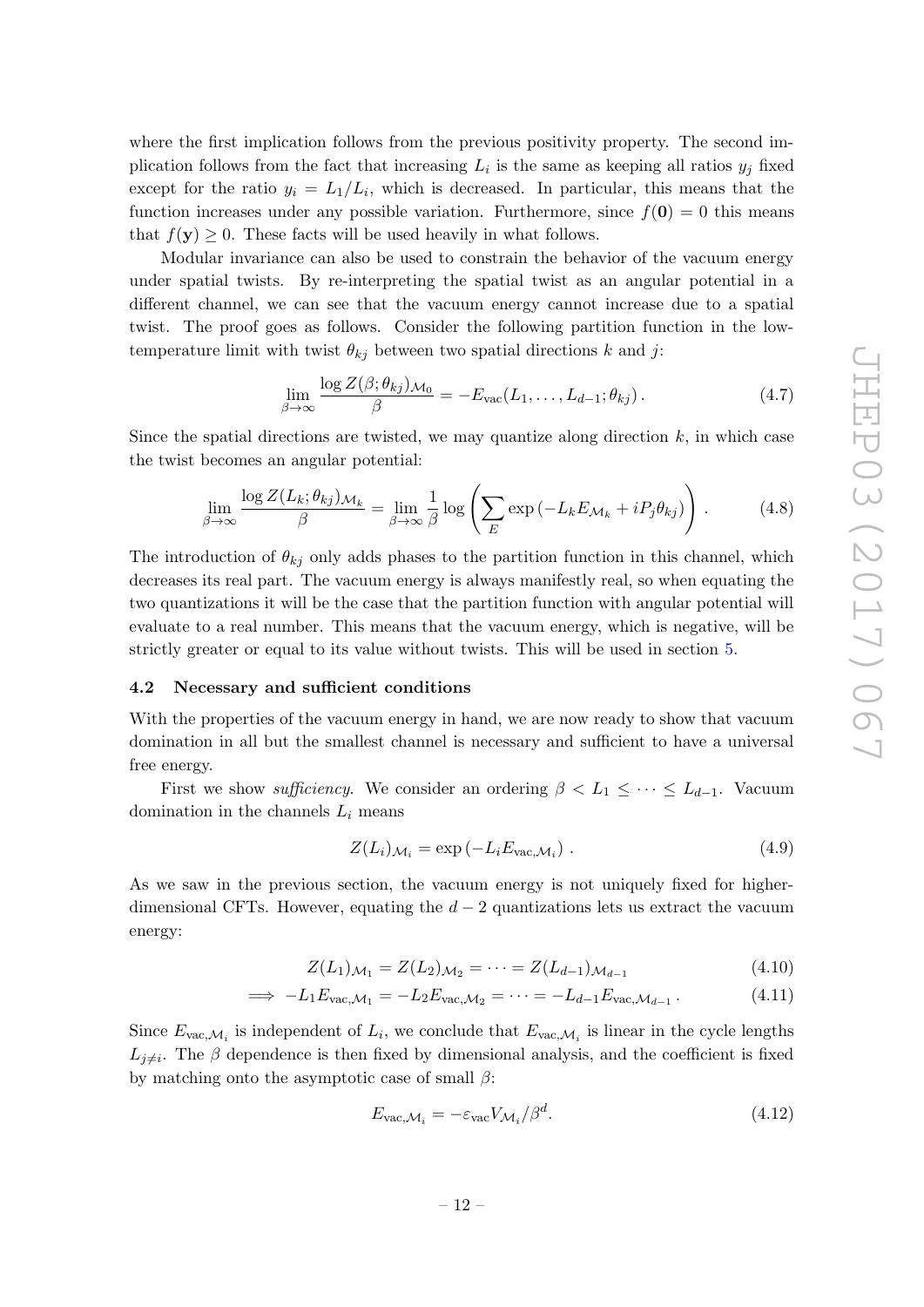where the first implication follows from the previous positivity property. The second implication follows from the fact that increasing $L_i$ is the same as keeping all ratios $y_j$ fixed except for the ratio $y_i = L_1/L_i$, which is decreased. In particular, this means that the function increases under any possible variation. Furthermore, since $f(\mathbf{0}) = 0$ this means that $f(\mathbf{y}) \geq 0$. These facts will be used heavily in what follows.

Modular invariance can also be used to constrain the behavior of the vacuum energy under spatial twists. By re-interpreting the spatial twist as an angular potential in a different channel, we can see that the vacuum energy cannot increase due to a spatial twist. The proof goes as follows. Consider the following partition function in the low-temperature limit with twist $\theta_{kj}$ between two spatial directions $k$ and $j$:

$$\lim_{\beta\to\infty} \frac{\log Z(\beta;\theta_{kj})_{\mathcal{M}_0}}{\beta} = -E_{\text{vac}}(L_1,\ldots,L_{d-1};\theta_{kj})\,. \tag{4.7}$$

Since the spatial directions are twisted, we may quantize along direction $k$, in which case the twist becomes an angular potential:

$$\lim_{\beta\to\infty} \frac{\log Z(L_k;\theta_{kj})_{\mathcal{M}_k}}{\beta} = \lim_{\beta\to\infty} \frac{1}{\beta}\log\left(\sum_E \exp\left(-L_k E_{\mathcal{M}_k} + iP_j\theta_{kj}\right)\right). \tag{4.8}$$

The introduction of $\theta_{kj}$ only adds phases to the partition function in this channel, which decreases its real part. The vacuum energy is always manifestly real, so when equating the two quantizations it will be the case that the partition function with angular potential will evaluate to a real number. This means that the vacuum energy, which is negative, will be strictly greater or equal to its value without twists. This will be used in section 5.

### 4.2 Necessary and sufficient conditions

With the properties of the vacuum energy in hand, we are now ready to show that vacuum domination in all but the smallest channel is necessary and sufficient to have a universal free energy.

First we show *sufficiency*. We consider an ordering $\beta < L_1 \leq \cdots \leq L_{d-1}$. Vacuum domination in the channels $L_i$ means

$$Z(L_i)_{\mathcal{M}_i} = \exp\left(-L_i E_{\text{vac},\mathcal{M}_i}\right). \tag{4.9}$$

As we saw in the previous section, the vacuum energy is not uniquely fixed for higher-dimensional CFTs. However, equating the $d-2$ quantizations lets us extract the vacuum energy:

$$Z(L_1)_{\mathcal{M}_1} = Z(L_2)_{\mathcal{M}_2} = \cdots = Z(L_{d-1})_{\mathcal{M}_{d-1}} \tag{4.10}$$

$$\implies -L_1 E_{\text{vac},\mathcal{M}_1} = -L_2 E_{\text{vac},\mathcal{M}_2} = \cdots = -L_{d-1} E_{\text{vac},\mathcal{M}_{d-1}}\,. \tag{4.11}$$

Since $E_{\text{vac},\mathcal{M}_i}$ is independent of $L_i$, we conclude that $E_{\text{vac},\mathcal{M}_i}$ is linear in the cycle lengths $L_{j\neq i}$. The $\beta$ dependence is then fixed by dimensional analysis, and the coefficient is fixed by matching onto the asymptotic case of small $\beta$:

$$E_{\text{vac},\mathcal{M}_i} = -\varepsilon_{\text{vac}} V_{\mathcal{M}_i}/\beta^d. \tag{4.12}$$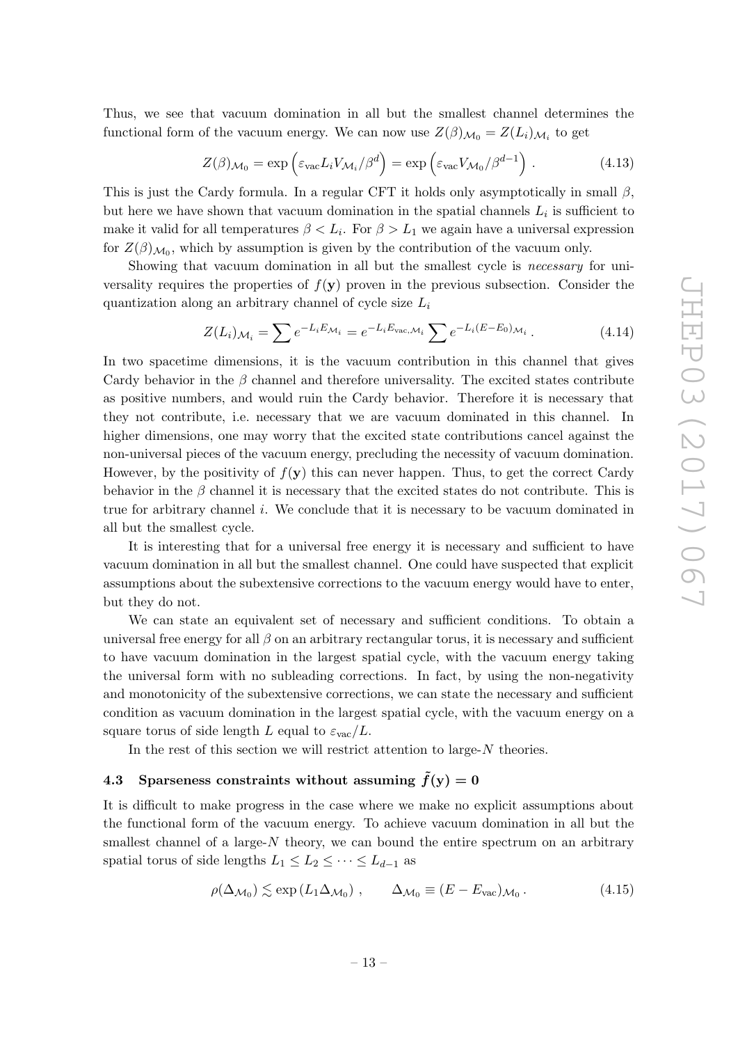Thus, we see that vacuum domination in all but the smallest channel determines the functional form of the vacuum energy. We can now use $Z(\beta)_{\mathcal{M}_0} = Z(L_i)_{\mathcal{M}_i}$ to get

$$Z(\beta)_{\mathcal{M}_0} = \exp\left(\varepsilon_{\text{vac}} L_i V_{\mathcal{M}_i}/\beta^d\right) = \exp\left(\varepsilon_{\text{vac}} V_{\mathcal{M}_0}/\beta^{d-1}\right) . \tag{4.13}$$

This is just the Cardy formula. In a regular CFT it holds only asymptotically in small $\beta$, but here we have shown that vacuum domination in the spatial channels $L_i$ is sufficient to make it valid for all temperatures $\beta < L_i$. For $\beta > L_1$ we again have a universal expression for $Z(\beta)_{\mathcal{M}_0}$, which by assumption is given by the contribution of the vacuum only.

Showing that vacuum domination in all but the smallest cycle is *necessary* for universality requires the properties of $f(\mathbf{y})$ proven in the previous subsection. Consider the quantization along an arbitrary channel of cycle size $L_i$

$$Z(L_i)_{\mathcal{M}_i} = \sum e^{-L_i E_{\mathcal{M}_i}} = e^{-L_i E_{\text{vac},\mathcal{M}_i}} \sum e^{-L_i (E-E_0)_{\mathcal{M}_i}} . \tag{4.14}$$

In two spacetime dimensions, it is the vacuum contribution in this channel that gives Cardy behavior in the $\beta$ channel and therefore universality. The excited states contribute as positive numbers, and would ruin the Cardy behavior. Therefore it is necessary that they not contribute, i.e. necessary that we are vacuum dominated in this channel. In higher dimensions, one may worry that the excited state contributions cancel against the non-universal pieces of the vacuum energy, precluding the necessity of vacuum domination. However, by the positivity of $f(\mathbf{y})$ this can never happen. Thus, to get the correct Cardy behavior in the $\beta$ channel it is necessary that the excited states do not contribute. This is true for arbitrary channel $i$. We conclude that it is necessary to be vacuum dominated in all but the smallest cycle.

It is interesting that for a universal free energy it is necessary and sufficient to have vacuum domination in all but the smallest channel. One could have suspected that explicit assumptions about the subextensive corrections to the vacuum energy would have to enter, but they do not.

We can state an equivalent set of necessary and sufficient conditions. To obtain a universal free energy for all $\beta$ on an arbitrary rectangular torus, it is necessary and sufficient to have vacuum domination in the largest spatial cycle, with the vacuum energy taking the universal form with no subleading corrections. In fact, by using the non-negativity and monotonicity of the subextensive corrections, we can state the necessary and sufficient condition as vacuum domination in the largest spatial cycle, with the vacuum energy on a square torus of side length $L$ equal to $\varepsilon_{\text{vac}}/L$.

In the rest of this section we will restrict attention to large-$N$ theories.

### 4.3 Sparseness constraints without assuming $\tilde{f}(\mathbf{y}) = 0$

It is difficult to make progress in the case where we make no explicit assumptions about the functional form of the vacuum energy. To achieve vacuum domination in all but the smallest channel of a large-$N$ theory, we can bound the entire spectrum on an arbitrary spatial torus of side lengths $L_1 \leq L_2 \leq \cdots \leq L_{d-1}$ as

$$\rho(\Delta_{\mathcal{M}_0}) \lesssim \exp\left(L_1 \Delta_{\mathcal{M}_0}\right) , \qquad \Delta_{\mathcal{M}_0} \equiv (E - E_{\text{vac}})_{\mathcal{M}_0} . \tag{4.15}$$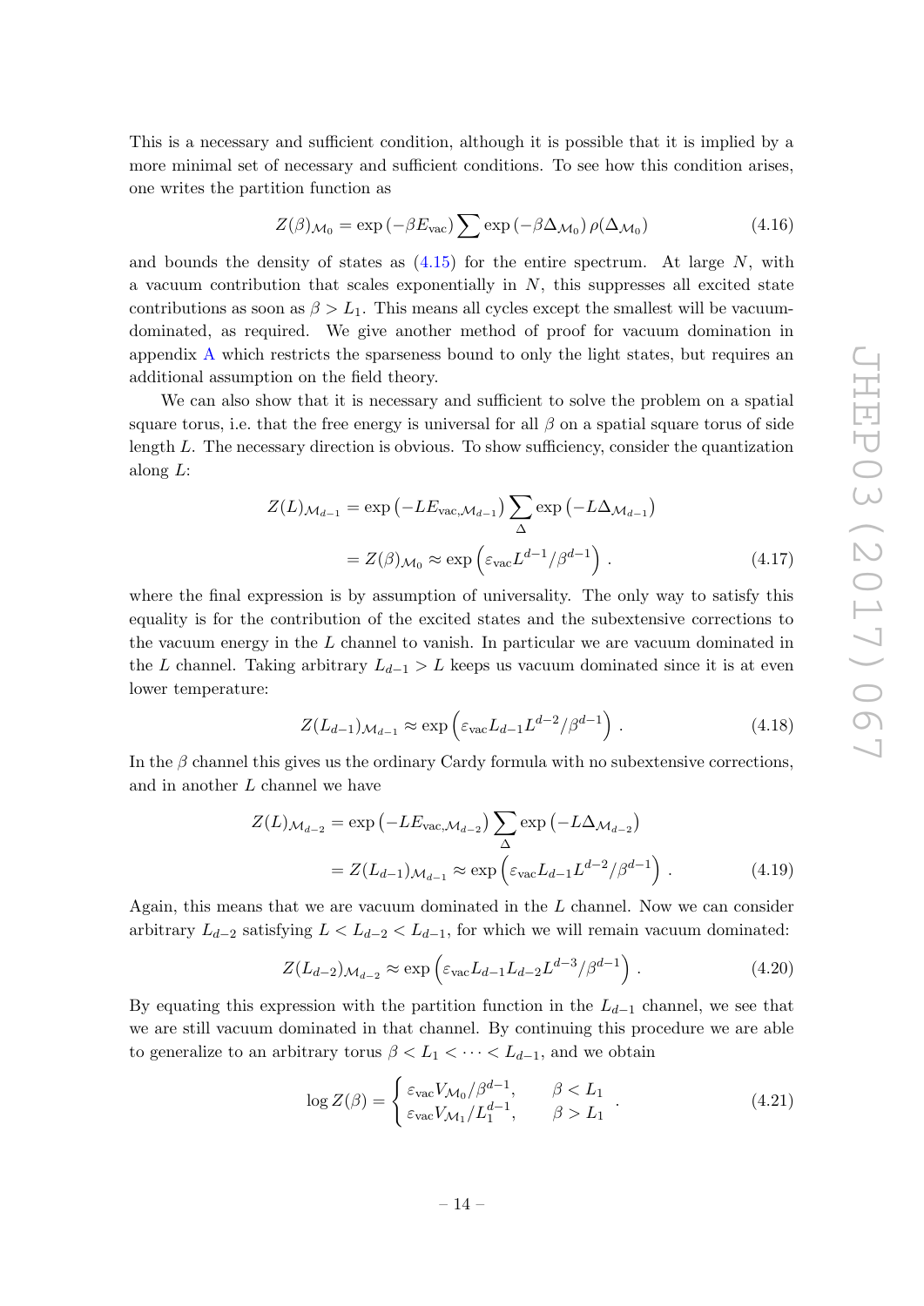This is a necessary and sufficient condition, although it is possible that it is implied by a more minimal set of necessary and sufficient conditions. To see how this condition arises, one writes the partition function as

$$Z(\beta)_{\mathcal{M}_0} = \exp\left(-\beta E_{\text{vac}}\right) \sum \exp\left(-\beta \Delta_{\mathcal{M}_0}\right) \rho(\Delta_{\mathcal{M}_0}) \tag{4.16}$$

and bounds the density of states as (4.15) for the entire spectrum. At large $N$, with a vacuum contribution that scales exponentially in $N$, this suppresses all excited state contributions as soon as $\beta > L_1$. This means all cycles except the smallest will be vacuum-dominated, as required. We give another method of proof for vacuum domination in appendix A which restricts the sparseness bound to only the light states, but requires an additional assumption on the field theory.

We can also show that it is necessary and sufficient to solve the problem on a spatial square torus, i.e. that the free energy is universal for all $\beta$ on a spatial square torus of side length $L$. The necessary direction is obvious. To show sufficiency, consider the quantization along $L$:

$$\begin{aligned} Z(L)_{\mathcal{M}_{d-1}} &= \exp\left(-L E_{\text{vac},\mathcal{M}_{d-1}}\right) \sum_{\Delta} \exp\left(-L \Delta_{\mathcal{M}_{d-1}}\right) \\ &= Z(\beta)_{\mathcal{M}_0} \approx \exp\left(\varepsilon_{\text{vac}} L^{d-1}/\beta^{d-1}\right) . \end{aligned} \tag{4.17}$$

where the final expression is by assumption of universality. The only way to satisfy this equality is for the contribution of the excited states and the subextensive corrections to the vacuum energy in the $L$ channel to vanish. In particular we are vacuum dominated in the $L$ channel. Taking arbitrary $L_{d-1} > L$ keeps us vacuum dominated since it is at even lower temperature:

$$Z(L_{d-1})_{\mathcal{M}_{d-1}} \approx \exp\left(\varepsilon_{\text{vac}} L_{d-1} L^{d-2}/\beta^{d-1}\right) . \tag{4.18}$$

In the $\beta$ channel this gives us the ordinary Cardy formula with no subextensive corrections, and in another $L$ channel we have

$$\begin{aligned} Z(L)_{\mathcal{M}_{d-2}} &= \exp\left(-L E_{\text{vac},\mathcal{M}_{d-2}}\right) \sum_{\Delta} \exp\left(-L \Delta_{\mathcal{M}_{d-2}}\right) \\ &= Z(L_{d-1})_{\mathcal{M}_{d-1}} \approx \exp\left(\varepsilon_{\text{vac}} L_{d-1} L^{d-2}/\beta^{d-1}\right) . \end{aligned} \tag{4.19}$$

Again, this means that we are vacuum dominated in the $L$ channel. Now we can consider arbitrary $L_{d-2}$ satisfying $L < L_{d-2} < L_{d-1}$, for which we will remain vacuum dominated:

$$Z(L_{d-2})_{\mathcal{M}_{d-2}} \approx \exp\left(\varepsilon_{\text{vac}} L_{d-1} L_{d-2} L^{d-3}/\beta^{d-1}\right) . \tag{4.20}$$

By equating this expression with the partition function in the $L_{d-1}$ channel, we see that we are still vacuum dominated in that channel. By continuing this procedure we are able to generalize to an arbitrary torus $\beta < L_1 < \cdots < L_{d-1}$, and we obtain

$$\log Z(\beta) = \begin{cases} \varepsilon_{\text{vac}} V_{\mathcal{M}_0}/\beta^{d-1}, & \beta < L_1 \\ \varepsilon_{\text{vac}} V_{\mathcal{M}_1}/L_1^{d-1}, & \beta > L_1 \end{cases} . \tag{4.21}$$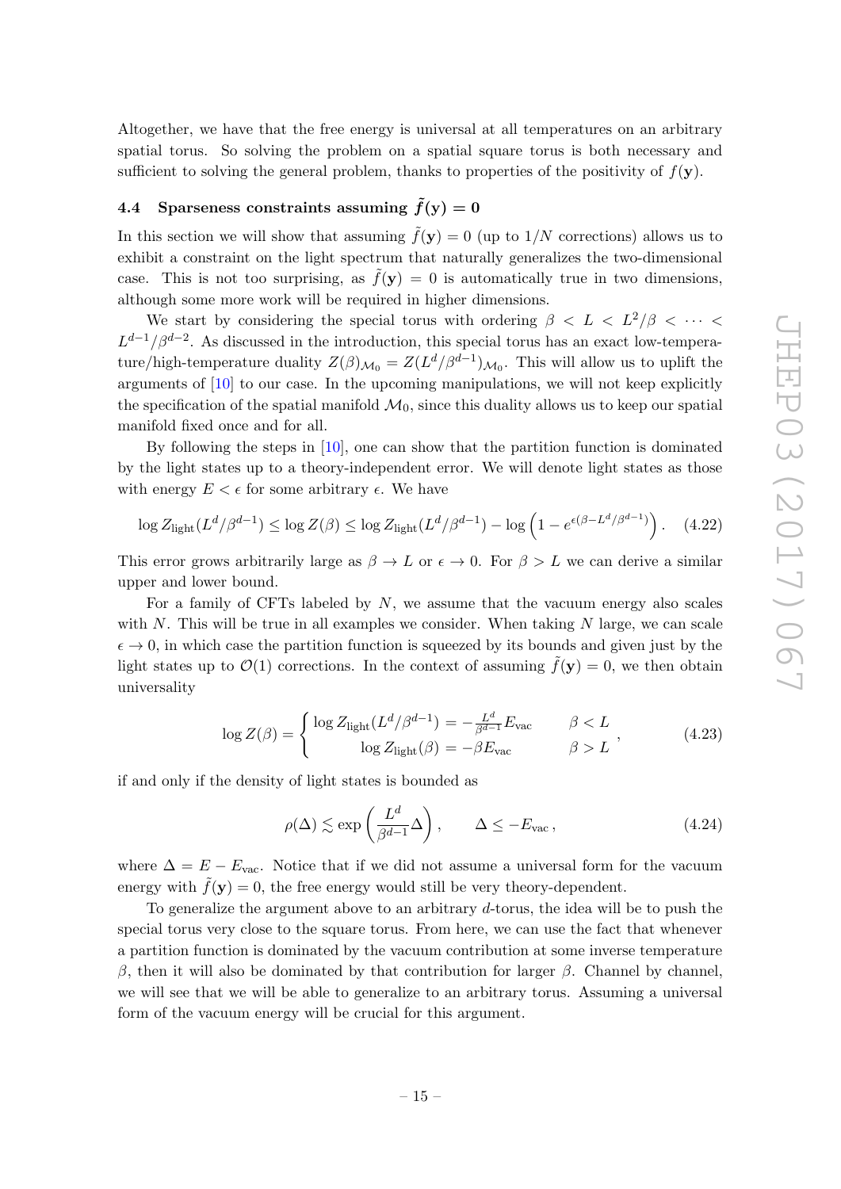Altogether, we have that the free energy is universal at all temperatures on an arbitrary spatial torus. So solving the problem on a spatial square torus is both necessary and sufficient to solving the general problem, thanks to properties of the positivity of $f(\mathbf{y})$.

### 4.4 Sparseness constraints assuming $\tilde{f}(\mathbf{y}) = 0$

In this section we will show that assuming $\tilde{f}(\mathbf{y}) = 0$ (up to $1/N$ corrections) allows us to exhibit a constraint on the light spectrum that naturally generalizes the two-dimensional case. This is not too surprising, as $\tilde{f}(\mathbf{y}) = 0$ is automatically true in two dimensions, although some more work will be required in higher dimensions.

We start by considering the special torus with ordering $\beta < L < L^2/\beta < \cdots < L^{d-1}/\beta^{d-2}$. As discussed in the introduction, this special torus has an exact low-temperature/high-temperature duality $Z(\beta)_{\mathcal{M}_0} = Z(L^d/\beta^{d-1})_{\mathcal{M}_0}$. This will allow us to uplift the arguments of [10] to our case. In the upcoming manipulations, we will not keep explicitly the specification of the spatial manifold $\mathcal{M}_0$, since this duality allows us to keep our spatial manifold fixed once and for all.

By following the steps in [10], one can show that the partition function is dominated by the light states up to a theory-independent error. We will denote light states as those with energy $E < \epsilon$ for some arbitrary $\epsilon$. We have

$$\log Z_{\text{light}}(L^d/\beta^{d-1}) \leq \log Z(\beta) \leq \log Z_{\text{light}}(L^d/\beta^{d-1}) - \log\left(1 - e^{\epsilon(\beta - L^d/\beta^{d-1})}\right). \quad (4.22)$$

This error grows arbitrarily large as $\beta \to L$ or $\epsilon \to 0$. For $\beta > L$ we can derive a similar upper and lower bound.

For a family of CFTs labeled by $N$, we assume that the vacuum energy also scales with $N$. This will be true in all examples we consider. When taking $N$ large, we can scale $\epsilon \to 0$, in which case the partition function is squeezed by its bounds and given just by the light states up to $\mathcal{O}(1)$ corrections. In the context of assuming $\tilde{f}(\mathbf{y}) = 0$, we then obtain universality

$$\log Z(\beta) = \begin{cases} \log Z_{\text{light}}(L^d/\beta^{d-1}) = -\frac{L^d}{\beta^{d-1}} E_{\text{vac}} & \beta < L \\ \log Z_{\text{light}}(\beta) = -\beta E_{\text{vac}} & \beta > L \end{cases}, \quad (4.23)$$

if and only if the density of light states is bounded as

$$\rho(\Delta) \lesssim \exp\left(\frac{L^d}{\beta^{d-1}}\Delta\right), \qquad \Delta \leq -E_{\text{vac}}, \quad (4.24)$$

where $\Delta = E - E_{\text{vac}}$. Notice that if we did not assume a universal form for the vacuum energy with $\tilde{f}(\mathbf{y}) = 0$, the free energy would still be very theory-dependent.

To generalize the argument above to an arbitrary $d$-torus, the idea will be to push the special torus very close to the square torus. From here, we can use the fact that whenever a partition function is dominated by the vacuum contribution at some inverse temperature $\beta$, then it will also be dominated by that contribution for larger $\beta$. Channel by channel, we will see that we will be able to generalize to an arbitrary torus. Assuming a universal form of the vacuum energy will be crucial for this argument.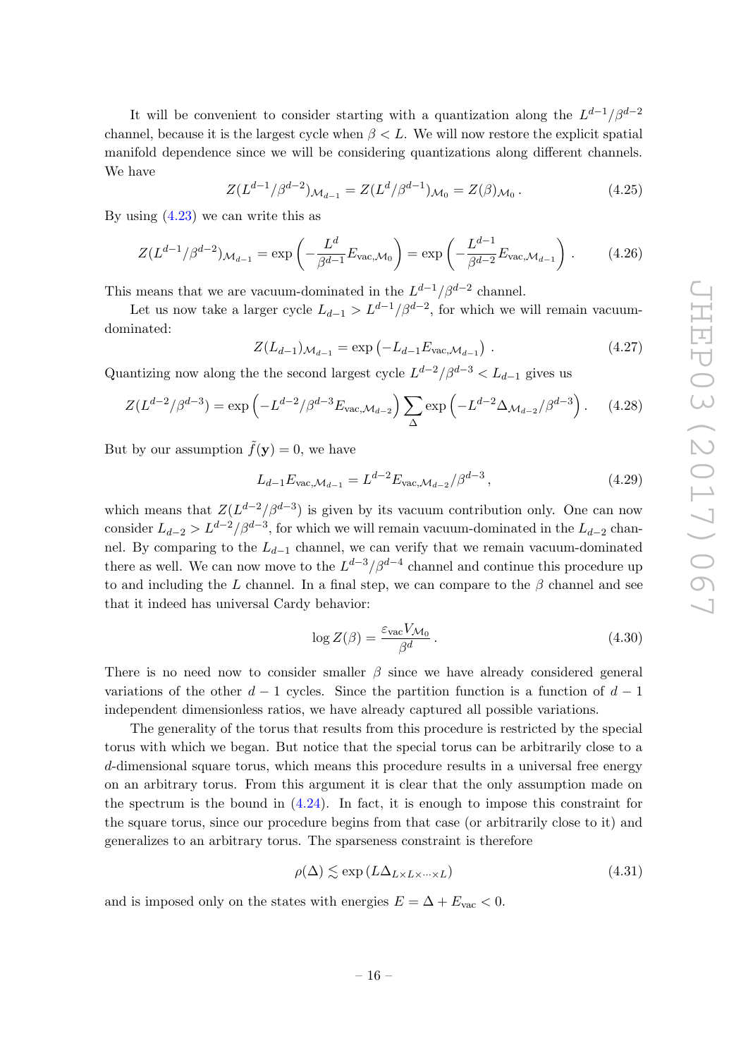It will be convenient to consider starting with a quantization along the $L^{d-1}/\beta^{d-2}$ channel, because it is the largest cycle when $\beta < L$. We will now restore the explicit spatial manifold dependence since we will be considering quantizations along different channels. We have

$$Z(L^{d-1}/\beta^{d-2})_{\mathcal{M}_{d-1}} = Z(L^d/\beta^{d-1})_{\mathcal{M}_0} = Z(\beta)_{\mathcal{M}_0} . \tag{4.25}$$

By using (4.23) we can write this as

$$Z(L^{d-1}/\beta^{d-2})_{\mathcal{M}_{d-1}} = \exp\left(-\frac{L^d}{\beta^{d-1}} E_{\text{vac},\mathcal{M}_0}\right) = \exp\left(-\frac{L^{d-1}}{\beta^{d-2}} E_{\text{vac},\mathcal{M}_{d-1}}\right) . \tag{4.26}$$

This means that we are vacuum-dominated in the $L^{d-1}/\beta^{d-2}$ channel.

Let us now take a larger cycle $L_{d-1} > L^{d-1}/\beta^{d-2}$, for which we will remain vacuum-dominated:

$$Z(L_{d-1})_{\mathcal{M}_{d-1}} = \exp\left(-L_{d-1} E_{\text{vac},\mathcal{M}_{d-1}}\right) . \tag{4.27}$$

Quantizing now along the the second largest cycle $L^{d-2}/\beta^{d-3} < L_{d-1}$ gives us

$$Z(L^{d-2}/\beta^{d-3}) = \exp\left(-L^{d-2}/\beta^{d-3} E_{\text{vac},\mathcal{M}_{d-2}}\right) \sum_{\Delta} \exp\left(-L^{d-2}\Delta_{\mathcal{M}_{d-2}}/\beta^{d-3}\right) . \tag{4.28}$$

But by our assumption $\tilde{f}(\mathbf{y}) = 0$, we have

$$L_{d-1} E_{\text{vac},\mathcal{M}_{d-1}} = L^{d-2} E_{\text{vac},\mathcal{M}_{d-2}}/\beta^{d-3} , \tag{4.29}$$

which means that $Z(L^{d-2}/\beta^{d-3})$ is given by its vacuum contribution only. One can now consider $L_{d-2} > L^{d-2}/\beta^{d-3}$, for which we will remain vacuum-dominated in the $L_{d-2}$ channel. By comparing to the $L_{d-1}$ channel, we can verify that we remain vacuum-dominated there as well. We can now move to the $L^{d-3}/\beta^{d-4}$ channel and continue this procedure up to and including the $L$ channel. In a final step, we can compare to the $\beta$ channel and see that it indeed has universal Cardy behavior:

$$\log Z(\beta) = \frac{\varepsilon_{\text{vac}} V_{\mathcal{M}_0}}{\beta^d} . \tag{4.30}$$

There is no need now to consider smaller $\beta$ since we have already considered general variations of the other $d-1$ cycles. Since the partition function is a function of $d-1$ independent dimensionless ratios, we have already captured all possible variations.

The generality of the torus that results from this procedure is restricted by the special torus with which we began. But notice that the special torus can be arbitrarily close to a $d$-dimensional square torus, which means this procedure results in a universal free energy on an arbitrary torus. From this argument it is clear that the only assumption made on the spectrum is the bound in (4.24). In fact, it is enough to impose this constraint for the square torus, since our procedure begins from that case (or arbitrarily close to it) and generalizes to an arbitrary torus. The sparseness constraint is therefore

$$\rho(\Delta) \lesssim \exp\left(L \Delta_{L\times L\times\cdots\times L}\right) \tag{4.31}$$

and is imposed only on the states with energies $E = \Delta + E_{\text{vac}} < 0$.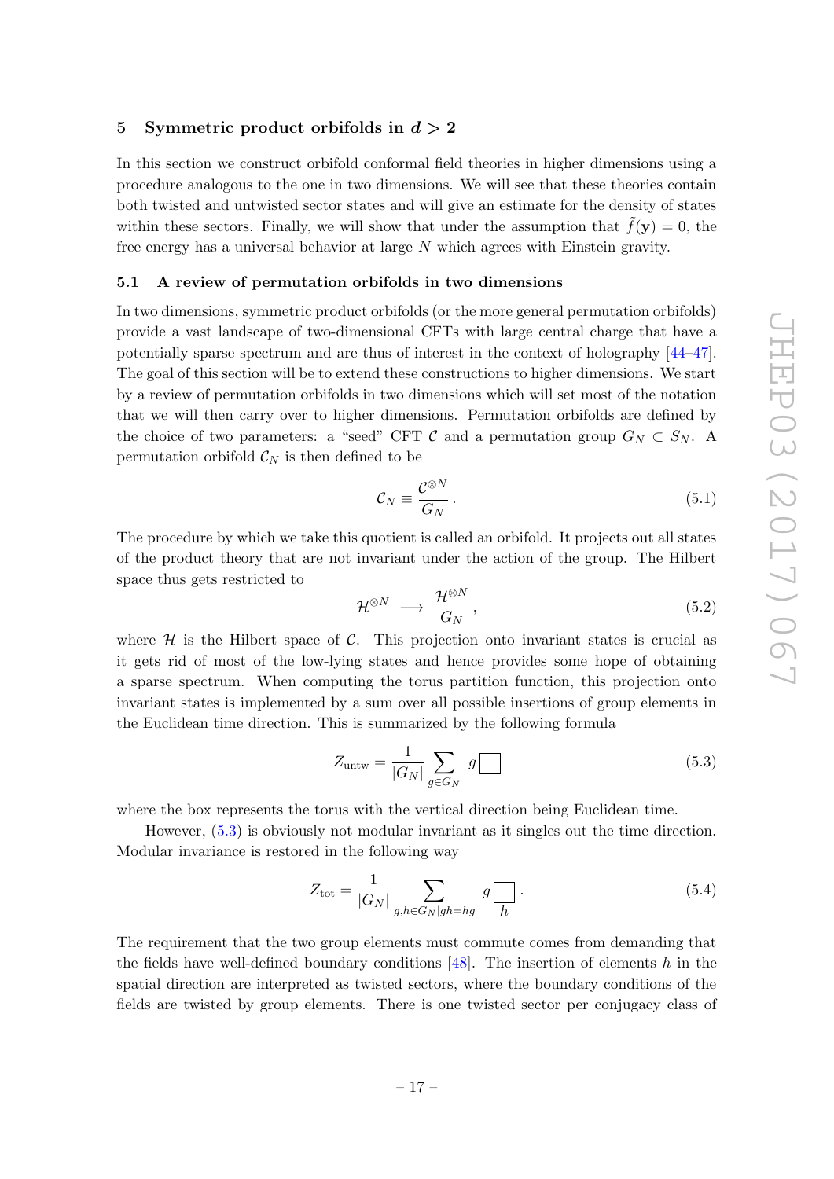## 5 Symmetric product orbifolds in $d > 2$

In this section we construct orbifold conformal field theories in higher dimensions using a procedure analogous to the one in two dimensions. We will see that these theories contain both twisted and untwisted sector states and will give an estimate for the density of states within these sectors. Finally, we will show that under the assumption that $\tilde{f}(\mathbf{y}) = 0$, the free energy has a universal behavior at large $N$ which agrees with Einstein gravity.

### 5.1 A review of permutation orbifolds in two dimensions

In two dimensions, symmetric product orbifolds (or the more general permutation orbifolds) provide a vast landscape of two-dimensional CFTs with large central charge that have a potentially sparse spectrum and are thus of interest in the context of holography [44–47]. The goal of this section will be to extend these constructions to higher dimensions. We start by a review of permutation orbifolds in two dimensions which will set most of the notation that we will then carry over to higher dimensions. Permutation orbifolds are defined by the choice of two parameters: a "seed" CFT $\mathcal{C}$ and a permutation group $G_N \subset S_N$. A permutation orbifold $\mathcal{C}_N$ is then defined to be

$$\mathcal{C}_N \equiv \frac{\mathcal{C}^{\otimes N}}{G_N} \,. \tag{5.1}$$

The procedure by which we take this quotient is called an orbifold. It projects out all states of the product theory that are not invariant under the action of the group. The Hilbert space thus gets restricted to

$$\mathcal{H}^{\otimes N} \longrightarrow \frac{\mathcal{H}^{\otimes N}}{G_N} \,, \tag{5.2}$$

where $\mathcal{H}$ is the Hilbert space of $\mathcal{C}$. This projection onto invariant states is crucial as it gets rid of most of the low-lying states and hence provides some hope of obtaining a sparse spectrum. When computing the torus partition function, this projection onto invariant states is implemented by a sum over all possible insertions of group elements in the Euclidean time direction. This is summarized by the following formula

$$Z_{\text{untw}} = \frac{1}{|G_N|} \sum_{g \in G_N} g \,\square \tag{5.3}$$

where the box represents the torus with the vertical direction being Euclidean time.

However, (5.3) is obviously not modular invariant as it singles out the time direction. Modular invariance is restored in the following way

$$Z_{\text{tot}} = \frac{1}{|G_N|} \sum_{g,h \in G_N | gh = hg} g \,\underset{h}{\square} \,. \tag{5.4}$$

The requirement that the two group elements must commute comes from demanding that the fields have well-defined boundary conditions [48]. The insertion of elements $h$ in the spatial direction are interpreted as twisted sectors, where the boundary conditions of the fields are twisted by group elements. There is one twisted sector per conjugacy class of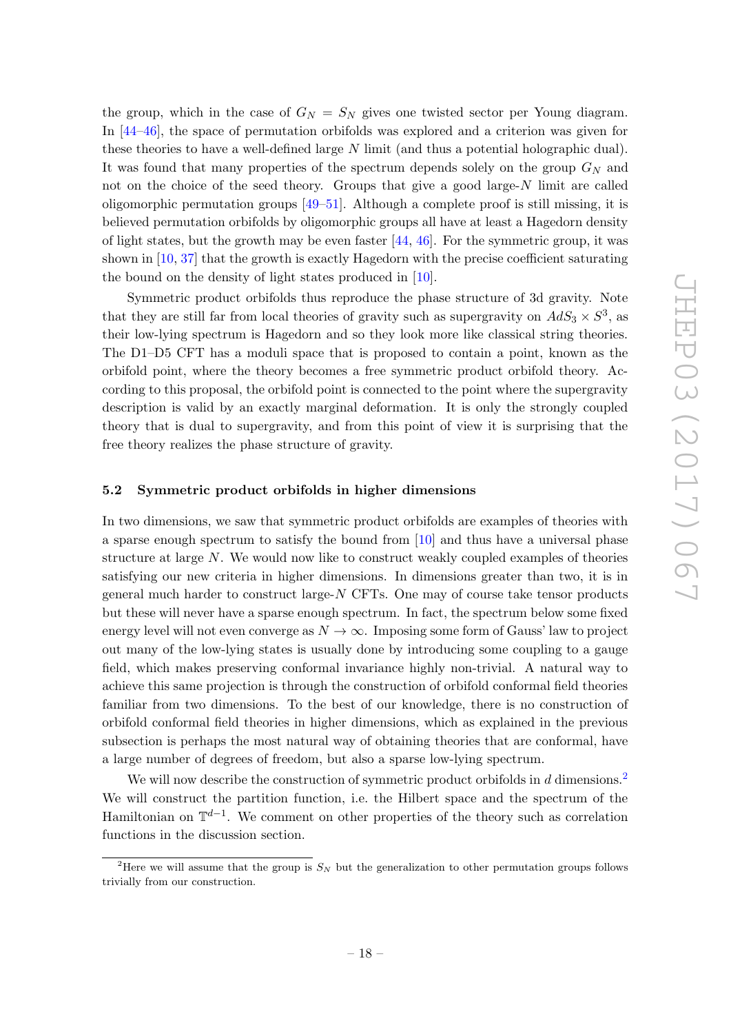the group, which in the case of $G_N = S_N$ gives one twisted sector per Young diagram. In [44–46], the space of permutation orbifolds was explored and a criterion was given for these theories to have a well-defined large $N$ limit (and thus a potential holographic dual). It was found that many properties of the spectrum depends solely on the group $G_N$ and not on the choice of the seed theory. Groups that give a good large-$N$ limit are called oligomorphic permutation groups [49–51]. Although a complete proof is still missing, it is believed permutation orbifolds by oligomorphic groups all have at least a Hagedorn density of light states, but the growth may be even faster [44, 46]. For the symmetric group, it was shown in [10, 37] that the growth is exactly Hagedorn with the precise coefficient saturating the bound on the density of light states produced in [10].

Symmetric product orbifolds thus reproduce the phase structure of 3d gravity. Note that they are still far from local theories of gravity such as supergravity on $AdS_3 \times S^3$, as their low-lying spectrum is Hagedorn and so they look more like classical string theories. The D1–D5 CFT has a moduli space that is proposed to contain a point, known as the orbifold point, where the theory becomes a free symmetric product orbifold theory. According to this proposal, the orbifold point is connected to the point where the supergravity description is valid by an exactly marginal deformation. It is only the strongly coupled theory that is dual to supergravity, and from this point of view it is surprising that the free theory realizes the phase structure of gravity.

### 5.2 Symmetric product orbifolds in higher dimensions

In two dimensions, we saw that symmetric product orbifolds are examples of theories with a sparse enough spectrum to satisfy the bound from [10] and thus have a universal phase structure at large $N$. We would now like to construct weakly coupled examples of theories satisfying our new criteria in higher dimensions. In dimensions greater than two, it is in general much harder to construct large-$N$ CFTs. One may of course take tensor products but these will never have a sparse enough spectrum. In fact, the spectrum below some fixed energy level will not even converge as $N \to \infty$. Imposing some form of Gauss' law to project out many of the low-lying states is usually done by introducing some coupling to a gauge field, which makes preserving conformal invariance highly non-trivial. A natural way to achieve this same projection is through the construction of orbifold conformal field theories familiar from two dimensions. To the best of our knowledge, there is no construction of orbifold conformal field theories in higher dimensions, which as explained in the previous subsection is perhaps the most natural way of obtaining theories that are conformal, have a large number of degrees of freedom, but also a sparse low-lying spectrum.

We will now describe the construction of symmetric product orbifolds in $d$ dimensions.[2] We will construct the partition function, i.e. the Hilbert space and the spectrum of the Hamiltonian on $\mathbb{T}^{d-1}$. We comment on other properties of the theory such as correlation functions in the discussion section.

[2] Here we will assume that the group is $S_N$ but the generalization to other permutation groups follows trivially from our construction.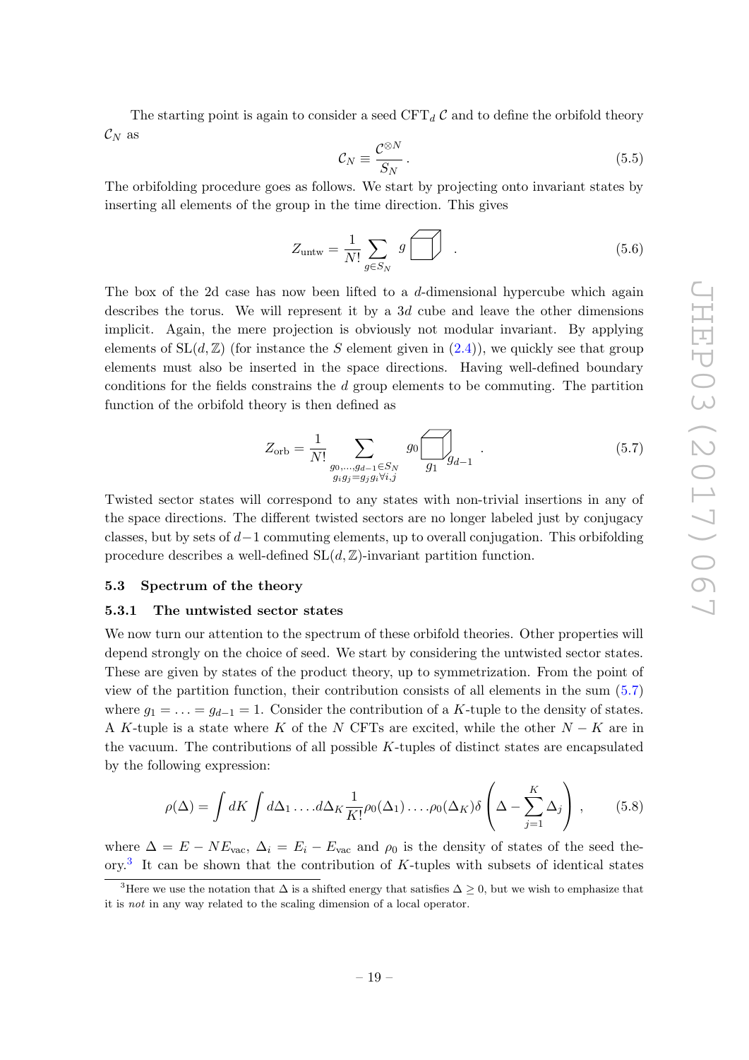The starting point is again to consider a seed CFT$_d$ $\mathcal{C}$ and to define the orbifold theory $\mathcal{C}_N$ as

$$\mathcal{C}_N \equiv \frac{\mathcal{C}^{\otimes N}}{S_N} \,. \tag{5.5}$$

The orbifolding procedure goes as follows. We start by projecting onto invariant states by inserting all elements of the group in the time direction. This gives

$$Z_{\text{untw}} = \frac{1}{N!} \sum_{g \in S_N} g \, \square \quad . \tag{5.6}$$

The box of the 2d case has now been lifted to a $d$-dimensional hypercube which again describes the torus. We will represent it by a $3d$ cube and leave the other dimensions implicit. Again, the mere projection is obviously not modular invariant. By applying elements of $\mathrm{SL}(d, \mathbb{Z})$ (for instance the $S$ element given in (2.4)), we quickly see that group elements must also be inserted in the space directions. Having well-defined boundary conditions for the fields constrains the $d$ group elements to be commuting. The partition function of the orbifold theory is then defined as

$$Z_{\text{orb}} = \frac{1}{N!} \sum_{\substack{g_0, \ldots, g_{d-1} \in S_N \\ g_i g_j = g_j g_i \forall i,j}} g_0 \, \underset{g_1}{\square}_{g_{d-1}} \quad . \tag{5.7}$$

Twisted sector states will correspond to any states with non-trivial insertions in any of the space directions. The different twisted sectors are no longer labeled just by conjugacy classes, but by sets of $d-1$ commuting elements, up to overall conjugation. This orbifolding procedure describes a well-defined $\mathrm{SL}(d, \mathbb{Z})$-invariant partition function.

## 5.3 Spectrum of the theory

### 5.3.1 The untwisted sector states

We now turn our attention to the spectrum of these orbifold theories. Other properties will depend strongly on the choice of seed. We start by considering the untwisted sector states. These are given by states of the product theory, up to symmetrization. From the point of view of the partition function, their contribution consists of all elements in the sum (5.7) where $g_1 = \ldots = g_{d-1} = 1$. Consider the contribution of a $K$-tuple to the density of states. A $K$-tuple is a state where $K$ of the $N$ CFTs are excited, while the other $N-K$ are in the vacuum. The contributions of all possible $K$-tuples of distinct states are encapsulated by the following expression:

$$\rho(\Delta) = \int dK \int d\Delta_1 \ldots d\Delta_K \frac{1}{K!} \rho_0(\Delta_1) \ldots \rho_0(\Delta_K) \delta\left(\Delta - \sum_{j=1}^{K} \Delta_j\right) \,, \tag{5.8}$$

where $\Delta = E - N E_{\text{vac}}$, $\Delta_i = E_i - E_{\text{vac}}$ and $\rho_0$ is the density of states of the seed theory.[3] It can be shown that the contribution of $K$-tuples with subsets of identical states

[3] Here we use the notation that $\Delta$ is a shifted energy that satisfies $\Delta \geq 0$, but we wish to emphasize that it is *not* in any way related to the scaling dimension of a local operator.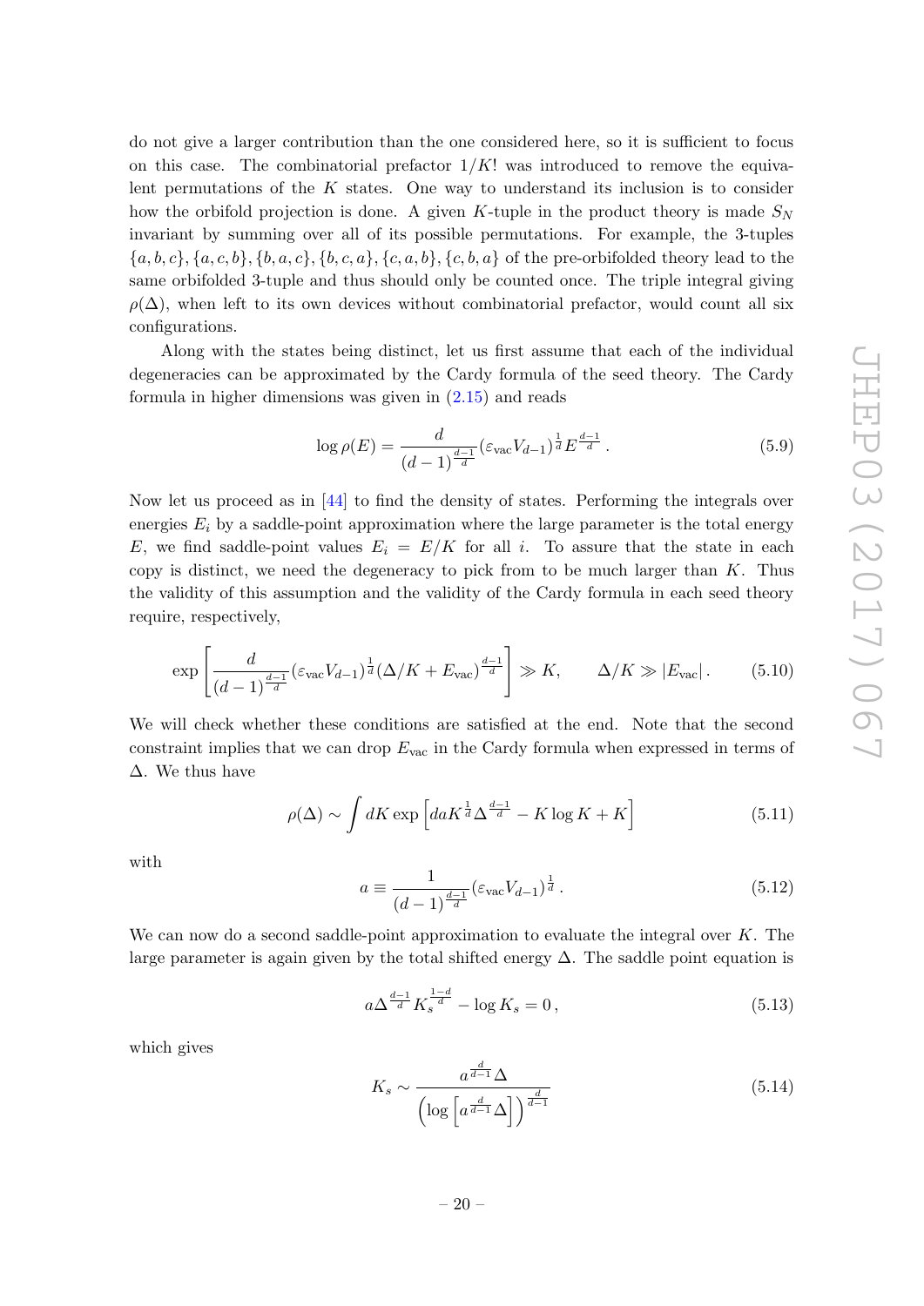do not give a larger contribution than the one considered here, so it is sufficient to focus on this case. The combinatorial prefactor $1/K!$ was introduced to remove the equivalent permutations of the $K$ states. One way to understand its inclusion is to consider how the orbifold projection is done. A given $K$-tuple in the product theory is made $S_N$ invariant by summing over all of its possible permutations. For example, the 3-tuples $\{a, b, c\}, \{a, c, b\}, \{b, a, c\}, \{b, c, a\}, \{c, a, b\}, \{c, b, a\}$ of the pre-orbifolded theory lead to the same orbifolded 3-tuple and thus should only be counted once. The triple integral giving $\rho(\Delta)$, when left to its own devices without combinatorial prefactor, would count all six configurations.

Along with the states being distinct, let us first assume that each of the individual degeneracies can be approximated by the Cardy formula of the seed theory. The Cardy formula in higher dimensions was given in (2.15) and reads

$$\log \rho(E) = \frac{d}{(d-1)^{\frac{d-1}{d}}} (\varepsilon_{\text{vac}} V_{d-1})^{\frac{1}{d}} E^{\frac{d-1}{d}} . \tag{5.9}$$

Now let us proceed as in [44] to find the density of states. Performing the integrals over energies $E_i$ by a saddle-point approximation where the large parameter is the total energy $E$, we find saddle-point values $E_i = E/K$ for all $i$. To assure that the state in each copy is distinct, we need the degeneracy to pick from to be much larger than $K$. Thus the validity of this assumption and the validity of the Cardy formula in each seed theory require, respectively,

$$\exp\left[\frac{d}{(d-1)^{\frac{d-1}{d}}} (\varepsilon_{\text{vac}} V_{d-1})^{\frac{1}{d}} (\Delta/K + E_{\text{vac}})^{\frac{d-1}{d}}\right] \gg K, \qquad \Delta/K \gg |E_{\text{vac}}| . \tag{5.10}$$

We will check whether these conditions are satisfied at the end. Note that the second constraint implies that we can drop $E_{\text{vac}}$ in the Cardy formula when expressed in terms of $\Delta$. We thus have

$$\rho(\Delta) \sim \int dK \exp\left[daK^{\frac{1}{d}} \Delta^{\frac{d-1}{d}} - K\log K + K\right] \tag{5.11}$$

with

$$a \equiv \frac{1}{(d-1)^{\frac{d-1}{d}}} (\varepsilon_{\text{vac}} V_{d-1})^{\frac{1}{d}} . \tag{5.12}$$

We can now do a second saddle-point approximation to evaluate the integral over $K$. The large parameter is again given by the total shifted energy $\Delta$. The saddle point equation is

$$a\Delta^{\frac{d-1}{d}} K_s^{\frac{1-d}{d}} - \log K_s = 0 , \tag{5.13}$$

which gives

$$K_s \sim \frac{a^{\frac{d}{d-1}} \Delta}{\left(\log\left[a^{\frac{d}{d-1}} \Delta\right]\right)^{\frac{d}{d-1}}} \tag{5.14}$$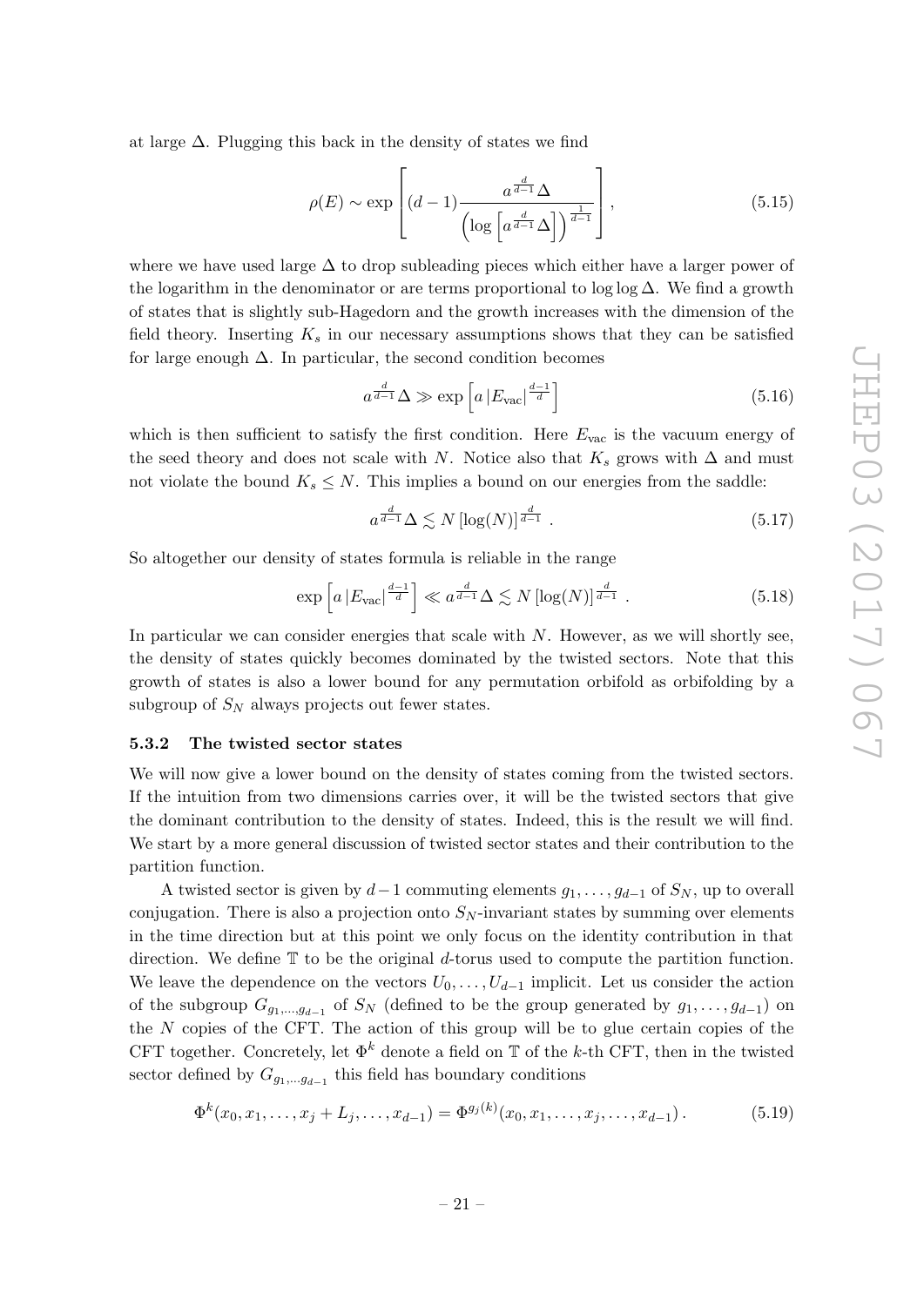at large $\Delta$. Plugging this back in the density of states we find

$$\rho(E) \sim \exp\left[(d-1)\frac{a^{\frac{d}{d-1}}\Delta}{\left(\log\left[a^{\frac{d}{d-1}}\Delta\right]\right)^{\frac{1}{d-1}}}\right], \tag{5.15}$$

where we have used large $\Delta$ to drop subleading pieces which either have a larger power of the logarithm in the denominator or are terms proportional to $\log\log\Delta$. We find a growth of states that is slightly sub-Hagedorn and the growth increases with the dimension of the field theory. Inserting $K_s$ in our necessary assumptions shows that they can be satisfied for large enough $\Delta$. In particular, the second condition becomes

$$a^{\frac{d}{d-1}}\Delta \gg \exp\left[a\,|E_{\text{vac}}|^{\frac{d-1}{d}}\right] \tag{5.16}$$

which is then sufficient to satisfy the first condition. Here $E_{\text{vac}}$ is the vacuum energy of the seed theory and does not scale with $N$. Notice also that $K_s$ grows with $\Delta$ and must not violate the bound $K_s \leq N$. This implies a bound on our energies from the saddle:

$$a^{\frac{d}{d-1}}\Delta \lesssim N\left[\log(N)\right]^{\frac{d}{d-1}}\,. \tag{5.17}$$

So altogether our density of states formula is reliable in the range

$$\exp\left[a\,|E_{\text{vac}}|^{\frac{d-1}{d}}\right] \ll a^{\frac{d}{d-1}}\Delta \lesssim N\left[\log(N)\right]^{\frac{d}{d-1}}\,. \tag{5.18}$$

In particular we can consider energies that scale with $N$. However, as we will shortly see, the density of states quickly becomes dominated by the twisted sectors. Note that this growth of states is also a lower bound for any permutation orbifold as orbifolding by a subgroup of $S_N$ always projects out fewer states.

### 5.3.2 The twisted sector states

We will now give a lower bound on the density of states coming from the twisted sectors. If the intuition from two dimensions carries over, it will be the twisted sectors that give the dominant contribution to the density of states. Indeed, this is the result we will find. We start by a more general discussion of twisted sector states and their contribution to the partition function.

A twisted sector is given by $d-1$ commuting elements $g_1, \ldots, g_{d-1}$ of $S_N$, up to overall conjugation. There is also a projection onto $S_N$-invariant states by summing over elements in the time direction but at this point we only focus on the identity contribution in that direction. We define $\mathbb{T}$ to be the original $d$-torus used to compute the partition function. We leave the dependence on the vectors $U_0, \ldots, U_{d-1}$ implicit. Let us consider the action of the subgroup $G_{g_1,\ldots,g_{d-1}}$ of $S_N$ (defined to be the group generated by $g_1, \ldots, g_{d-1}$) on the $N$ copies of the CFT. The action of this group will be to glue certain copies of the CFT together. Concretely, let $\Phi^k$ denote a field on $\mathbb{T}$ of the $k$-th CFT, then in the twisted sector defined by $G_{g_1,\ldots g_{d-1}}$ this field has boundary conditions

$$\Phi^k(x_0, x_1, \ldots, x_j + L_j, \ldots, x_{d-1}) = \Phi^{g_j(k)}(x_0, x_1, \ldots, x_j, \ldots, x_{d-1})\,. \tag{5.19}$$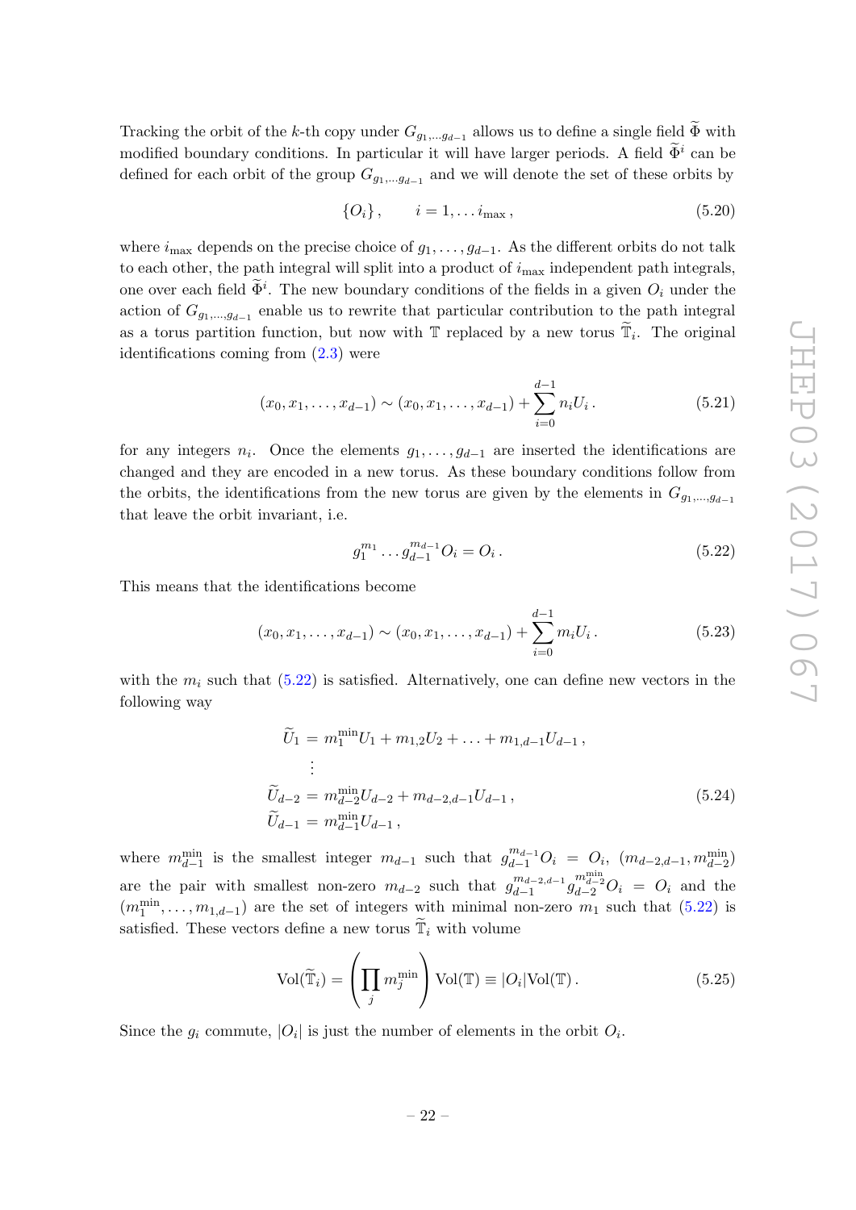Tracking the orbit of the $k$-th copy under $G_{g_1,\dots g_{d-1}}$ allows us to define a single field $\widetilde{\Phi}$ with modified boundary conditions. In particular it will have larger periods. A field $\widetilde{\Phi}^i$ can be defined for each orbit of the group $G_{g_1,\dots g_{d-1}}$ and we will denote the set of these orbits by

$$\{O_i\}\,, \qquad i = 1, \dots i_{\max}\,, \tag{5.20}$$

where $i_{\max}$ depends on the precise choice of $g_1, \dots, g_{d-1}$. As the different orbits do not talk to each other, the path integral will split into a product of $i_{\max}$ independent path integrals, one over each field $\widetilde{\Phi}^i$. The new boundary conditions of the fields in a given $O_i$ under the action of $G_{g_1,\dots,g_{d-1}}$ enable us to rewrite that particular contribution to the path integral as a torus partition function, but now with $\mathbb{T}$ replaced by a new torus $\widetilde{\mathbb{T}}_i$. The original identifications coming from (2.3) were

$$(x_0, x_1, \dots, x_{d-1}) \sim (x_0, x_1, \dots, x_{d-1}) + \sum_{i=0}^{d-1} n_i U_i\,. \tag{5.21}$$

for any integers $n_i$. Once the elements $g_1, \dots, g_{d-1}$ are inserted the identifications are changed and they are encoded in a new torus. As these boundary conditions follow from the orbits, the identifications from the new torus are given by the elements in $G_{g_1,\dots,g_{d-1}}$ that leave the orbit invariant, i.e.

$$g_1^{m_1} \dots g_{d-1}^{m_{d-1}} O_i = O_i\,. \tag{5.22}$$

This means that the identifications become

$$(x_0, x_1, \dots, x_{d-1}) \sim (x_0, x_1, \dots, x_{d-1}) + \sum_{i=0}^{d-1} m_i U_i\,. \tag{5.23}$$

with the $m_i$ such that (5.22) is satisfied. Alternatively, one can define new vectors in the following way

$$\begin{aligned}
\widetilde{U}_1 &= m_1^{\min} U_1 + m_{1,2} U_2 + \ldots + m_{1,d-1} U_{d-1}\,,\\
&\;\;\vdots\\
\widetilde{U}_{d-2} &= m_{d-2}^{\min} U_{d-2} + m_{d-2,d-1} U_{d-1}\,,\\
\widetilde{U}_{d-1} &= m_{d-1}^{\min} U_{d-1}\,,
\end{aligned} \tag{5.24}$$

where $m_{d-1}^{\min}$ is the smallest integer $m_{d-1}$ such that $g_{d-1}^{m_{d-1}} O_i = O_i$, $(m_{d-2,d-1}, m_{d-2}^{\min})$ are the pair with smallest non-zero $m_{d-2}$ such that $g_{d-1}^{m_{d-2,d-1}} g_{d-2}^{m_{d-2}^{\min}} O_i = O_i$ and the $(m_1^{\min}, \dots, m_{1,d-1})$ are the set of integers with minimal non-zero $m_1$ such that (5.22) is satisfied. These vectors define a new torus $\widetilde{\mathbb{T}}_i$ with volume

$$\mathrm{Vol}(\widetilde{\mathbb{T}}_i) = \left(\prod_j m_j^{\min}\right) \mathrm{Vol}(\mathbb{T}) \equiv |O_i| \mathrm{Vol}(\mathbb{T})\,. \tag{5.25}$$

Since the $g_i$ commute, $|O_i|$ is just the number of elements in the orbit $O_i$.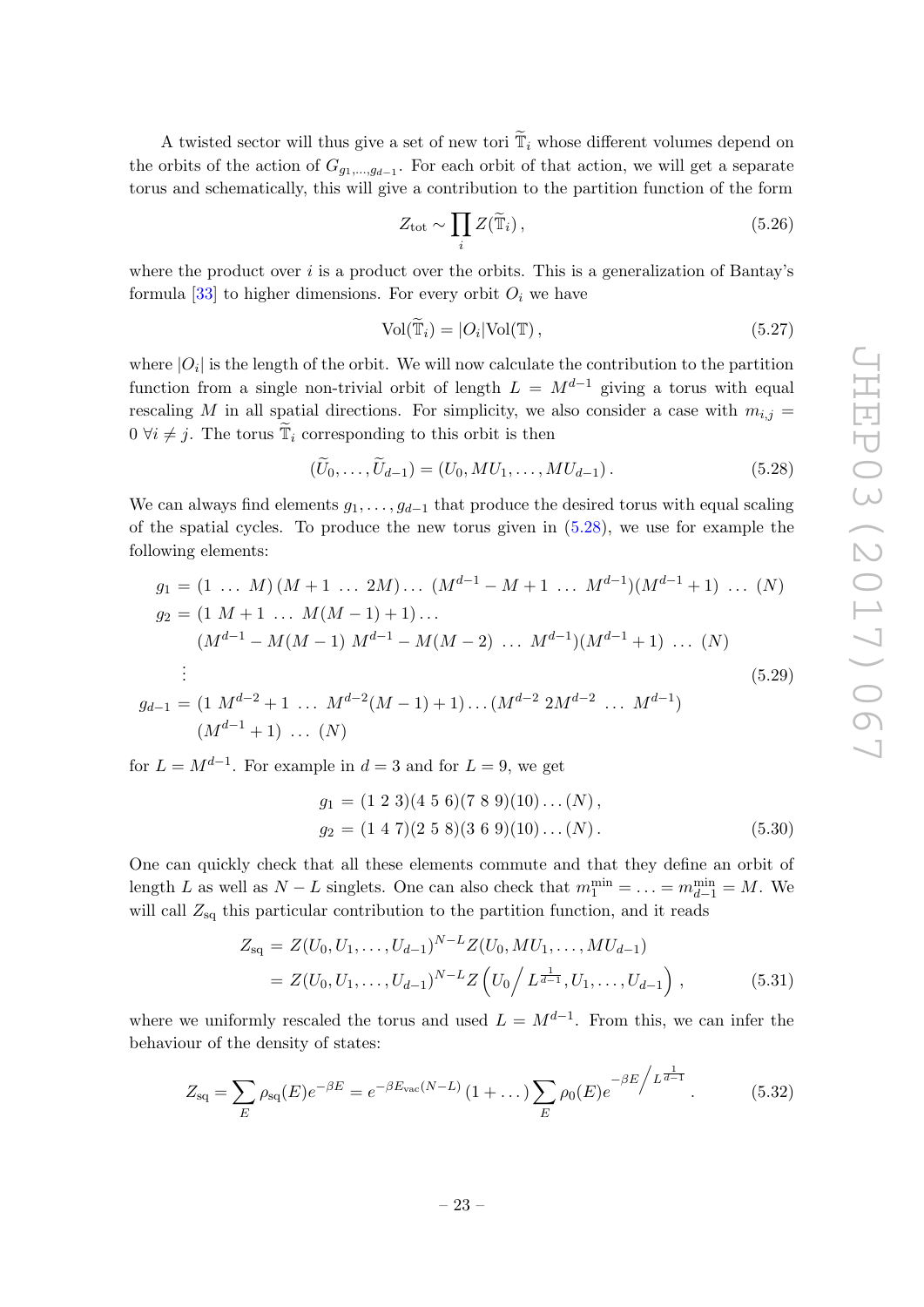A twisted sector will thus give a set of new tori $\widetilde{\mathbb{T}}_i$ whose different volumes depend on the orbits of the action of $G_{g_1,\ldots,g_{d-1}}$. For each orbit of that action, we will get a separate torus and schematically, this will give a contribution to the partition function of the form

$$Z_{\text{tot}} \sim \prod_i Z(\widetilde{\mathbb{T}}_i)\,, \tag{5.26}$$

where the product over $i$ is a product over the orbits. This is a generalization of Bantay's formula [33] to higher dimensions. For every orbit $O_i$ we have

$$\text{Vol}(\widetilde{\mathbb{T}}_i) = |O_i| \text{Vol}(\mathbb{T})\,, \tag{5.27}$$

where $|O_i|$ is the length of the orbit. We will now calculate the contribution to the partition function from a single non-trivial orbit of length $L = M^{d-1}$ giving a torus with equal rescaling $M$ in all spatial directions. For simplicity, we also consider a case with $m_{i,j} = 0\ \forall i \neq j$. The torus $\widetilde{\mathbb{T}}_i$ corresponding to this orbit is then

$$(\widetilde{U}_0, \ldots, \widetilde{U}_{d-1}) = (U_0, MU_1, \ldots, MU_{d-1})\,. \tag{5.28}$$

We can always find elements $g_1, \ldots, g_{d-1}$ that produce the desired torus with equal scaling of the spatial cycles. To produce the new torus given in (5.28), we use for example the following elements:

$$\begin{aligned}
g_1 &= (1\ \ldots\ M)\,(M+1\ \ldots\ 2M)\ldots\ (M^{d-1}-M+1\ \ldots\ M^{d-1})(M^{d-1}+1)\ \ldots\ (N)\\
g_2 &= (1\ M+1\ \ldots\ M(M-1)+1)\ldots\\
&\quad\ (M^{d-1}-M(M-1)\ M^{d-1}-M(M-2)\ \ldots\ M^{d-1})(M^{d-1}+1)\ \ldots\ (N)\\
&\ \ \vdots\\
g_{d-1} &= (1\ M^{d-2}+1\ \ldots\ M^{d-2}(M-1)+1)\ldots(M^{d-2}\ 2M^{d-2}\ \ldots\ M^{d-1})\\
&\quad\ (M^{d-1}+1)\ \ldots\ (N)
\end{aligned} \tag{5.29}$$

for $L = M^{d-1}$. For example in $d = 3$ and for $L = 9$, we get

$$\begin{aligned}
g_1 &= (1\ 2\ 3)(4\ 5\ 6)(7\ 8\ 9)(10)\ldots(N)\,,\\
g_2 &= (1\ 4\ 7)(2\ 5\ 8)(3\ 6\ 9)(10)\ldots(N)\,.
\end{aligned} \tag{5.30}$$

One can quickly check that all these elements commute and that they define an orbit of length $L$ as well as $N - L$ singlets. One can also check that $m_1^{\min} = \ldots = m_{d-1}^{\min} = M$. We will call $Z_{\text{sq}}$ this particular contribution to the partition function, and it reads

$$\begin{aligned}
Z_{\text{sq}} &= Z(U_0, U_1, \ldots, U_{d-1})^{N-L} Z(U_0, MU_1, \ldots, MU_{d-1})\\
&= Z(U_0, U_1, \ldots, U_{d-1})^{N-L} Z\left(U_0\Big/L^{\frac{1}{d-1}}, U_1, \ldots, U_{d-1}\right)\,,
\end{aligned} \tag{5.31}$$

where we uniformly rescaled the torus and used $L = M^{d-1}$. From this, we can infer the behaviour of the density of states:

$$Z_{\text{sq}} = \sum_E \rho_{\text{sq}}(E) e^{-\beta E} = e^{-\beta E_{\text{vac}}(N-L)}\,(1+\ldots)\sum_E \rho_0(E) e^{-\beta E\Big/L^{\frac{1}{d-1}}}\,. \tag{5.32}$$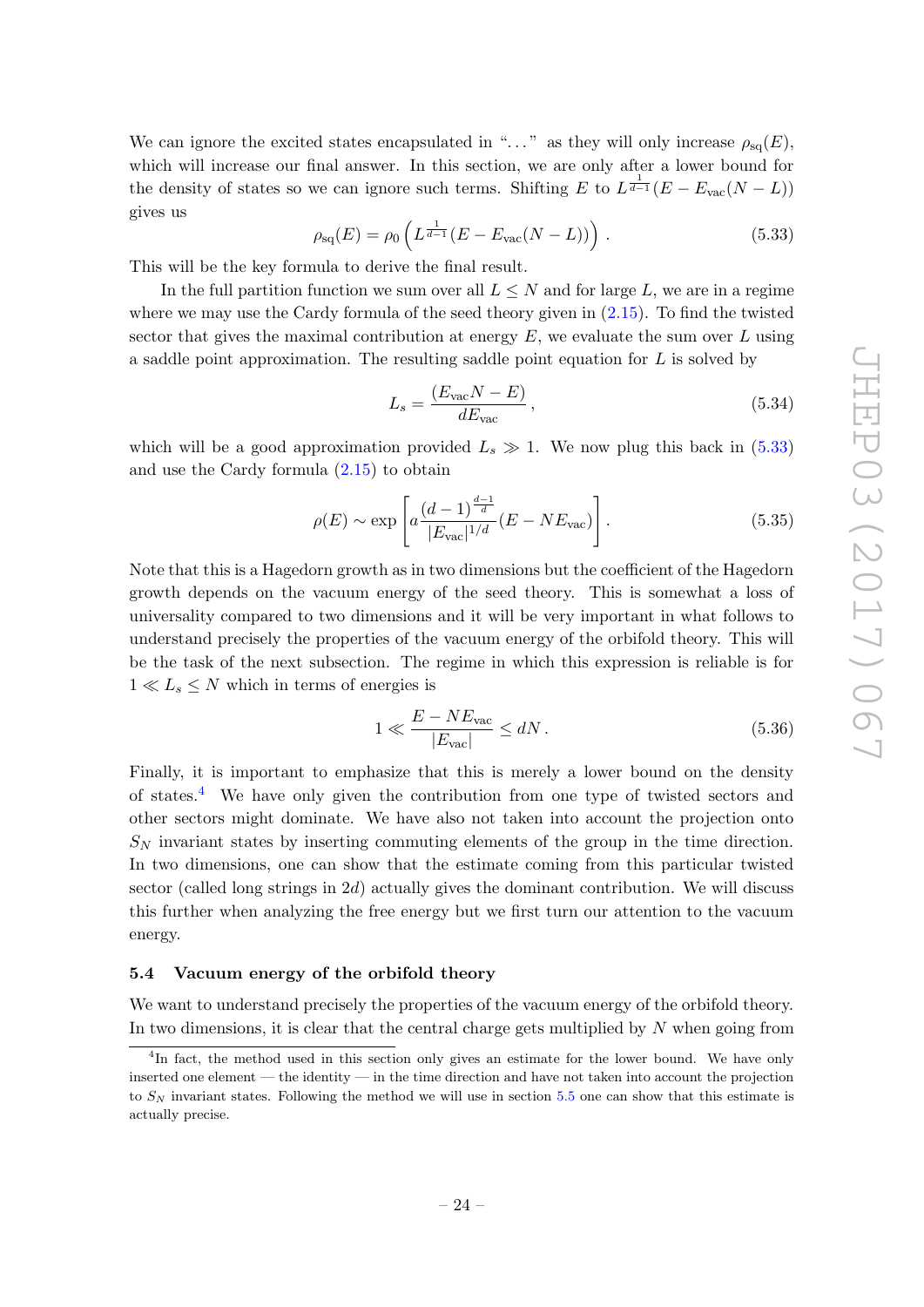We can ignore the excited states encapsulated in "..." as they will only increase $\rho_{\text{sq}}(E)$, which will increase our final answer. In this section, we are only after a lower bound for the density of states so we can ignore such terms. Shifting $E$ to $L^{\frac{1}{d-1}}(E - E_{\text{vac}}(N-L))$ gives us

$$\rho_{\text{sq}}(E) = \rho_0\left(L^{\frac{1}{d-1}}(E - E_{\text{vac}}(N-L))\right). \tag{5.33}$$

This will be the key formula to derive the final result.

In the full partition function we sum over all $L \leq N$ and for large $L$, we are in a regime where we may use the Cardy formula of the seed theory given in (2.15). To find the twisted sector that gives the maximal contribution at energy $E$, we evaluate the sum over $L$ using a saddle point approximation. The resulting saddle point equation for $L$ is solved by

$$L_s = \frac{(E_{\text{vac}}N - E)}{dE_{\text{vac}}}, \tag{5.34}$$

which will be a good approximation provided $L_s \gg 1$. We now plug this back in (5.33) and use the Cardy formula (2.15) to obtain

$$\rho(E) \sim \exp\left[a\frac{(d-1)^{\frac{d-1}{d}}}{|E_{\text{vac}}|^{1/d}}(E - NE_{\text{vac}})\right]. \tag{5.35}$$

Note that this is a Hagedorn growth as in two dimensions but the coefficient of the Hagedorn growth depends on the vacuum energy of the seed theory. This is somewhat a loss of universality compared to two dimensions and it will be very important in what follows to understand precisely the properties of the vacuum energy of the orbifold theory. This will be the task of the next subsection. The regime in which this expression is reliable is for $1 \ll L_s \leq N$ which in terms of energies is

$$1 \ll \frac{E - NE_{\text{vac}}}{|E_{\text{vac}}|} \leq dN. \tag{5.36}$$

Finally, it is important to emphasize that this is merely a lower bound on the density of states.[4] We have only given the contribution from one type of twisted sectors and other sectors might dominate. We have also not taken into account the projection onto $S_N$ invariant states by inserting commuting elements of the group in the time direction. In two dimensions, one can show that the estimate coming from this particular twisted sector (called long strings in $2d$) actually gives the dominant contribution. We will discuss this further when analyzing the free energy but we first turn our attention to the vacuum energy.

### 5.4 Vacuum energy of the orbifold theory

We want to understand precisely the properties of the vacuum energy of the orbifold theory. In two dimensions, it is clear that the central charge gets multiplied by $N$ when going from

[4]In fact, the method used in this section only gives an estimate for the lower bound. We have only inserted one element — the identity — in the time direction and have not taken into account the projection to $S_N$ invariant states. Following the method we will use in section 5.5 one can show that this estimate is actually precise.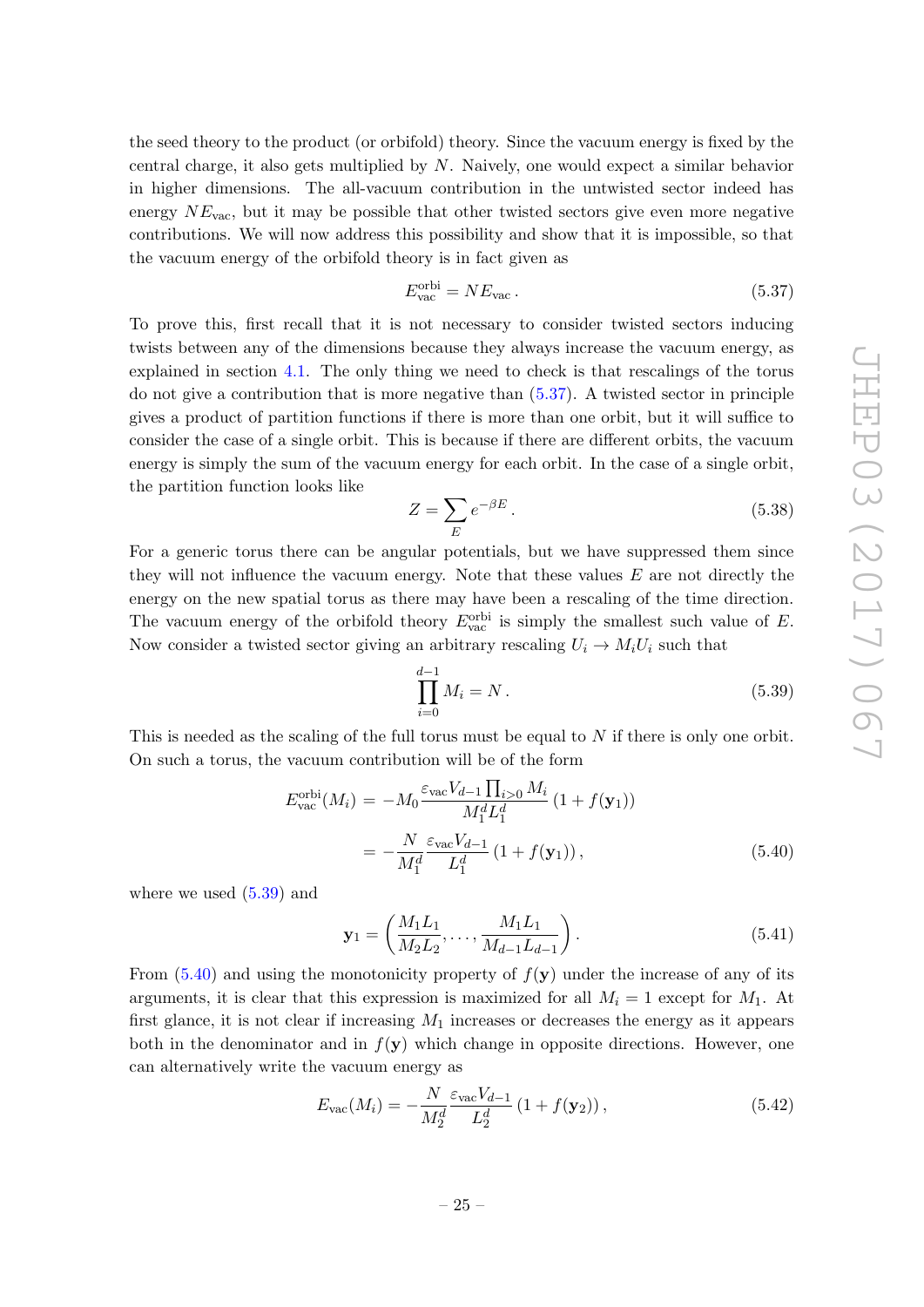the seed theory to the product (or orbifold) theory. Since the vacuum energy is fixed by the central charge, it also gets multiplied by $N$. Naively, one would expect a similar behavior in higher dimensions. The all-vacuum contribution in the untwisted sector indeed has energy $NE_{\text{vac}}$, but it may be possible that other twisted sectors give even more negative contributions. We will now address this possibility and show that it is impossible, so that the vacuum energy of the orbifold theory is in fact given as

$$E_{\text{vac}}^{\text{orbi}} = NE_{\text{vac}} \,. \tag{5.37}$$

To prove this, first recall that it is not necessary to consider twisted sectors inducing twists between any of the dimensions because they always increase the vacuum energy, as explained in section 4.1. The only thing we need to check is that rescalings of the torus do not give a contribution that is more negative than (5.37). A twisted sector in principle gives a product of partition functions if there is more than one orbit, but it will suffice to consider the case of a single orbit. This is because if there are different orbits, the vacuum energy is simply the sum of the vacuum energy for each orbit. In the case of a single orbit, the partition function looks like

$$Z = \sum_E e^{-\beta E} \,. \tag{5.38}$$

For a generic torus there can be angular potentials, but we have suppressed them since they will not influence the vacuum energy. Note that these values $E$ are not directly the energy on the new spatial torus as there may have been a rescaling of the time direction. The vacuum energy of the orbifold theory $E_{\text{vac}}^{\text{orbi}}$ is simply the smallest such value of $E$. Now consider a twisted sector giving an arbitrary rescaling $U_i \to M_i U_i$ such that

$$\prod_{i=0}^{d-1} M_i = N \,. \tag{5.39}$$

This is needed as the scaling of the full torus must be equal to $N$ if there is only one orbit. On such a torus, the vacuum contribution will be of the form

$$\begin{aligned} E_{\text{vac}}^{\text{orbi}}(M_i) &= -M_0 \frac{\varepsilon_{\text{vac}} V_{d-1} \prod_{i>0} M_i}{M_1^d L_1^d} \left(1 + f(\mathbf{y}_1)\right) \\ &= -\frac{N}{M_1^d} \frac{\varepsilon_{\text{vac}} V_{d-1}}{L_1^d} \left(1 + f(\mathbf{y}_1)\right), \end{aligned} \tag{5.40}$$

where we used (5.39) and

$$\mathbf{y}_1 = \left( \frac{M_1 L_1}{M_2 L_2}, \ldots, \frac{M_1 L_1}{M_{d-1} L_{d-1}} \right). \tag{5.41}$$

From (5.40) and using the monotonicity property of $f(\mathbf{y})$ under the increase of any of its arguments, it is clear that this expression is maximized for all $M_i = 1$ except for $M_1$. At first glance, it is not clear if increasing $M_1$ increases or decreases the energy as it appears both in the denominator and in $f(\mathbf{y})$ which change in opposite directions. However, one can alternatively write the vacuum energy as

$$E_{\text{vac}}(M_i) = -\frac{N}{M_2^d} \frac{\varepsilon_{\text{vac}} V_{d-1}}{L_2^d} \left(1 + f(\mathbf{y}_2)\right), \tag{5.42}$$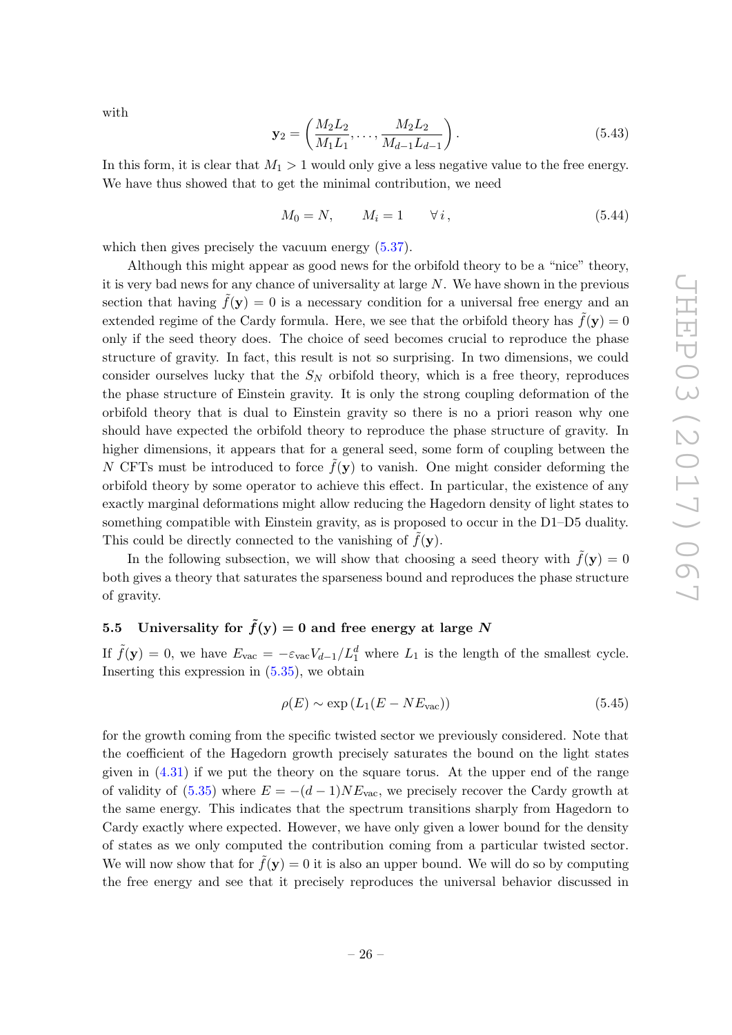with

$$\mathbf{y}_2 = \left( \frac{M_2 L_2}{M_1 L_1}, \ldots, \frac{M_2 L_2}{M_{d-1} L_{d-1}} \right). \tag{5.43}$$

In this form, it is clear that $M_1 > 1$ would only give a less negative value to the free energy. We have thus showed that to get the minimal contribution, we need

$$M_0 = N, \qquad M_i = 1 \qquad \forall\, i\,, \tag{5.44}$$

which then gives precisely the vacuum energy (5.37).

Although this might appear as good news for the orbifold theory to be a "nice" theory, it is very bad news for any chance of universality at large $N$. We have shown in the previous section that having $\tilde{f}(\mathbf{y}) = 0$ is a necessary condition for a universal free energy and an extended regime of the Cardy formula. Here, we see that the orbifold theory has $\tilde{f}(\mathbf{y}) = 0$ only if the seed theory does. The choice of seed becomes crucial to reproduce the phase structure of gravity. In fact, this result is not so surprising. In two dimensions, we could consider ourselves lucky that the $S_N$ orbifold theory, which is a free theory, reproduces the phase structure of Einstein gravity. It is only the strong coupling deformation of the orbifold theory that is dual to Einstein gravity so there is no a priori reason why one should have expected the orbifold theory to reproduce the phase structure of gravity. In higher dimensions, it appears that for a general seed, some form of coupling between the $N$ CFTs must be introduced to force $\tilde{f}(\mathbf{y})$ to vanish. One might consider deforming the orbifold theory by some operator to achieve this effect. In particular, the existence of any exactly marginal deformations might allow reducing the Hagedorn density of light states to something compatible with Einstein gravity, as is proposed to occur in the D1–D5 duality. This could be directly connected to the vanishing of $\tilde{f}(\mathbf{y})$.

In the following subsection, we will show that choosing a seed theory with $\tilde{f}(\mathbf{y}) = 0$ both gives a theory that saturates the sparseness bound and reproduces the phase structure of gravity.

### 5.5 Universality for $\tilde{f}(\mathbf{y}) = 0$ and free energy at large $N$

If $\tilde{f}(\mathbf{y}) = 0$, we have $E_{\text{vac}} = -\varepsilon_{\text{vac}} V_{d-1}/L_1^d$ where $L_1$ is the length of the smallest cycle. Inserting this expression in (5.35), we obtain

$$\rho(E) \sim \exp\left(L_1(E - N E_{\text{vac}})\right) \tag{5.45}$$

for the growth coming from the specific twisted sector we previously considered. Note that the coefficient of the Hagedorn growth precisely saturates the bound on the light states given in (4.31) if we put the theory on the square torus. At the upper end of the range of validity of (5.35) where $E = -(d-1)N E_{\text{vac}}$, we precisely recover the Cardy growth at the same energy. This indicates that the spectrum transitions sharply from Hagedorn to Cardy exactly where expected. However, we have only given a lower bound for the density of states as we only computed the contribution coming from a particular twisted sector. We will now show that for $\tilde{f}(\mathbf{y}) = 0$ it is also an upper bound. We will do so by computing the free energy and see that it precisely reproduces the universal behavior discussed in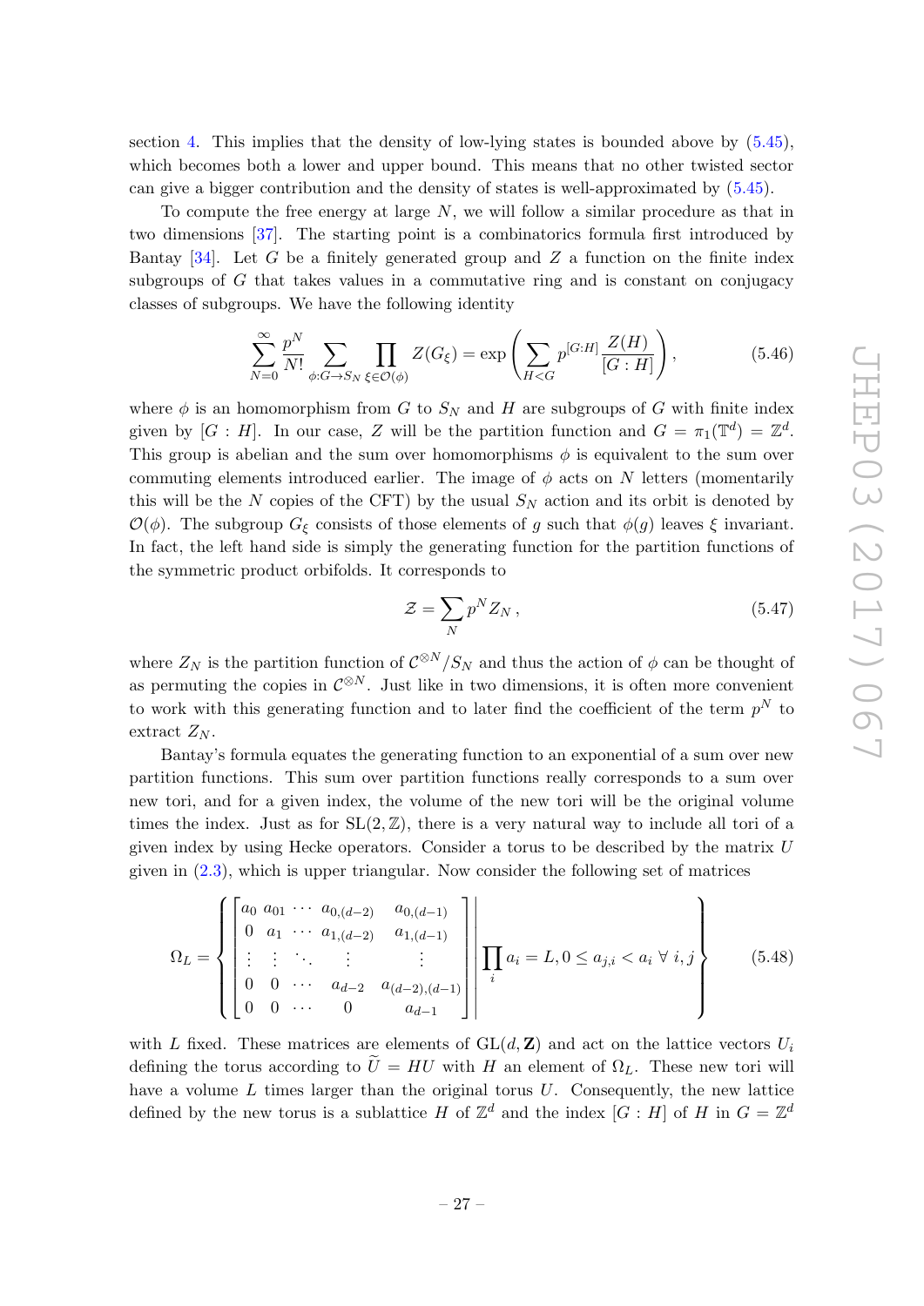section 4. This implies that the density of low-lying states is bounded above by (5.45), which becomes both a lower and upper bound. This means that no other twisted sector can give a bigger contribution and the density of states is well-approximated by (5.45).

To compute the free energy at large $N$, we will follow a similar procedure as that in two dimensions [37]. The starting point is a combinatorics formula first introduced by Bantay [34]. Let $G$ be a finitely generated group and $Z$ a function on the finite index subgroups of $G$ that takes values in a commutative ring and is constant on conjugacy classes of subgroups. We have the following identity

$$\sum_{N=0}^{\infty} \frac{p^N}{N!} \sum_{\phi : G \to S_N} \prod_{\xi \in \mathcal{O}(\phi)} Z(G_\xi) = \exp\left( \sum_{H<G} p^{[G:H]} \frac{Z(H)}{[G:H]} \right), \tag{5.46}$$

where $\phi$ is an homomorphism from $G$ to $S_N$ and $H$ are subgroups of $G$ with finite index given by $[G : H]$. In our case, $Z$ will be the partition function and $G = \pi_1(\mathbb{T}^d) = \mathbb{Z}^d$. This group is abelian and the sum over homomorphisms $\phi$ is equivalent to the sum over commuting elements introduced earlier. The image of $\phi$ acts on $N$ letters (momentarily this will be the $N$ copies of the CFT) by the usual $S_N$ action and its orbit is denoted by $\mathcal{O}(\phi)$. The subgroup $G_\xi$ consists of those elements of $g$ such that $\phi(g)$ leaves $\xi$ invariant. In fact, the left hand side is simply the generating function for the partition functions of the symmetric product orbifolds. It corresponds to

$$\mathcal{Z} = \sum_N p^N Z_N \,, \tag{5.47}$$

where $Z_N$ is the partition function of $\mathcal{C}^{\otimes N}/S_N$ and thus the action of $\phi$ can be thought of as permuting the copies in $\mathcal{C}^{\otimes N}$. Just like in two dimensions, it is often more convenient to work with this generating function and to later find the coefficient of the term $p^N$ to extract $Z_N$.

Bantay's formula equates the generating function to an exponential of a sum over new partition functions. This sum over partition functions really corresponds to a sum over new tori, and for a given index, the volume of the new tori will be the original volume times the index. Just as for $\mathrm{SL}(2, \mathbb{Z})$, there is a very natural way to include all tori of a given index by using Hecke operators. Consider a torus to be described by the matrix $U$ given in (2.3), which is upper triangular. Now consider the following set of matrices

$$\Omega_L = \left\{ \left[ \begin{matrix} a_0 & a_{01} & \cdots & a_{0,(d-2)} & a_{0,(d-1)} \\ 0 & a_1 & \cdots & a_{1,(d-2)} & a_{1,(d-1)} \\ \vdots & \vdots & \ddots & \vdots & \vdots \\ 0 & 0 & \cdots & a_{d-2} & a_{(d-2),(d-1)} \\ 0 & 0 & \cdots & 0 & a_{d-1} \end{matrix} \right] \middle| \, \prod_i a_i = L, 0 \leq a_{j,i} < a_i \ \forall \ i, j \right\} \tag{5.48}$$

with $L$ fixed. These matrices are elements of $\mathrm{GL}(d, \mathbf{Z})$ and act on the lattice vectors $U_i$ defining the torus according to $\widetilde{U} = HU$ with $H$ an element of $\Omega_L$. These new tori will have a volume $L$ times larger than the original torus $U$. Consequently, the new lattice defined by the new torus is a sublattice $H$ of $\mathbb{Z}^d$ and the index $[G : H]$ of $H$ in $G = \mathbb{Z}^d$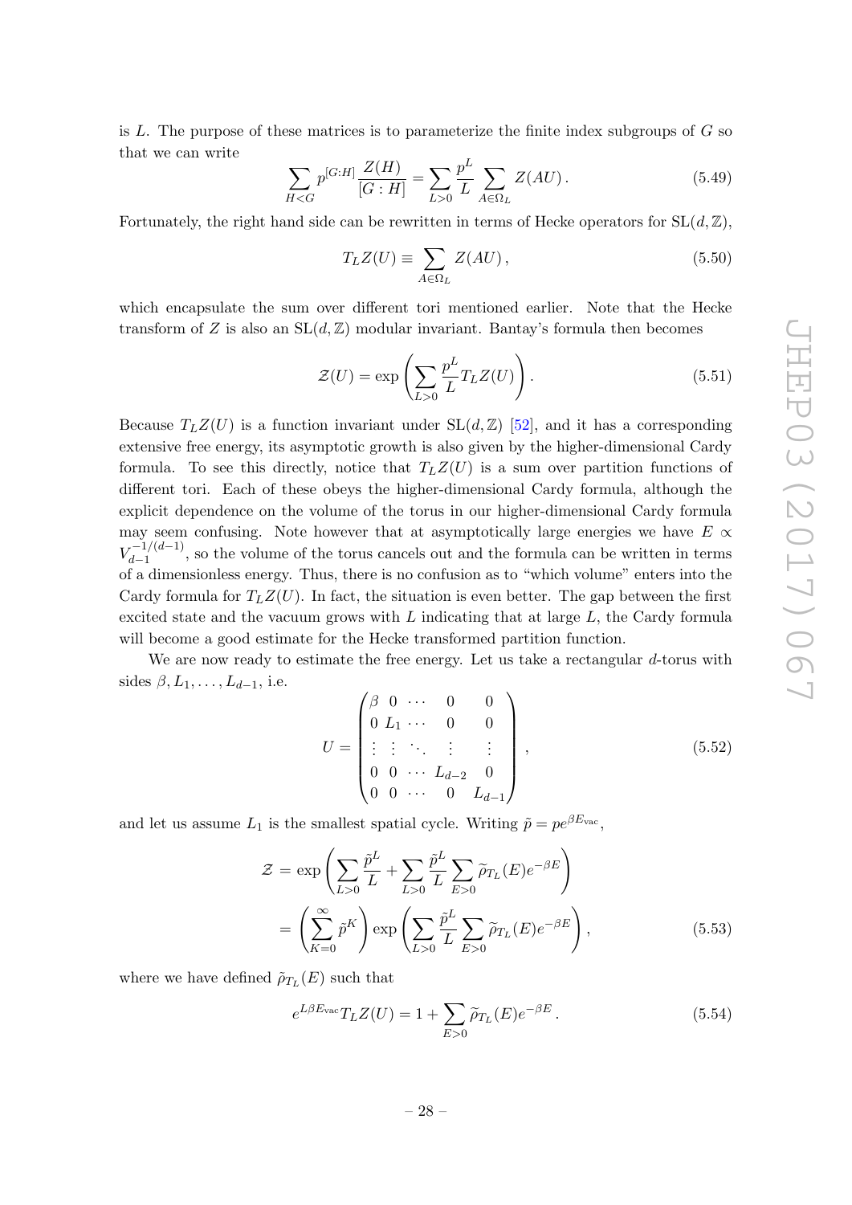is $L$. The purpose of these matrices is to parameterize the finite index subgroups of $G$ so that we can write

$$\sum_{H<G} p^{[G:H]} \frac{Z(H)}{[G:H]} = \sum_{L>0} \frac{p^L}{L} \sum_{A\in\Omega_L} Z(AU)\,. \tag{5.49}$$

Fortunately, the right hand side can be rewritten in terms of Hecke operators for $\mathrm{SL}(d,\mathbb{Z})$,

$$T_L Z(U) \equiv \sum_{A\in\Omega_L} Z(AU)\,, \tag{5.50}$$

which encapsulate the sum over different tori mentioned earlier. Note that the Hecke transform of $Z$ is also an $\mathrm{SL}(d,\mathbb{Z})$ modular invariant. Bantay's formula then becomes

$$\mathcal{Z}(U) = \exp\left(\sum_{L>0} \frac{p^L}{L} T_L Z(U)\right). \tag{5.51}$$

Because $T_L Z(U)$ is a function invariant under $\mathrm{SL}(d,\mathbb{Z})$ [52], and it has a corresponding extensive free energy, its asymptotic growth is also given by the higher-dimensional Cardy formula. To see this directly, notice that $T_L Z(U)$ is a sum over partition functions of different tori. Each of these obeys the higher-dimensional Cardy formula, although the explicit dependence on the volume of the torus in our higher-dimensional Cardy formula may seem confusing. Note however that at asymptotically large energies we have $E \propto V_{d-1}^{-1/(d-1)}$, so the volume of the torus cancels out and the formula can be written in terms of a dimensionless energy. Thus, there is no confusion as to "which volume" enters into the Cardy formula for $T_L Z(U)$. In fact, the situation is even better. The gap between the first excited state and the vacuum grows with $L$ indicating that at large $L$, the Cardy formula will become a good estimate for the Hecke transformed partition function.

We are now ready to estimate the free energy. Let us take a rectangular $d$-torus with sides $\beta, L_1, \ldots, L_{d-1}$, i.e.

$$U = \begin{pmatrix} \beta & 0 & \cdots & 0 & 0 \\ 0 & L_1 & \cdots & 0 & 0 \\ \vdots & \vdots & \ddots & \vdots & \vdots \\ 0 & 0 & \cdots & L_{d-2} & 0 \\ 0 & 0 & \cdots & 0 & L_{d-1} \end{pmatrix}, \tag{5.52}$$

and let us assume $L_1$ is the smallest spatial cycle. Writing $\tilde{p} = p e^{\beta E_{\text{vac}}}$,

$$\begin{aligned} \mathcal{Z} &= \exp\left(\sum_{L>0} \frac{\tilde{p}^L}{L} + \sum_{L>0} \frac{\tilde{p}^L}{L} \sum_{E>0} \widetilde{\rho}_{T_L}(E) e^{-\beta E}\right) \\ &= \left(\sum_{K=0}^{\infty} \tilde{p}^K\right) \exp\left(\sum_{L>0} \frac{\tilde{p}^L}{L} \sum_{E>0} \widetilde{\rho}_{T_L}(E) e^{-\beta E}\right), \end{aligned} \tag{5.53}$$

where we have defined $\tilde{\rho}_{T_L}(E)$ such that

$$e^{L\beta E_{\text{vac}}} T_L Z(U) = 1 + \sum_{E>0} \widetilde{\rho}_{T_L}(E) e^{-\beta E}\,. \tag{5.54}$$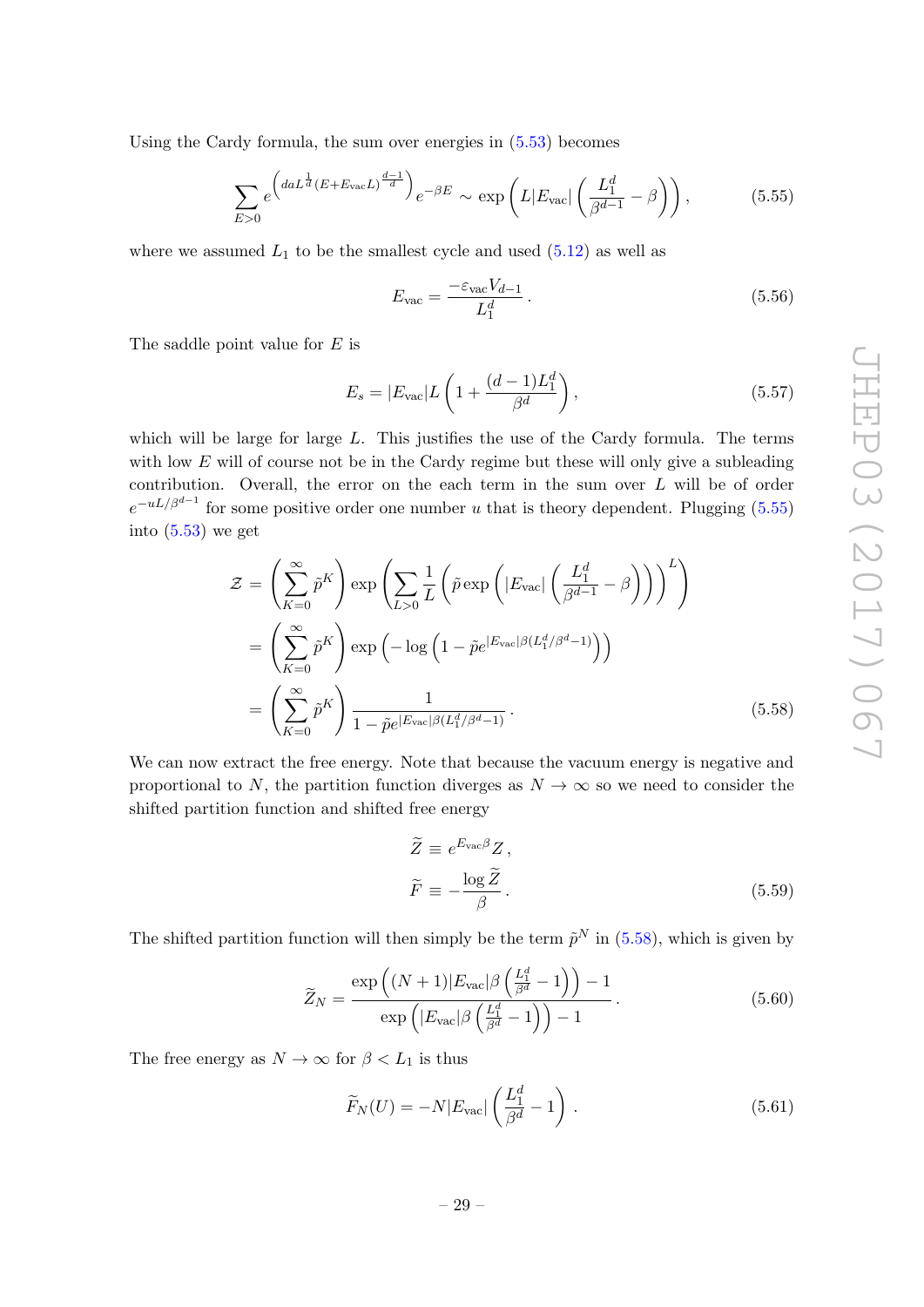Using the Cardy formula, the sum over energies in (5.53) becomes

$$\sum_{E>0} e^{\left(daL^{\frac{1}{d}}(E+E_{\text{vac}}L)^{\frac{d-1}{d}}\right)} e^{-\beta E} \sim \exp\left(L|E_{\text{vac}}|\left(\frac{L_1^d}{\beta^{d-1}} - \beta\right)\right), \tag{5.55}$$

where we assumed $L_1$ to be the smallest cycle and used (5.12) as well as

$$E_{\text{vac}} = \frac{-\varepsilon_{\text{vac}} V_{d-1}}{L_1^d}. \tag{5.56}$$

The saddle point value for $E$ is

$$E_s = |E_{\text{vac}}|L\left(1 + \frac{(d-1)L_1^d}{\beta^d}\right), \tag{5.57}$$

which will be large for large $L$. This justifies the use of the Cardy formula. The terms with low $E$ will of course not be in the Cardy regime but these will only give a subleading contribution. Overall, the error on the each term in the sum over $L$ will be of order $e^{-uL/\beta^{d-1}}$ for some positive order one number $u$ that is theory dependent. Plugging (5.55) into (5.53) we get

$$\begin{aligned}
\mathcal{Z} &= \left(\sum_{K=0}^{\infty} \tilde{p}^K\right) \exp\left(\sum_{L>0} \frac{1}{L}\left(\tilde{p}\exp\left(|E_{\text{vac}}|\left(\frac{L_1^d}{\beta^{d-1}} - \beta\right)\right)\right)^L\right) \\
&= \left(\sum_{K=0}^{\infty} \tilde{p}^K\right) \exp\left(-\log\left(1 - \tilde{p}e^{|E_{\text{vac}}|\beta(L_1^d/\beta^d - 1)}\right)\right) \\
&= \left(\sum_{K=0}^{\infty} \tilde{p}^K\right) \frac{1}{1 - \tilde{p}e^{|E_{\text{vac}}|\beta(L_1^d/\beta^d - 1)}}.
\end{aligned} \tag{5.58}$$

We can now extract the free energy. Note that because the vacuum energy is negative and proportional to $N$, the partition function diverges as $N \to \infty$ so we need to consider the shifted partition function and shifted free energy

$$\begin{aligned}
\widetilde{Z} &\equiv e^{E_{\text{vac}}\beta} Z, \\
\widetilde{F} &\equiv -\frac{\log \widetilde{Z}}{\beta}.
\end{aligned} \tag{5.59}$$

The shifted partition function will then simply be the term $\tilde{p}^N$ in (5.58), which is given by

$$\widetilde{Z}_N = \frac{\exp\left((N+1)|E_{\text{vac}}|\beta\left(\frac{L_1^d}{\beta^d} - 1\right)\right) - 1}{\exp\left(|E_{\text{vac}}|\beta\left(\frac{L_1^d}{\beta^d} - 1\right)\right) - 1}. \tag{5.60}$$

The free energy as $N \to \infty$ for $\beta < L_1$ is thus

$$\widetilde{F}_N(U) = -N|E_{\text{vac}}|\left(\frac{L_1^d}{\beta^d} - 1\right). \tag{5.61}$$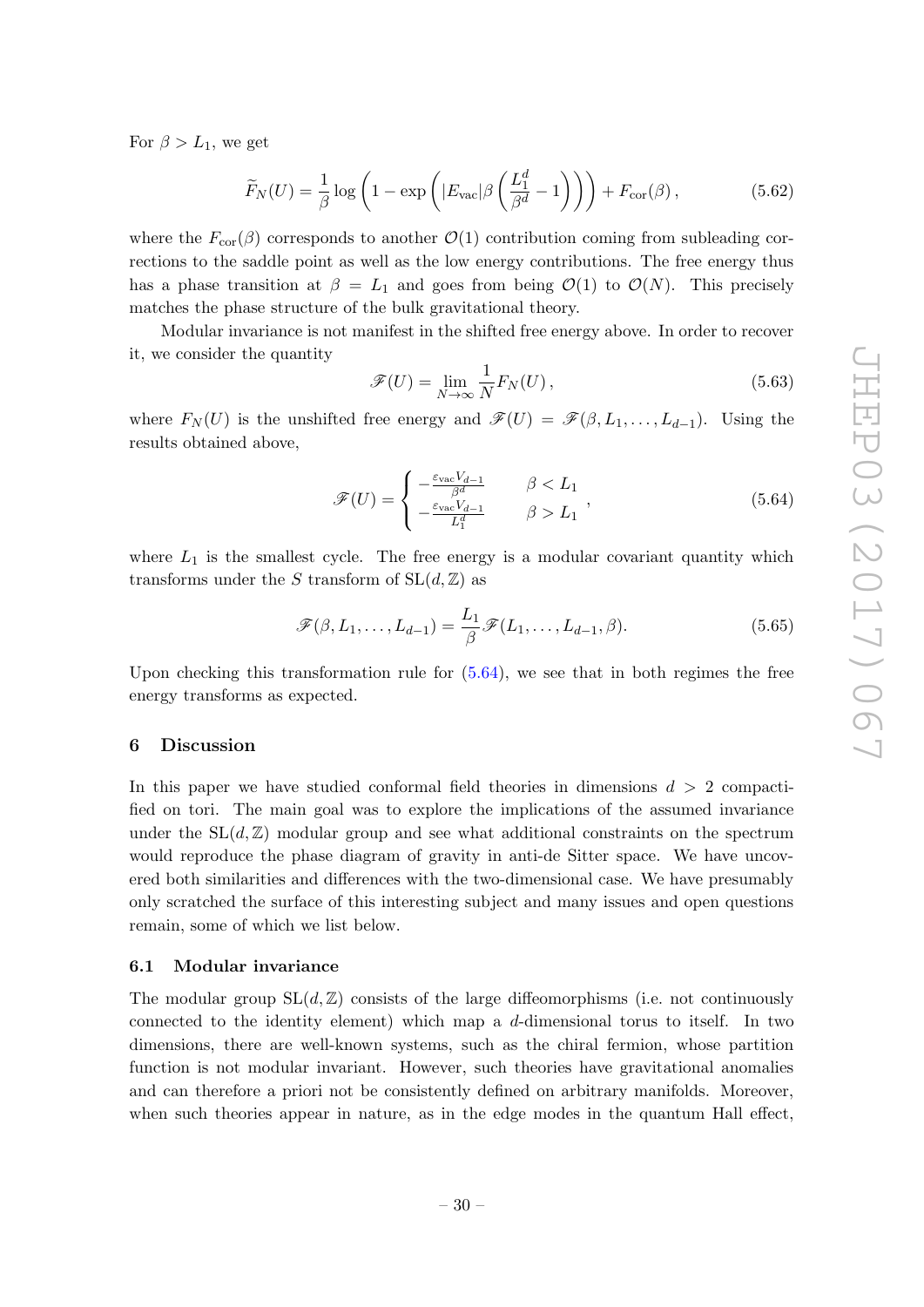For $\beta > L_1$, we get

$$\widetilde{F}_N(U) = \frac{1}{\beta} \log \left(1 - \exp\left(|E_{\text{vac}}|\beta \left(\frac{L_1^d}{\beta^d} - 1\right)\right)\right) + F_{\text{cor}}(\beta)\,, \tag{5.62}$$

where the $F_{\text{cor}}(\beta)$ corresponds to another $\mathcal{O}(1)$ contribution coming from subleading corrections to the saddle point as well as the low energy contributions. The free energy thus has a phase transition at $\beta = L_1$ and goes from being $\mathcal{O}(1)$ to $\mathcal{O}(N)$. This precisely matches the phase structure of the bulk gravitational theory.

Modular invariance is not manifest in the shifted free energy above. In order to recover it, we consider the quantity

$$\mathscr{F}(U) = \lim_{N\to\infty} \frac{1}{N} F_N(U)\,, \tag{5.63}$$

where $F_N(U)$ is the unshifted free energy and $\mathscr{F}(U) = \mathscr{F}(\beta, L_1, \ldots, L_{d-1})$. Using the results obtained above,

$$\mathscr{F}(U) = \begin{cases} -\frac{\varepsilon_{\text{vac}} V_{d-1}}{\beta^d} & \beta < L_1 \\ -\frac{\varepsilon_{\text{vac}} V_{d-1}}{L_1^d} & \beta > L_1 \end{cases}, \tag{5.64}$$

where $L_1$ is the smallest cycle. The free energy is a modular covariant quantity which transforms under the $S$ transform of $\mathrm{SL}(d,\mathbb{Z})$ as

$$\mathscr{F}(\beta, L_1, \ldots, L_{d-1}) = \frac{L_1}{\beta} \mathscr{F}(L_1, \ldots, L_{d-1}, \beta). \tag{5.65}$$

Upon checking this transformation rule for (5.64), we see that in both regimes the free energy transforms as expected.

## 6 Discussion

In this paper we have studied conformal field theories in dimensions $d > 2$ compactified on tori. The main goal was to explore the implications of the assumed invariance under the $\mathrm{SL}(d,\mathbb{Z})$ modular group and see what additional constraints on the spectrum would reproduce the phase diagram of gravity in anti-de Sitter space. We have uncovered both similarities and differences with the two-dimensional case. We have presumably only scratched the surface of this interesting subject and many issues and open questions remain, some of which we list below.

### 6.1 Modular invariance

The modular group $\mathrm{SL}(d,\mathbb{Z})$ consists of the large diffeomorphisms (i.e. not continuously connected to the identity element) which map a $d$-dimensional torus to itself. In two dimensions, there are well-known systems, such as the chiral fermion, whose partition function is not modular invariant. However, such theories have gravitational anomalies and can therefore a priori not be consistently defined on arbitrary manifolds. Moreover, when such theories appear in nature, as in the edge modes in the quantum Hall effect,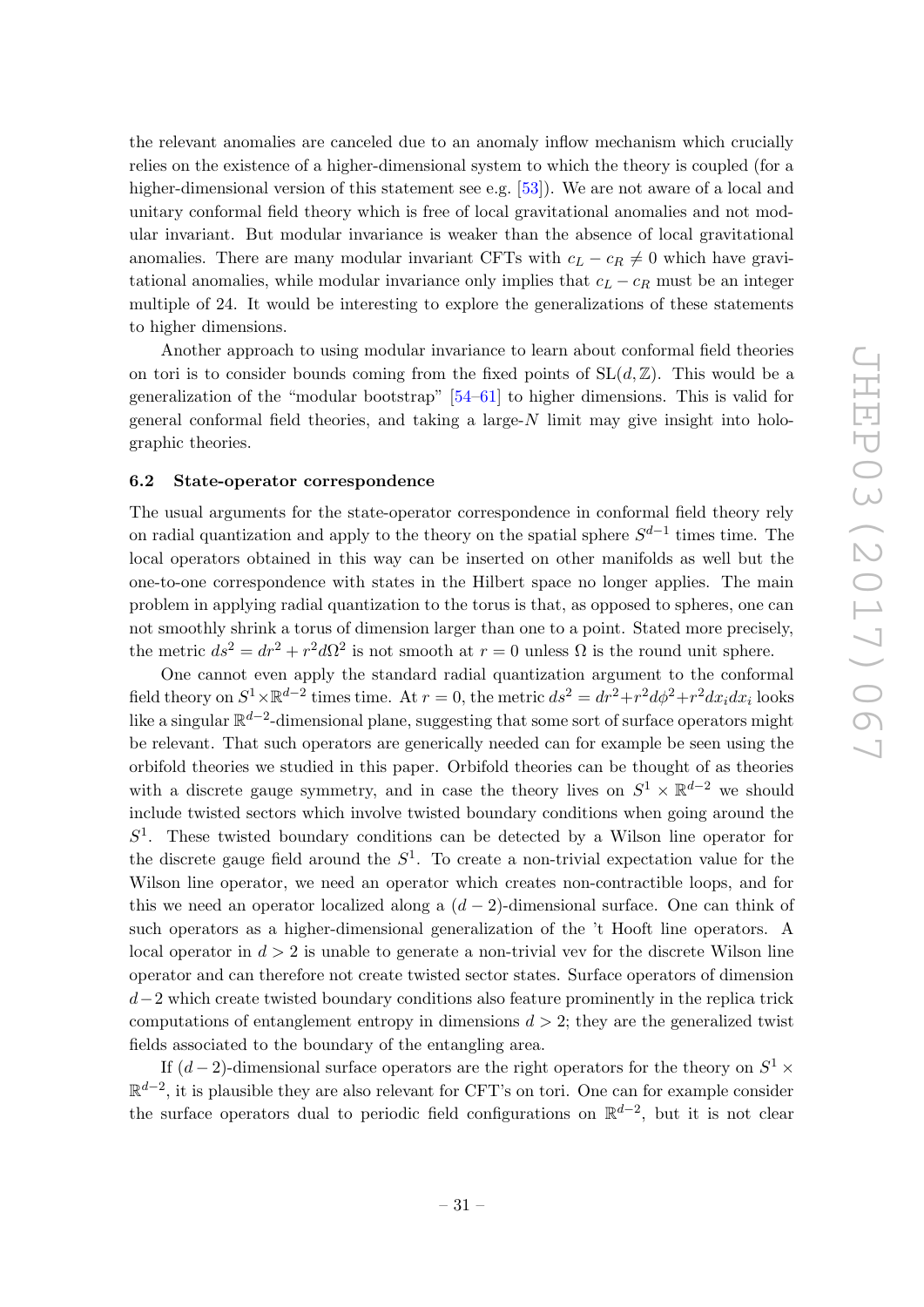the relevant anomalies are canceled due to an anomaly inflow mechanism which crucially relies on the existence of a higher-dimensional system to which the theory is coupled (for a higher-dimensional version of this statement see e.g. [53]). We are not aware of a local and unitary conformal field theory which is free of local gravitational anomalies and not modular invariant. But modular invariance is weaker than the absence of local gravitational anomalies. There are many modular invariant CFTs with $c_L - c_R \neq 0$ which have gravitational anomalies, while modular invariance only implies that $c_L - c_R$ must be an integer multiple of 24. It would be interesting to explore the generalizations of these statements to higher dimensions.

Another approach to using modular invariance to learn about conformal field theories on tori is to consider bounds coming from the fixed points of $\mathrm{SL}(d, \mathbb{Z})$. This would be a generalization of the "modular bootstrap" [54–61] to higher dimensions. This is valid for general conformal field theories, and taking a large-$N$ limit may give insight into holographic theories.

### 6.2 State-operator correspondence

The usual arguments for the state-operator correspondence in conformal field theory rely on radial quantization and apply to the theory on the spatial sphere $S^{d-1}$ times time. The local operators obtained in this way can be inserted on other manifolds as well but the one-to-one correspondence with states in the Hilbert space no longer applies. The main problem in applying radial quantization to the torus is that, as opposed to spheres, one can not smoothly shrink a torus of dimension larger than one to a point. Stated more precisely, the metric $ds^2 = dr^2 + r^2 d\Omega^2$ is not smooth at $r = 0$ unless $\Omega$ is the round unit sphere.

One cannot even apply the standard radial quantization argument to the conformal field theory on $S^1 \times \mathbb{R}^{d-2}$ times time. At $r = 0$, the metric $ds^2 = dr^2 + r^2 d\phi^2 + r^2 dx_i dx_i$ looks like a singular $\mathbb{R}^{d-2}$-dimensional plane, suggesting that some sort of surface operators might be relevant. That such operators are generically needed can for example be seen using the orbifold theories we studied in this paper. Orbifold theories can be thought of as theories with a discrete gauge symmetry, and in case the theory lives on $S^1 \times \mathbb{R}^{d-2}$ we should include twisted sectors which involve twisted boundary conditions when going around the $S^1$. These twisted boundary conditions can be detected by a Wilson line operator for the discrete gauge field around the $S^1$. To create a non-trivial expectation value for the Wilson line operator, we need an operator which creates non-contractible loops, and for this we need an operator localized along a $(d-2)$-dimensional surface. One can think of such operators as a higher-dimensional generalization of the 't Hooft line operators. A local operator in $d > 2$ is unable to generate a non-trivial vev for the discrete Wilson line operator and can therefore not create twisted sector states. Surface operators of dimension $d-2$ which create twisted boundary conditions also feature prominently in the replica trick computations of entanglement entropy in dimensions $d > 2$; they are the generalized twist fields associated to the boundary of the entangling area.

If $(d-2)$-dimensional surface operators are the right operators for the theory on $S^1 \times \mathbb{R}^{d-2}$, it is plausible they are also relevant for CFT's on tori. One can for example consider the surface operators dual to periodic field configurations on $\mathbb{R}^{d-2}$, but it is not clear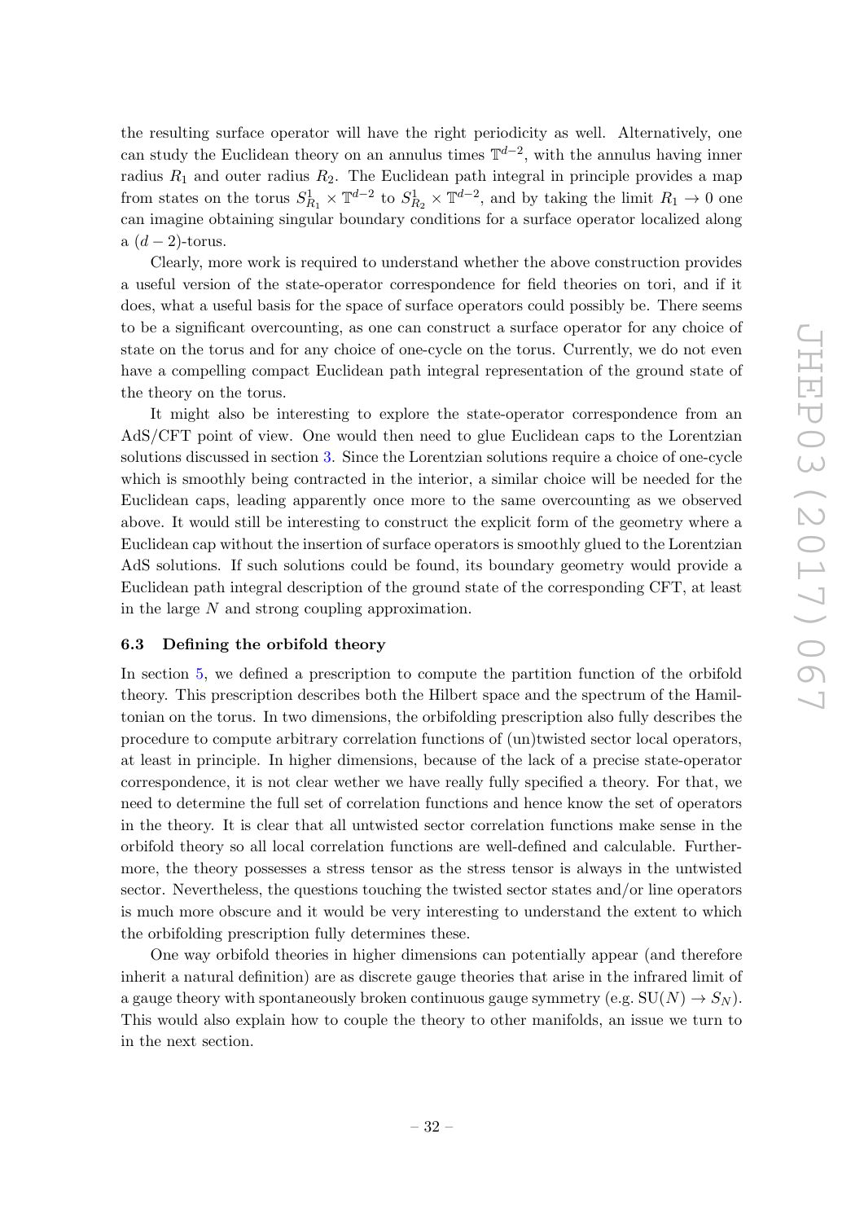the resulting surface operator will have the right periodicity as well. Alternatively, one can study the Euclidean theory on an annulus times $\mathbb{T}^{d-2}$, with the annulus having inner radius $R_1$ and outer radius $R_2$. The Euclidean path integral in principle provides a map from states on the torus $S^1_{R_1} \times \mathbb{T}^{d-2}$ to $S^1_{R_2} \times \mathbb{T}^{d-2}$, and by taking the limit $R_1 \to 0$ one can imagine obtaining singular boundary conditions for a surface operator localized along a $(d-2)$-torus.

Clearly, more work is required to understand whether the above construction provides a useful version of the state-operator correspondence for field theories on tori, and if it does, what a useful basis for the space of surface operators could possibly be. There seems to be a significant overcounting, as one can construct a surface operator for any choice of state on the torus and for any choice of one-cycle on the torus. Currently, we do not even have a compelling compact Euclidean path integral representation of the ground state of the theory on the torus.

It might also be interesting to explore the state-operator correspondence from an AdS/CFT point of view. One would then need to glue Euclidean caps to the Lorentzian solutions discussed in section 3. Since the Lorentzian solutions require a choice of one-cycle which is smoothly being contracted in the interior, a similar choice will be needed for the Euclidean caps, leading apparently once more to the same overcounting as we observed above. It would still be interesting to construct the explicit form of the geometry where a Euclidean cap without the insertion of surface operators is smoothly glued to the Lorentzian AdS solutions. If such solutions could be found, its boundary geometry would provide a Euclidean path integral description of the ground state of the corresponding CFT, at least in the large $N$ and strong coupling approximation.

### 6.3 Defining the orbifold theory

In section 5, we defined a prescription to compute the partition function of the orbifold theory. This prescription describes both the Hilbert space and the spectrum of the Hamiltonian on the torus. In two dimensions, the orbifolding prescription also fully describes the procedure to compute arbitrary correlation functions of (un)twisted sector local operators, at least in principle. In higher dimensions, because of the lack of a precise state-operator correspondence, it is not clear wether we have really fully specified a theory. For that, we need to determine the full set of correlation functions and hence know the set of operators in the theory. It is clear that all untwisted sector correlation functions make sense in the orbifold theory so all local correlation functions are well-defined and calculable. Furthermore, the theory possesses a stress tensor as the stress tensor is always in the untwisted sector. Nevertheless, the questions touching the twisted sector states and/or line operators is much more obscure and it would be very interesting to understand the extent to which the orbifolding prescription fully determines these.

One way orbifold theories in higher dimensions can potentially appear (and therefore inherit a natural definition) are as discrete gauge theories that arise in the infrared limit of a gauge theory with spontaneously broken continuous gauge symmetry (e.g. $\mathrm{SU}(N) \to S_N$). This would also explain how to couple the theory to other manifolds, an issue we turn to in the next section.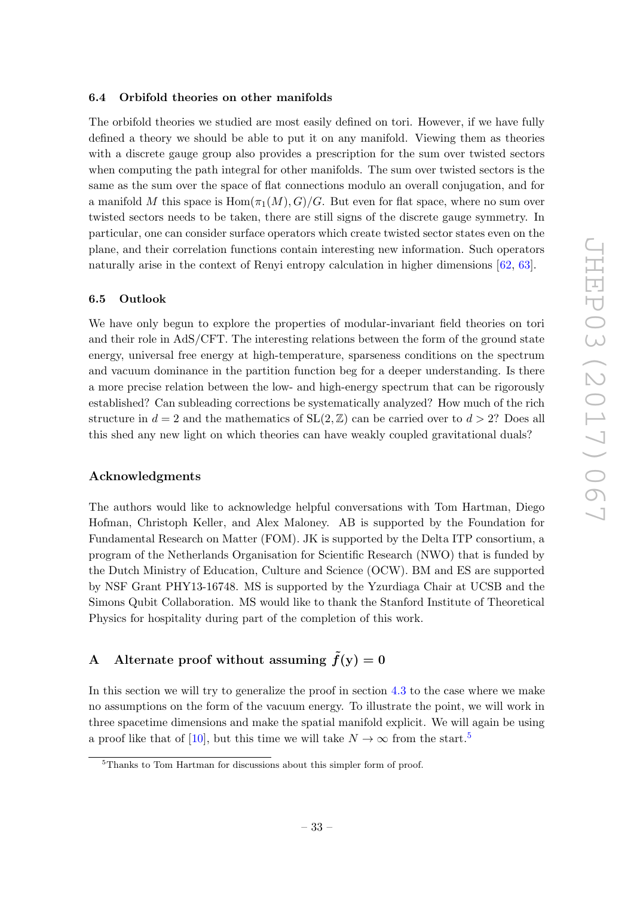### 6.4 Orbifold theories on other manifolds

The orbifold theories we studied are most easily defined on tori. However, if we have fully defined a theory we should be able to put it on any manifold. Viewing them as theories with a discrete gauge group also provides a prescription for the sum over twisted sectors when computing the path integral for other manifolds. The sum over twisted sectors is the same as the sum over the space of flat connections modulo an overall conjugation, and for a manifold $M$ this space is $\mathrm{Hom}(\pi_1(M), G)/G$. But even for flat space, where no sum over twisted sectors needs to be taken, there are still signs of the discrete gauge symmetry. In particular, one can consider surface operators which create twisted sector states even on the plane, and their correlation functions contain interesting new information. Such operators naturally arise in the context of Renyi entropy calculation in higher dimensions [62, 63].

### 6.5 Outlook

We have only begun to explore the properties of modular-invariant field theories on tori and their role in AdS/CFT. The interesting relations between the form of the ground state energy, universal free energy at high-temperature, sparseness conditions on the spectrum and vacuum dominance in the partition function beg for a deeper understanding. Is there a more precise relation between the low- and high-energy spectrum that can be rigorously established? Can subleading corrections be systematically analyzed? How much of the rich structure in $d = 2$ and the mathematics of $\mathrm{SL}(2, \mathbb{Z})$ can be carried over to $d > 2$? Does all this shed any new light on which theories can have weakly coupled gravitational duals?

## Acknowledgments

The authors would like to acknowledge helpful conversations with Tom Hartman, Diego Hofman, Christoph Keller, and Alex Maloney. AB is supported by the Foundation for Fundamental Research on Matter (FOM). JK is supported by the Delta ITP consortium, a program of the Netherlands Organisation for Scientific Research (NWO) that is funded by the Dutch Ministry of Education, Culture and Science (OCW). BM and ES are supported by NSF Grant PHY13-16748. MS is supported by the Yzurdiaga Chair at UCSB and the Simons Qubit Collaboration. MS would like to thank the Stanford Institute of Theoretical Physics for hospitality during part of the completion of this work.

## A Alternate proof without assuming $\tilde{f}(y) = 0$

In this section we will try to generalize the proof in section 4.3 to the case where we make no assumptions on the form of the vacuum energy. To illustrate the point, we will work in three spacetime dimensions and make the spatial manifold explicit. We will again be using a proof like that of [10], but this time we will take $N \to \infty$ from the start.[5]

[5] Thanks to Tom Hartman for discussions about this simpler form of proof.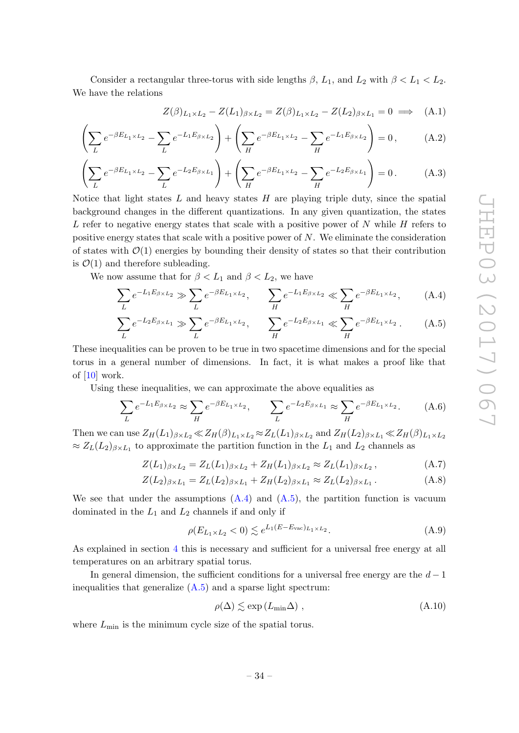Consider a rectangular three-torus with side lengths $\beta$, $L_1$, and $L_2$ with $\beta < L_1 < L_2$. We have the relations

$$Z(\beta)_{L_1\times L_2} - Z(L_1)_{\beta\times L_2} = Z(\beta)_{L_1\times L_2} - Z(L_2)_{\beta\times L_1} = 0 \implies \tag{A.1}$$

$$\left(\sum_L e^{-\beta E_{L_1\times L_2}} - \sum_L e^{-L_1 E_{\beta\times L_2}}\right) + \left(\sum_H e^{-\beta E_{L_1\times L_2}} - \sum_H e^{-L_1 E_{\beta\times L_2}}\right) = 0\,, \tag{A.2}$$

$$\left(\sum_L e^{-\beta E_{L_1\times L_2}} - \sum_L e^{-L_2 E_{\beta\times L_1}}\right) + \left(\sum_H e^{-\beta E_{L_1\times L_2}} - \sum_H e^{-L_2 E_{\beta\times L_1}}\right) = 0\,. \tag{A.3}$$

Notice that light states $L$ and heavy states $H$ are playing triple duty, since the spatial background changes in the different quantizations. In any given quantization, the states $L$ refer to negative energy states that scale with a positive power of $N$ while $H$ refers to positive energy states that scale with a positive power of $N$. We eliminate the consideration of states with $\mathcal{O}(1)$ energies by bounding their density of states so that their contribution is $\mathcal{O}(1)$ and therefore subleading.

We now assume that for $\beta < L_1$ and $\beta < L_2$, we have

$$\sum_L e^{-L_1 E_{\beta\times L_2}} \gg \sum_L e^{-\beta E_{L_1\times L_2}}\,, \qquad \sum_H e^{-L_1 E_{\beta\times L_2}} \ll \sum_H e^{-\beta E_{L_1\times L_2}}\,, \tag{A.4}$$

$$\sum_L e^{-L_2 E_{\beta\times L_1}} \gg \sum_L e^{-\beta E_{L_1\times L_2}}\,, \qquad \sum_H e^{-L_2 E_{\beta\times L_1}} \ll \sum_H e^{-\beta E_{L_1\times L_2}}\,. \tag{A.5}$$

These inequalities can be proven to be true in two spacetime dimensions and for the special torus in a general number of dimensions. In fact, it is what makes a proof like that of [10] work.

Using these inequalities, we can approximate the above equalities as

$$\sum_L e^{-L_1 E_{\beta\times L_2}} \approx \sum_H e^{-\beta E_{L_1\times L_2}}\,, \qquad \sum_L e^{-L_2 E_{\beta\times L_1}} \approx \sum_H e^{-\beta E_{L_1\times L_2}}. \tag{A.6}$$

Then we can use $Z_H(L_1)_{\beta\times L_2} \ll Z_H(\beta)_{L_1\times L_2} \approx Z_L(L_1)_{\beta\times L_2}$ and $Z_H(L_2)_{\beta\times L_1} \ll Z_H(\beta)_{L_1\times L_2} \approx Z_L(L_2)_{\beta\times L_1}$ to approximate the partition function in the $L_1$ and $L_2$ channels as

$$Z(L_1)_{\beta\times L_2} = Z_L(L_1)_{\beta\times L_2} + Z_H(L_1)_{\beta\times L_2} \approx Z_L(L_1)_{\beta\times L_2}\,, \tag{A.7}$$

$$Z(L_2)_{\beta\times L_1} = Z_L(L_2)_{\beta\times L_1} + Z_H(L_2)_{\beta\times L_1} \approx Z_L(L_2)_{\beta\times L_1}\,. \tag{A.8}$$

We see that under the assumptions (A.4) and (A.5), the partition function is vacuum dominated in the $L_1$ and $L_2$ channels if and only if

$$\rho(E_{L_1\times L_2} < 0) \lesssim e^{L_1(E - E_{\text{vac}})_{L_1\times L_2}}. \tag{A.9}$$

As explained in section 4 this is necessary and sufficient for a universal free energy at all temperatures on an arbitrary spatial torus.

In general dimension, the sufficient conditions for a universal free energy are the $d-1$ inequalities that generalize (A.5) and a sparse light spectrum:

$$\rho(\Delta) \lesssim \exp\left(L_{\min}\Delta\right)\,, \tag{A.10}$$

where $L_{\min}$ is the minimum cycle size of the spatial torus.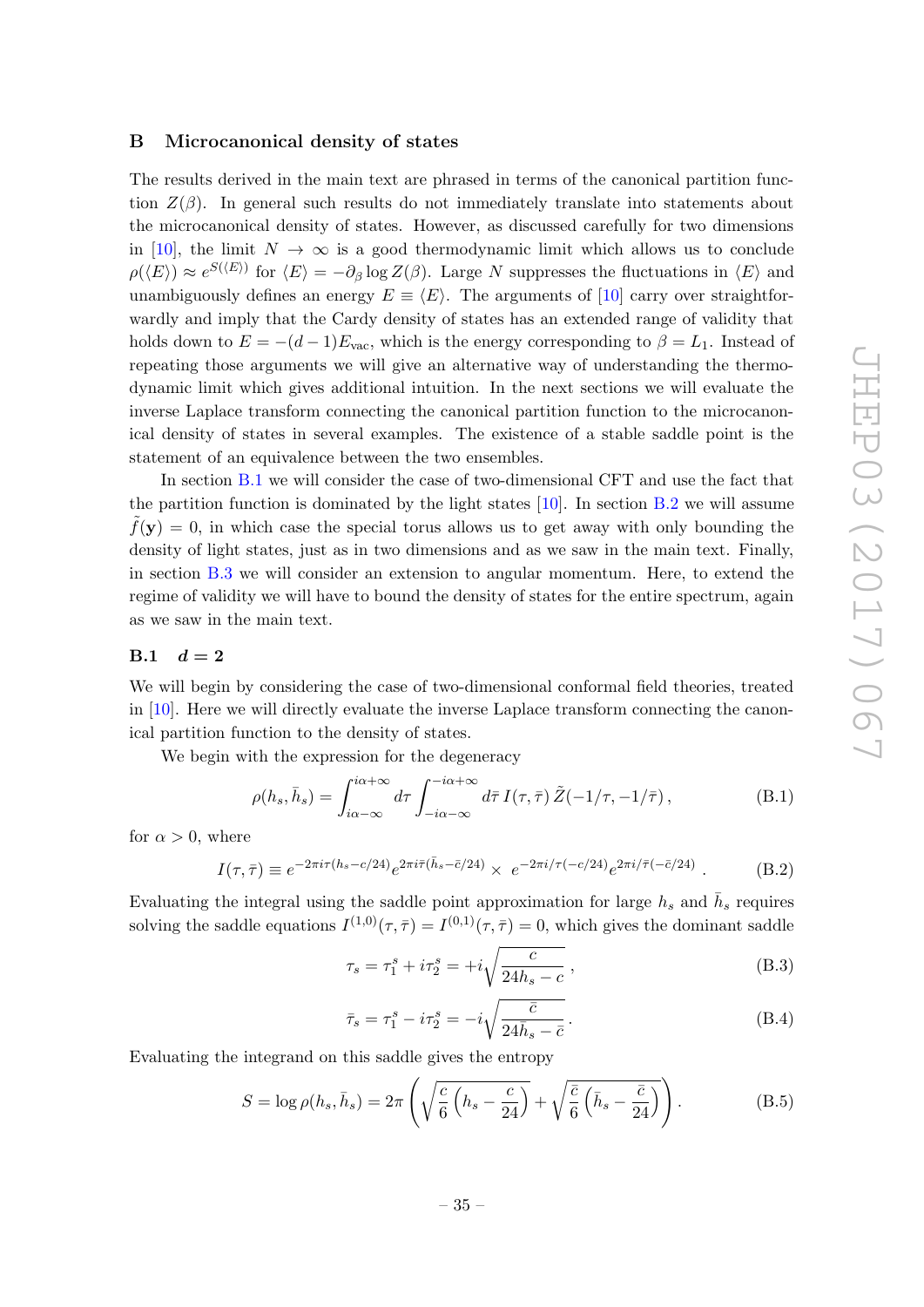## B Microcanonical density of states

The results derived in the main text are phrased in terms of the canonical partition function $Z(\beta)$. In general such results do not immediately translate into statements about the microcanonical density of states. However, as discussed carefully for two dimensions in [10], the limit $N \to \infty$ is a good thermodynamic limit which allows us to conclude $\rho(\langle E \rangle) \approx e^{S(\langle E \rangle)}$ for $\langle E \rangle = -\partial_\beta \log Z(\beta)$. Large $N$ suppresses the fluctuations in $\langle E \rangle$ and unambiguously defines an energy $E \equiv \langle E \rangle$. The arguments of [10] carry over straightforwardly and imply that the Cardy density of states has an extended range of validity that holds down to $E = -(d-1)E_{\text{vac}}$, which is the energy corresponding to $\beta = L_1$. Instead of repeating those arguments we will give an alternative way of understanding the thermodynamic limit which gives additional intuition. In the next sections we will evaluate the inverse Laplace transform connecting the canonical partition function to the microcanonical density of states in several examples. The existence of a stable saddle point is the statement of an equivalence between the two ensembles.

In section B.1 we will consider the case of two-dimensional CFT and use the fact that the partition function is dominated by the light states [10]. In section B.2 we will assume $\tilde{f}(\mathbf{y}) = 0$, in which case the special torus allows us to get away with only bounding the density of light states, just as in two dimensions and as we saw in the main text. Finally, in section B.3 we will consider an extension to angular momentum. Here, to extend the regime of validity we will have to bound the density of states for the entire spectrum, again as we saw in the main text.

### B.1 $d = 2$

We will begin by considering the case of two-dimensional conformal field theories, treated in [10]. Here we will directly evaluate the inverse Laplace transform connecting the canonical partition function to the density of states.

We begin with the expression for the degeneracy

$$\rho(h_s, \bar{h}_s) = \int_{i\alpha-\infty}^{i\alpha+\infty} d\tau \int_{-i\alpha-\infty}^{-i\alpha+\infty} d\bar{\tau}\, I(\tau, \bar{\tau})\, \tilde{Z}(-1/\tau, -1/\bar{\tau})\,, \tag{B.1}$$

for $\alpha > 0$, where

$$I(\tau, \bar{\tau}) \equiv e^{-2\pi i\tau(h_s - c/24)} e^{2\pi i\bar{\tau}(\bar{h}_s - \bar{c}/24)} \times\, e^{-2\pi i/\tau(-c/24)} e^{2\pi i/\bar{\tau}(-\bar{c}/24)}\,. \tag{B.2}$$

Evaluating the integral using the saddle point approximation for large $h_s$ and $\bar{h}_s$ requires solving the saddle equations $I^{(1,0)}(\tau, \bar{\tau}) = I^{(0,1)}(\tau, \bar{\tau}) = 0$, which gives the dominant saddle

$$\tau_s = \tau_1^s + i\tau_2^s = +i\sqrt{\frac{c}{24h_s - c}}\,, \tag{B.3}$$

$$\bar{\tau}_s = \tau_1^s - i\tau_2^s = -i\sqrt{\frac{\bar{c}}{24\bar{h}_s - \bar{c}}}\,. \tag{B.4}$$

Evaluating the integrand on this saddle gives the entropy

$$S = \log \rho(h_s, \bar{h}_s) = 2\pi \left( \sqrt{\frac{c}{6}\left(h_s - \frac{c}{24}\right)} + \sqrt{\frac{\bar{c}}{6}\left(\bar{h}_s - \frac{\bar{c}}{24}\right)} \right). \tag{B.5}$$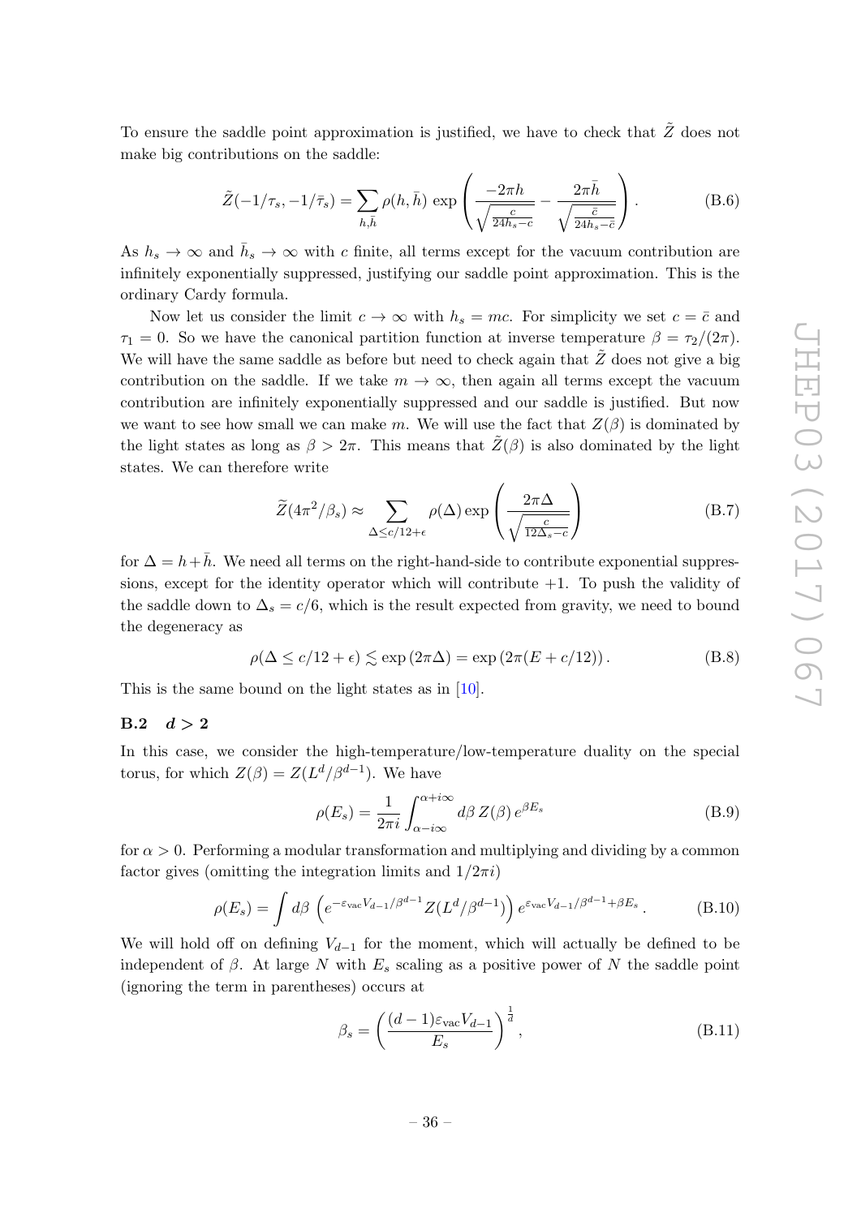To ensure the saddle point approximation is justified, we have to check that $\tilde{Z}$ does not make big contributions on the saddle:

$$\tilde{Z}(-1/\tau_s, -1/\bar{\tau}_s) = \sum_{h,\bar{h}} \rho(h,\bar{h}) \, \exp\left( \frac{-2\pi h}{\sqrt{\frac{c}{24h_s - c}}} - \frac{2\pi \bar{h}}{\sqrt{\frac{\bar{c}}{24\bar{h}_s - \bar{c}}}} \right). \tag{B.6}$$

As $h_s \to \infty$ and $\bar{h}_s \to \infty$ with $c$ finite, all terms except for the vacuum contribution are infinitely exponentially suppressed, justifying our saddle point approximation. This is the ordinary Cardy formula.

Now let us consider the limit $c \to \infty$ with $h_s = mc$. For simplicity we set $c = \bar{c}$ and $\tau_1 = 0$. So we have the canonical partition function at inverse temperature $\beta = \tau_2/(2\pi)$. We will have the same saddle as before but need to check again that $\tilde{Z}$ does not give a big contribution on the saddle. If we take $m \to \infty$, then again all terms except the vacuum contribution are infinitely exponentially suppressed and our saddle is justified. But now we want to see how small we can make $m$. We will use the fact that $Z(\beta)$ is dominated by the light states as long as $\beta > 2\pi$. This means that $\tilde{Z}(\beta)$ is also dominated by the light states. We can therefore write

$$\widetilde{Z}(4\pi^2/\beta_s) \approx \sum_{\Delta \leq c/12+\epsilon} \rho(\Delta) \exp\left( \frac{2\pi\Delta}{\sqrt{\frac{c}{12\Delta_s - c}}} \right) \tag{B.7}$$

for $\Delta = h + \bar{h}$. We need all terms on the right-hand-side to contribute exponential suppressions, except for the identity operator which will contribute $+1$. To push the validity of the saddle down to $\Delta_s = c/6$, which is the result expected from gravity, we need to bound the degeneracy as

$$\rho(\Delta \leq c/12 + \epsilon) \lesssim \exp\left(2\pi\Delta\right) = \exp\left(2\pi(E + c/12)\right). \tag{B.8}$$

This is the same bound on the light states as in [10].

### B.2 $d > 2$

In this case, we consider the high-temperature/low-temperature duality on the special torus, for which $Z(\beta) = Z(L^d/\beta^{d-1})$. We have

$$\rho(E_s) = \frac{1}{2\pi i} \int_{\alpha - i\infty}^{\alpha + i\infty} d\beta \, Z(\beta) \, e^{\beta E_s} \tag{B.9}$$

for $\alpha > 0$. Performing a modular transformation and multiplying and dividing by a common factor gives (omitting the integration limits and $1/2\pi i$)

$$\rho(E_s) = \int d\beta \, \left( e^{-\varepsilon_{\text{vac}} V_{d-1}/\beta^{d-1}} Z(L^d/\beta^{d-1}) \right) e^{\varepsilon_{\text{vac}} V_{d-1}/\beta^{d-1} + \beta E_s} \,. \tag{B.10}$$

We will hold off on defining $V_{d-1}$ for the moment, which will actually be defined to be independent of $\beta$. At large $N$ with $E_s$ scaling as a positive power of $N$ the saddle point (ignoring the term in parentheses) occurs at

$$\beta_s = \left( \frac{(d-1)\varepsilon_{\text{vac}} V_{d-1}}{E_s} \right)^{\frac{1}{d}}, \tag{B.11}$$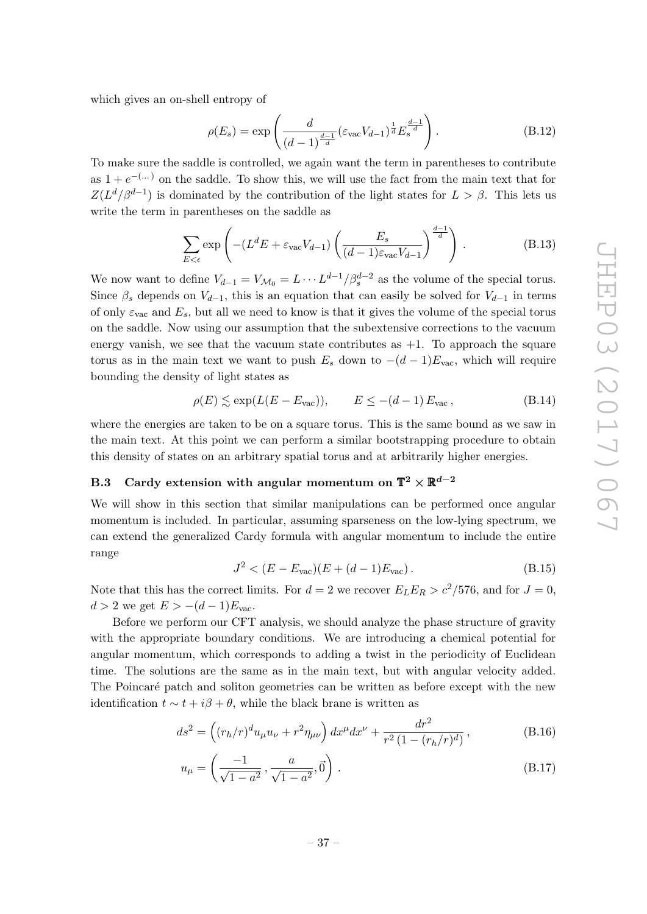which gives an on-shell entropy of

$$\rho(E_s) = \exp\left(\frac{d}{(d-1)^{\frac{d-1}{d}}}(\varepsilon_{\rm vac}V_{d-1})^{\frac{1}{d}}E_s^{\frac{d-1}{d}}\right). \tag{B.12}$$

To make sure the saddle is controlled, we again want the term in parentheses to contribute as $1 + e^{-(\dots)}$ on the saddle. To show this, we will use the fact from the main text that for $Z(L^d/\beta^{d-1})$ is dominated by the contribution of the light states for $L > \beta$. This lets us write the term in parentheses on the saddle as

$$\sum_{E<\epsilon} \exp\left(-(L^d E + \varepsilon_{\rm vac}V_{d-1})\left(\frac{E_s}{(d-1)\varepsilon_{\rm vac}V_{d-1}}\right)^{\frac{d-1}{d}}\right). \tag{B.13}$$

We now want to define $V_{d-1} = V_{\mathcal{M}_0} = L \cdots L^{d-1}/\beta_s^{d-2}$ as the volume of the special torus. Since $\beta_s$ depends on $V_{d-1}$, this is an equation that can easily be solved for $V_{d-1}$ in terms of only $\varepsilon_{\rm vac}$ and $E_s$, but all we need to know is that it gives the volume of the special torus on the saddle. Now using our assumption that the subextensive corrections to the vacuum energy vanish, we see that the vacuum state contributes as $+1$. To approach the square torus as in the main text we want to push $E_s$ down to $-(d-1)E_{\rm vac}$, which will require bounding the density of light states as

$$\rho(E) \lesssim \exp(L(E - E_{\rm vac})), \qquad E \le -(d-1)\,E_{\rm vac}\,, \tag{B.14}$$

where the energies are taken to be on a square torus. This is the same bound as we saw in the main text. At this point we can perform a similar bootstrapping procedure to obtain this density of states on an arbitrary spatial torus and at arbitrarily higher energies.

### B.3 Cardy extension with angular momentum on $\mathbb{T}^2 \times \mathbb{R}^{d-2}$

We will show in this section that similar manipulations can be performed once angular momentum is included. In particular, assuming sparseness on the low-lying spectrum, we can extend the generalized Cardy formula with angular momentum to include the entire range

$$J^2 < (E - E_{\rm vac})(E + (d-1)E_{\rm vac})\,. \tag{B.15}$$

Note that this has the correct limits. For $d = 2$ we recover $E_L E_R > c^2/576$, and for $J = 0$, $d > 2$ we get $E > -(d-1)E_{\rm vac}$.

Before we perform our CFT analysis, we should analyze the phase structure of gravity with the appropriate boundary conditions. We are introducing a chemical potential for angular momentum, which corresponds to adding a twist in the periodicity of Euclidean time. The solutions are the same as in the main text, but with angular velocity added. The Poincaré patch and soliton geometries can be written as before except with the new identification $t \sim t + i\beta + \theta$, while the black brane is written as

$$ds^2 = \left((r_h/r)^d u_\mu u_\nu + r^2\eta_{\mu\nu}\right)dx^\mu dx^\nu + \frac{dr^2}{r^2\,(1-(r_h/r)^d)}\,, \tag{B.16}$$

$$u_\mu = \left(\frac{-1}{\sqrt{1-a^2}}\,, \frac{a}{\sqrt{1-a^2}}, \vec{0}\right). \tag{B.17}$$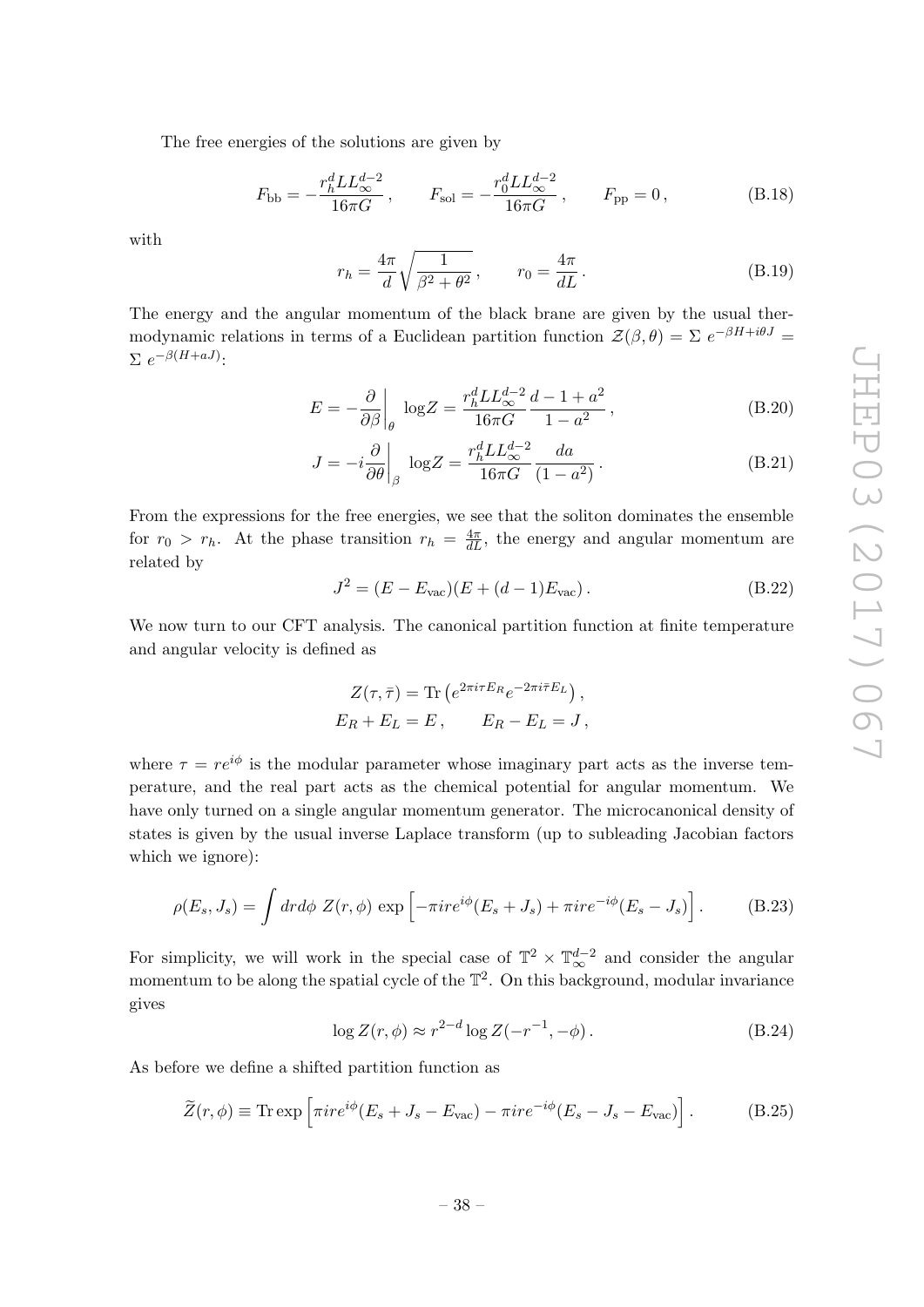The free energies of the solutions are given by

$$F_{\rm bb} = -\frac{r_h^d L L_\infty^{d-2}}{16\pi G}\,, \qquad F_{\rm sol} = -\frac{r_0^d L L_\infty^{d-2}}{16\pi G}\,, \qquad F_{\rm pp} = 0\,, \tag{B.18}$$

with

$$r_h = \frac{4\pi}{d}\sqrt{\frac{1}{\beta^2+\theta^2}}\,, \qquad r_0 = \frac{4\pi}{dL}\,. \tag{B.19}$$

The energy and the angular momentum of the black brane are given by the usual thermodynamic relations in terms of a Euclidean partition function $\mathcal{Z}(\beta,\theta) = \Sigma\; e^{-\beta H + i\theta J} = \Sigma\; e^{-\beta(H+aJ)}$:

$$E = -\frac{\partial}{\partial\beta}\bigg|_\theta \log Z = \frac{r_h^d L L_\infty^{d-2}}{16\pi G}\frac{d-1+a^2}{1-a^2}\,, \tag{B.20}$$

$$J = -i\frac{\partial}{\partial\theta}\bigg|_\beta \log Z = \frac{r_h^d L L_\infty^{d-2}}{16\pi G}\frac{da}{(1-a^2)}\,. \tag{B.21}$$

From the expressions for the free energies, we see that the soliton dominates the ensemble for $r_0 > r_h$. At the phase transition $r_h = \frac{4\pi}{dL}$, the energy and angular momentum are related by

$$J^2 = (E - E_{\rm vac})(E + (d-1)E_{\rm vac})\,. \tag{B.22}$$

We now turn to our CFT analysis. The canonical partition function at finite temperature and angular velocity is defined as

$$Z(\tau,\bar\tau) = {\rm Tr}\left(e^{2\pi i\tau E_R}e^{-2\pi i\bar\tau E_L}\right),$$
$$E_R + E_L = E\,, \qquad E_R - E_L = J\,,$$

where $\tau = re^{i\phi}$ is the modular parameter whose imaginary part acts as the inverse temperature, and the real part acts as the chemical potential for angular momentum. We have only turned on a single angular momentum generator. The microcanonical density of states is given by the usual inverse Laplace transform (up to subleading Jacobian factors which we ignore):

$$\rho(E_s,J_s) = \int dr d\phi\; Z(r,\phi)\,\exp\left[-\pi i r e^{i\phi}(E_s+J_s) + \pi i r e^{-i\phi}(E_s - J_s)\right]. \tag{B.23}$$

For simplicity, we will work in the special case of $\mathbb{T}^2 \times \mathbb{T}^{d-2}_\infty$ and consider the angular momentum to be along the spatial cycle of the $\mathbb{T}^2$. On this background, modular invariance gives

$$\log Z(r,\phi) \approx r^{2-d}\log Z(-r^{-1},-\phi)\,. \tag{B.24}$$

As before we define a shifted partition function as

$$\widetilde{Z}(r,\phi) \equiv {\rm Tr}\exp\left[\pi i r e^{i\phi}(E_s + J_s - E_{\rm vac}) - \pi i r e^{-i\phi}(E_s - J_s - E_{\rm vac})\right]. \tag{B.25}$$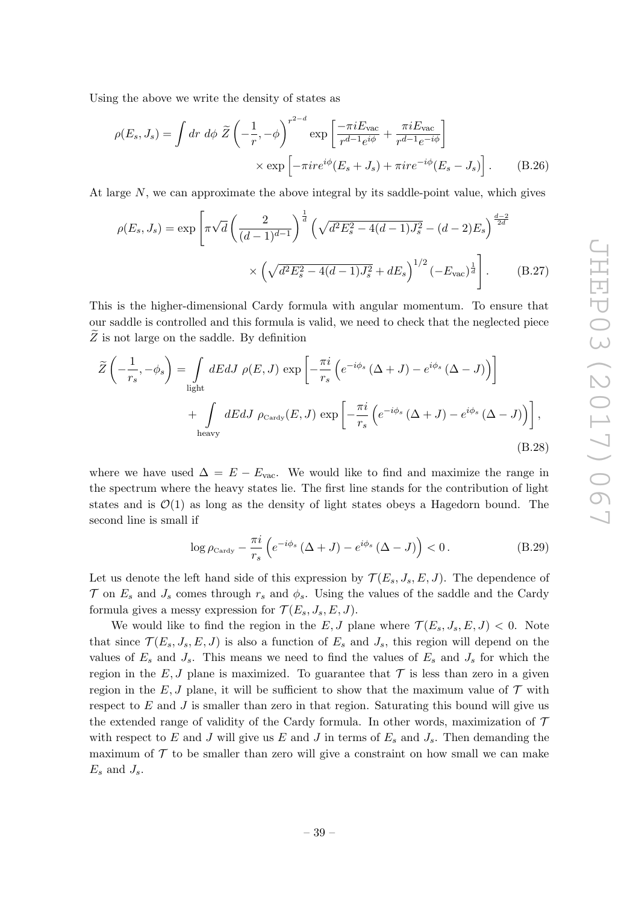Using the above we write the density of states as

$$\rho(E_s, J_s) = \int dr\ d\phi\ \widetilde{Z}\left(-\frac{1}{r}, -\phi\right)^{r^{2-d}} \exp\left[\frac{-\pi i E_{\text{vac}}}{r^{d-1}e^{i\phi}} + \frac{\pi i E_{\text{vac}}}{r^{d-1}e^{-i\phi}}\right] \\ \times \exp\left[-\pi i r e^{i\phi}(E_s + J_s) + \pi i r e^{-i\phi}(E_s - J_s)\right]. \tag{B.26}$$

At large $N$, we can approximate the above integral by its saddle-point value, which gives

$$\rho(E_s, J_s) = \exp\left[\pi\sqrt{d}\left(\frac{2}{(d-1)^{d-1}}\right)^{\frac{1}{d}}\left(\sqrt{d^2E_s^2 - 4(d-1)J_s^2} - (d-2)E_s\right)^{\frac{d-2}{2d}} \right. \\ \left. \times \left(\sqrt{d^2E_s^2 - 4(d-1)J_s^2} + dE_s\right)^{1/2}(-E_{\text{vac}})^{\frac{1}{d}}\right]. \tag{B.27}$$

This is the higher-dimensional Cardy formula with angular momentum. To ensure that our saddle is controlled and this formula is valid, we need to check that the neglected piece $\widetilde{Z}$ is not large on the saddle. By definition

$$\widetilde{Z}\left(-\frac{1}{r_s}, -\phi_s\right) = \int\limits_{\text{light}} dEdJ\ \rho(E,J)\ \exp\left[-\frac{\pi i}{r_s}\left(e^{-i\phi_s}\left(\Delta + J\right) - e^{i\phi_s}\left(\Delta - J\right)\right)\right] \\ + \int\limits_{\text{heavy}} dEdJ\ \rho_{\text{Cardy}}(E,J)\ \exp\left[-\frac{\pi i}{r_s}\left(e^{-i\phi_s}\left(\Delta + J\right) - e^{i\phi_s}\left(\Delta - J\right)\right)\right], \tag{B.28}$$

where we have used $\Delta = E - E_{\text{vac}}$. We would like to find and maximize the range in the spectrum where the heavy states lie. The first line stands for the contribution of light states and is $\mathcal{O}(1)$ as long as the density of light states obeys a Hagedorn bound. The second line is small if

$$\log \rho_{\text{Cardy}} - \frac{\pi i}{r_s}\left(e^{-i\phi_s}\left(\Delta + J\right) - e^{i\phi_s}\left(\Delta - J\right)\right) < 0\,. \tag{B.29}$$

Let us denote the left hand side of this expression by $\mathcal{T}(E_s, J_s, E, J)$. The dependence of $\mathcal{T}$ on $E_s$ and $J_s$ comes through $r_s$ and $\phi_s$. Using the values of the saddle and the Cardy formula gives a messy expression for $\mathcal{T}(E_s, J_s, E, J)$.

We would like to find the region in the $E, J$ plane where $\mathcal{T}(E_s, J_s, E, J) < 0$. Note that since $\mathcal{T}(E_s, J_s, E, J)$ is also a function of $E_s$ and $J_s$, this region will depend on the values of $E_s$ and $J_s$. This means we need to find the values of $E_s$ and $J_s$ for which the region in the $E, J$ plane is maximized. To guarantee that $\mathcal{T}$ is less than zero in a given region in the $E, J$ plane, it will be sufficient to show that the maximum value of $\mathcal{T}$ with respect to $E$ and $J$ is smaller than zero in that region. Saturating this bound will give us the extended range of validity of the Cardy formula. In other words, maximization of $\mathcal{T}$ with respect to $E$ and $J$ will give us $E$ and $J$ in terms of $E_s$ and $J_s$. Then demanding the maximum of $\mathcal{T}$ to be smaller than zero will give a constraint on how small we can make $E_s$ and $J_s$.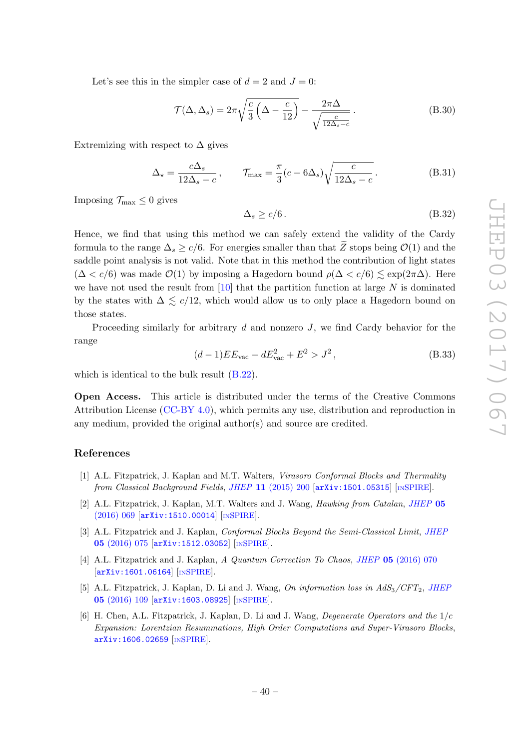Let's see this in the simpler case of $d = 2$ and $J = 0$:

$$\mathcal{T}(\Delta, \Delta_s) = 2\pi\sqrt{\frac{c}{3}\left(\Delta - \frac{c}{12}\right)} - \frac{2\pi\Delta}{\sqrt{\frac{c}{12\Delta_s - c}}} . \tag{B.30}$$

Extremizing with respect to $\Delta$ gives

$$\Delta_\star = \frac{c\Delta_s}{12\Delta_s - c}, \qquad \mathcal{T}_{\max} = \frac{\pi}{3}(c - 6\Delta_s)\sqrt{\frac{c}{12\Delta_s - c}} . \tag{B.31}$$

Imposing $\mathcal{T}_{\max} \leq 0$ gives

$$\Delta_s \geq c/6 . \tag{B.32}$$

Hence, we find that using this method we can safely extend the validity of the Cardy formula to the range $\Delta_s \geq c/6$. For energies smaller than that $\widetilde{Z}$ stops being $\mathcal{O}(1)$ and the saddle point analysis is not valid. Note that in this method the contribution of light states ($\Delta < c/6$) was made $\mathcal{O}(1)$ by imposing a Hagedorn bound $\rho(\Delta < c/6) \lesssim \exp(2\pi\Delta)$. Here we have not used the result from [10] that the partition function at large $N$ is dominated by the states with $\Delta \lesssim c/12$, which would allow us to only place a Hagedorn bound on those states.

Proceeding similarly for arbitrary $d$ and nonzero $J$, we find Cardy behavior for the range

$$(d-1)EE_{\text{vac}} - dE_{\text{vac}}^2 + E^2 > J^2 , \tag{B.33}$$

which is identical to the bulk result (B.22).

**Open Access.** This article is distributed under the terms of the Creative Commons Attribution License (CC-BY 4.0), which permits any use, distribution and reproduction in any medium, provided the original author(s) and source are credited.

## References

[1] A.L. Fitzpatrick, J. Kaplan and M.T. Walters, *Virasoro Conformal Blocks and Thermality from Classical Background Fields*, JHEP **11** (2015) 200 [arXiv:1501.05315] [INSPIRE].

[2] A.L. Fitzpatrick, J. Kaplan, M.T. Walters and J. Wang, *Hawking from Catalan*, JHEP **05** (2016) 069 [arXiv:1510.00014] [INSPIRE].

[3] A.L. Fitzpatrick and J. Kaplan, *Conformal Blocks Beyond the Semi-Classical Limit*, JHEP **05** (2016) 075 [arXiv:1512.03052] [INSPIRE].

[4] A.L. Fitzpatrick and J. Kaplan, *A Quantum Correction To Chaos*, JHEP **05** (2016) 070 [arXiv:1601.06164] [INSPIRE].

[5] A.L. Fitzpatrick, J. Kaplan, D. Li and J. Wang, *On information loss in AdS$_3$/CFT$_2$*, JHEP **05** (2016) 109 [arXiv:1603.08925] [INSPIRE].

[6] H. Chen, A.L. Fitzpatrick, J. Kaplan, D. Li and J. Wang, *Degenerate Operators and the 1/c Expansion: Lorentzian Resummations, High Order Computations and Super-Virasoro Blocks*, arXiv:1606.02659 [INSPIRE].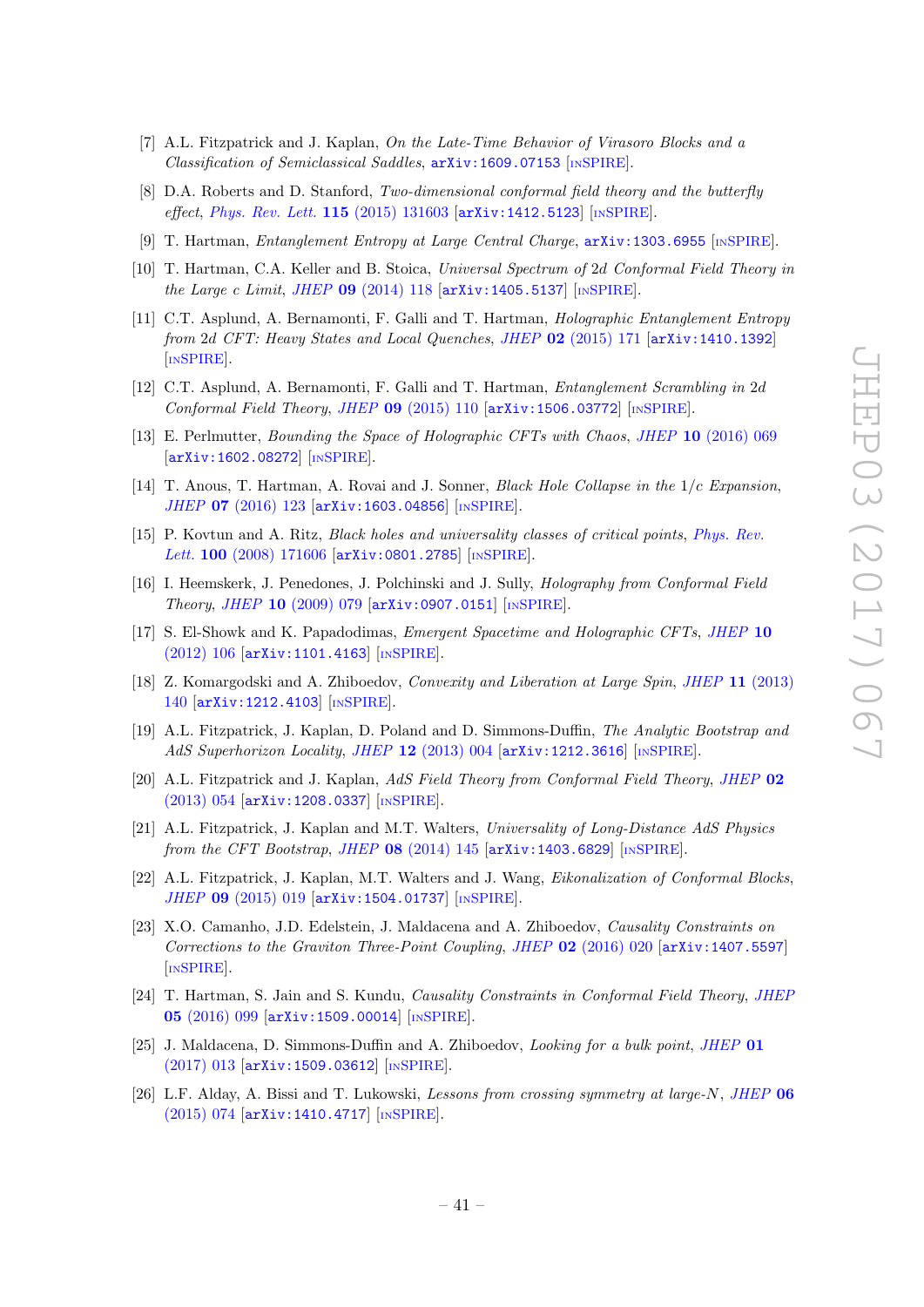[7] A.L. Fitzpatrick and J. Kaplan, *On the Late-Time Behavior of Virasoro Blocks and a Classification of Semiclassical Saddles*, arXiv:1609.07153 [INSPIRE].

[8] D.A. Roberts and D. Stanford, *Two-dimensional conformal field theory and the butterfly effect*, Phys. Rev. Lett. **115** (2015) 131603 [arXiv:1412.5123] [INSPIRE].

[9] T. Hartman, *Entanglement Entropy at Large Central Charge*, arXiv:1303.6955 [INSPIRE].

[10] T. Hartman, C.A. Keller and B. Stoica, *Universal Spectrum of* 2*d Conformal Field Theory in the Large c Limit*, JHEP **09** (2014) 118 [arXiv:1405.5137] [INSPIRE].

[11] C.T. Asplund, A. Bernamonti, F. Galli and T. Hartman, *Holographic Entanglement Entropy from* 2*d CFT: Heavy States and Local Quenches*, JHEP **02** (2015) 171 [arXiv:1410.1392] [INSPIRE].

[12] C.T. Asplund, A. Bernamonti, F. Galli and T. Hartman, *Entanglement Scrambling in* 2*d Conformal Field Theory*, JHEP **09** (2015) 110 [arXiv:1506.03772] [INSPIRE].

[13] E. Perlmutter, *Bounding the Space of Holographic CFTs with Chaos*, JHEP **10** (2016) 069 [arXiv:1602.08272] [INSPIRE].

[14] T. Anous, T. Hartman, A. Rovai and J. Sonner, *Black Hole Collapse in the* $1/c$ *Expansion*, JHEP **07** (2016) 123 [arXiv:1603.04856] [INSPIRE].

[15] P. Kovtun and A. Ritz, *Black holes and universality classes of critical points*, Phys. Rev. Lett. **100** (2008) 171606 [arXiv:0801.2785] [INSPIRE].

[16] I. Heemskerk, J. Penedones, J. Polchinski and J. Sully, *Holography from Conformal Field Theory*, JHEP **10** (2009) 079 [arXiv:0907.0151] [INSPIRE].

[17] S. El-Showk and K. Papadodimas, *Emergent Spacetime and Holographic CFTs*, JHEP **10** (2012) 106 [arXiv:1101.4163] [INSPIRE].

[18] Z. Komargodski and A. Zhiboedov, *Convexity and Liberation at Large Spin*, JHEP **11** (2013) 140 [arXiv:1212.4103] [INSPIRE].

[19] A.L. Fitzpatrick, J. Kaplan, D. Poland and D. Simmons-Duffin, *The Analytic Bootstrap and AdS Superhorizon Locality*, JHEP **12** (2013) 004 [arXiv:1212.3616] [INSPIRE].

[20] A.L. Fitzpatrick and J. Kaplan, *AdS Field Theory from Conformal Field Theory*, JHEP **02** (2013) 054 [arXiv:1208.0337] [INSPIRE].

[21] A.L. Fitzpatrick, J. Kaplan and M.T. Walters, *Universality of Long-Distance AdS Physics from the CFT Bootstrap*, JHEP **08** (2014) 145 [arXiv:1403.6829] [INSPIRE].

[22] A.L. Fitzpatrick, J. Kaplan, M.T. Walters and J. Wang, *Eikonalization of Conformal Blocks*, JHEP **09** (2015) 019 [arXiv:1504.01737] [INSPIRE].

[23] X.O. Camanho, J.D. Edelstein, J. Maldacena and A. Zhiboedov, *Causality Constraints on Corrections to the Graviton Three-Point Coupling*, JHEP **02** (2016) 020 [arXiv:1407.5597] [INSPIRE].

[24] T. Hartman, S. Jain and S. Kundu, *Causality Constraints in Conformal Field Theory*, JHEP **05** (2016) 099 [arXiv:1509.00014] [INSPIRE].

[25] J. Maldacena, D. Simmons-Duffin and A. Zhiboedov, *Looking for a bulk point*, JHEP **01** (2017) 013 [arXiv:1509.03612] [INSPIRE].

[26] L.F. Alday, A. Bissi and T. Lukowski, *Lessons from crossing symmetry at large-N*, JHEP **06** (2015) 074 [arXiv:1410.4717] [INSPIRE].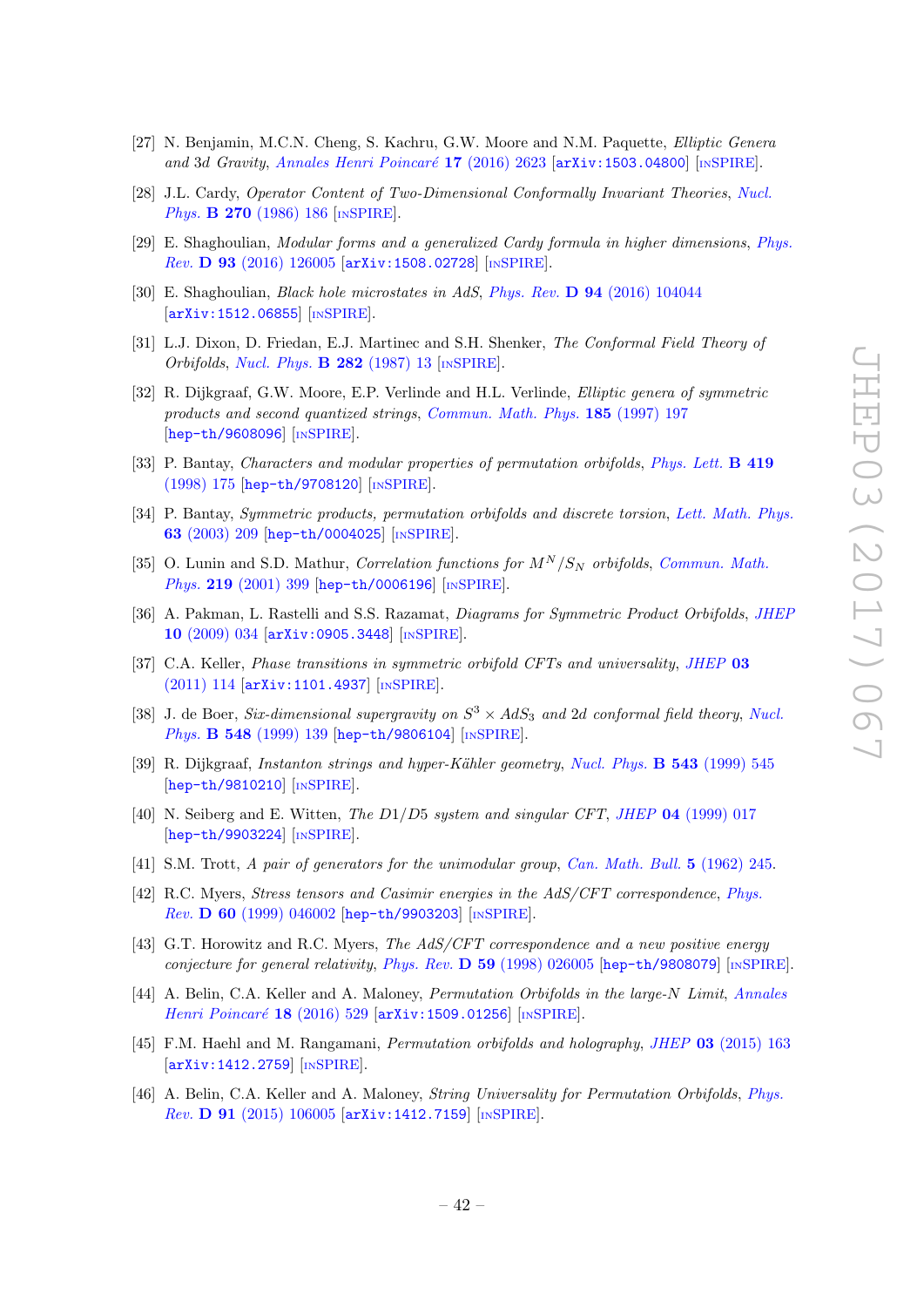[27] N. Benjamin, M.C.N. Cheng, S. Kachru, G.W. Moore and N.M. Paquette, *Elliptic Genera and 3d Gravity*, *Annales Henri Poincaré* **17** (2016) 2623 [arXiv:1503.04800] [INSPIRE].

[28] J.L. Cardy, *Operator Content of Two-Dimensional Conformally Invariant Theories*, *Nucl. Phys.* **B 270** (1986) 186 [INSPIRE].

[29] E. Shaghoulian, *Modular forms and a generalized Cardy formula in higher dimensions*, *Phys. Rev.* **D 93** (2016) 126005 [arXiv:1508.02728] [INSPIRE].

[30] E. Shaghoulian, *Black hole microstates in AdS*, *Phys. Rev.* **D 94** (2016) 104044 [arXiv:1512.06855] [INSPIRE].

[31] L.J. Dixon, D. Friedan, E.J. Martinec and S.H. Shenker, *The Conformal Field Theory of Orbifolds*, *Nucl. Phys.* **B 282** (1987) 13 [INSPIRE].

[32] R. Dijkgraaf, G.W. Moore, E.P. Verlinde and H.L. Verlinde, *Elliptic genera of symmetric products and second quantized strings*, *Commun. Math. Phys.* **185** (1997) 197 [hep-th/9608096] [INSPIRE].

[33] P. Bantay, *Characters and modular properties of permutation orbifolds*, *Phys. Lett.* **B 419** (1998) 175 [hep-th/9708120] [INSPIRE].

[34] P. Bantay, *Symmetric products, permutation orbifolds and discrete torsion*, *Lett. Math. Phys.* **63** (2003) 209 [hep-th/0004025] [INSPIRE].

[35] O. Lunin and S.D. Mathur, *Correlation functions for $M^N/S_N$ orbifolds*, *Commun. Math. Phys.* **219** (2001) 399 [hep-th/0006196] [INSPIRE].

[36] A. Pakman, L. Rastelli and S.S. Razamat, *Diagrams for Symmetric Product Orbifolds*, *JHEP* **10** (2009) 034 [arXiv:0905.3448] [INSPIRE].

[37] C.A. Keller, *Phase transitions in symmetric orbifold CFTs and universality*, *JHEP* **03** (2011) 114 [arXiv:1101.4937] [INSPIRE].

[38] J. de Boer, *Six-dimensional supergravity on $S^3 \times AdS_3$ and 2d conformal field theory*, *Nucl. Phys.* **B 548** (1999) 139 [hep-th/9806104] [INSPIRE].

[39] R. Dijkgraaf, *Instanton strings and hyper-Kähler geometry*, *Nucl. Phys.* **B 543** (1999) 545 [hep-th/9810210] [INSPIRE].

[40] N. Seiberg and E. Witten, *The D1/D5 system and singular CFT*, *JHEP* **04** (1999) 017 [hep-th/9903224] [INSPIRE].

[41] S.M. Trott, *A pair of generators for the unimodular group*, *Can. Math. Bull.* **5** (1962) 245.

[42] R.C. Myers, *Stress tensors and Casimir energies in the AdS/CFT correspondence*, *Phys. Rev.* **D 60** (1999) 046002 [hep-th/9903203] [INSPIRE].

[43] G.T. Horowitz and R.C. Myers, *The AdS/CFT correspondence and a new positive energy conjecture for general relativity*, *Phys. Rev.* **D 59** (1998) 026005 [hep-th/9808079] [INSPIRE].

[44] A. Belin, C.A. Keller and A. Maloney, *Permutation Orbifolds in the large-N Limit*, *Annales Henri Poincaré* **18** (2016) 529 [arXiv:1509.01256] [INSPIRE].

[45] F.M. Haehl and M. Rangamani, *Permutation orbifolds and holography*, *JHEP* **03** (2015) 163 [arXiv:1412.2759] [INSPIRE].

[46] A. Belin, C.A. Keller and A. Maloney, *String Universality for Permutation Orbifolds*, *Phys. Rev.* **D 91** (2015) 106005 [arXiv:1412.7159] [INSPIRE].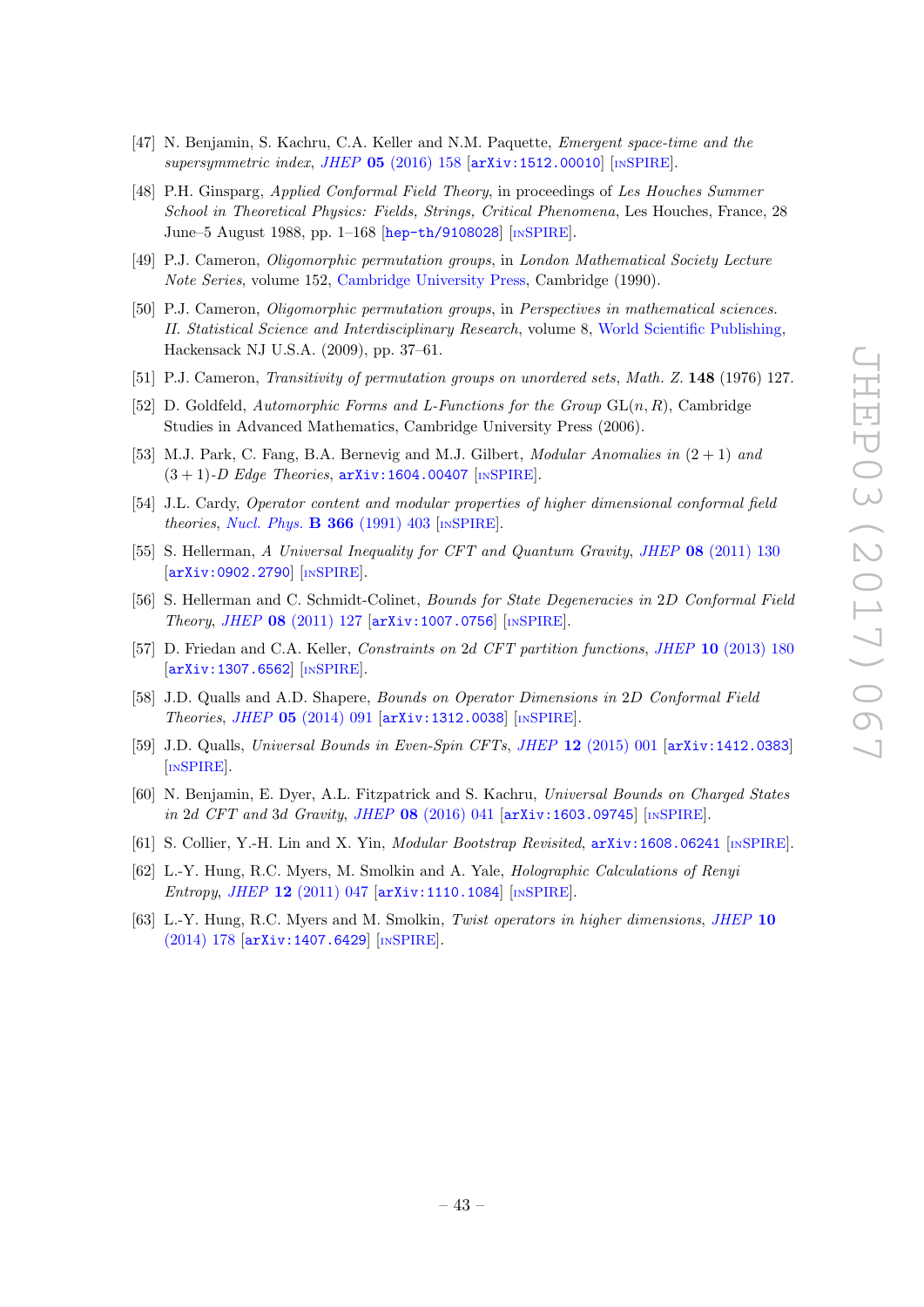[47] N. Benjamin, S. Kachru, C.A. Keller and N.M. Paquette, *Emergent space-time and the supersymmetric index*, *JHEP* **05** (2016) 158 [arXiv:1512.00010] [INSPIRE].

[48] P.H. Ginsparg, *Applied Conformal Field Theory*, in proceedings of *Les Houches Summer School in Theoretical Physics: Fields, Strings, Critical Phenomena*, Les Houches, France, 28 June–5 August 1988, pp. 1–168 [hep-th/9108028] [INSPIRE].

[49] P.J. Cameron, *Oligomorphic permutation groups*, in *London Mathematical Society Lecture Note Series*, volume 152, Cambridge University Press, Cambridge (1990).

[50] P.J. Cameron, *Oligomorphic permutation groups*, in *Perspectives in mathematical sciences. II. Statistical Science and Interdisciplinary Research*, volume 8, World Scientific Publishing, Hackensack NJ U.S.A. (2009), pp. 37–61.

[51] P.J. Cameron, *Transitivity of permutation groups on unordered sets*, *Math. Z.* **148** (1976) 127.

[52] D. Goldfeld, *Automorphic Forms and L-Functions for the Group* $\mathrm{GL}(n, R)$, Cambridge Studies in Advanced Mathematics, Cambridge University Press (2006).

[53] M.J. Park, C. Fang, B.A. Bernevig and M.J. Gilbert, *Modular Anomalies in* $(2+1)$ *and* $(3+1)$*-D Edge Theories*, arXiv:1604.00407 [INSPIRE].

[54] J.L. Cardy, *Operator content and modular properties of higher dimensional conformal field theories*, *Nucl. Phys.* **B 366** (1991) 403 [INSPIRE].

[55] S. Hellerman, *A Universal Inequality for CFT and Quantum Gravity*, *JHEP* **08** (2011) 130 [arXiv:0902.2790] [INSPIRE].

[56] S. Hellerman and C. Schmidt-Colinet, *Bounds for State Degeneracies in 2D Conformal Field Theory*, *JHEP* **08** (2011) 127 [arXiv:1007.0756] [INSPIRE].

[57] D. Friedan and C.A. Keller, *Constraints on 2d CFT partition functions*, *JHEP* **10** (2013) 180 [arXiv:1307.6562] [INSPIRE].

[58] J.D. Qualls and A.D. Shapere, *Bounds on Operator Dimensions in 2D Conformal Field Theories*, *JHEP* **05** (2014) 091 [arXiv:1312.0038] [INSPIRE].

[59] J.D. Qualls, *Universal Bounds in Even-Spin CFTs*, *JHEP* **12** (2015) 001 [arXiv:1412.0383] [INSPIRE].

[60] N. Benjamin, E. Dyer, A.L. Fitzpatrick and S. Kachru, *Universal Bounds on Charged States in 2d CFT and 3d Gravity*, *JHEP* **08** (2016) 041 [arXiv:1603.09745] [INSPIRE].

[61] S. Collier, Y.-H. Lin and X. Yin, *Modular Bootstrap Revisited*, arXiv:1608.06241 [INSPIRE].

[62] L.-Y. Hung, R.C. Myers, M. Smolkin and A. Yale, *Holographic Calculations of Renyi Entropy*, *JHEP* **12** (2011) 047 [arXiv:1110.1084] [INSPIRE].

[63] L.-Y. Hung, R.C. Myers and M. Smolkin, *Twist operators in higher dimensions*, *JHEP* **10** (2014) 178 [arXiv:1407.6429] [INSPIRE].